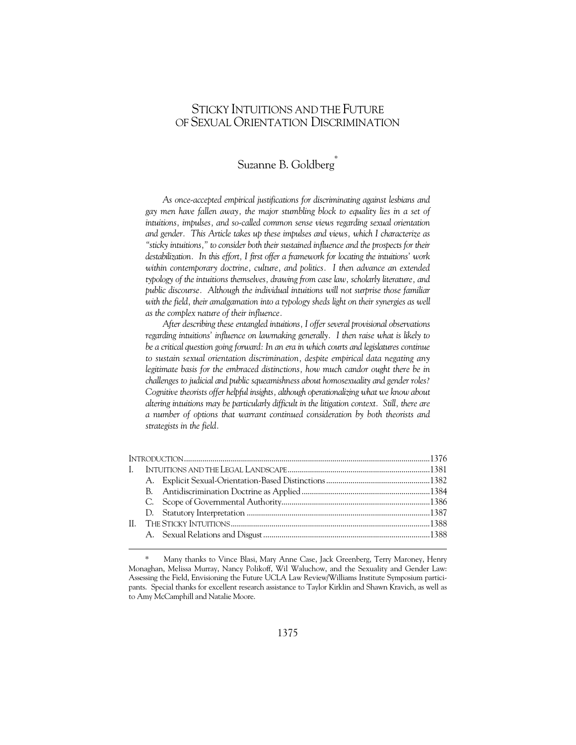# STICKY INTUITIONS AND THE FUTURE OF SEXUAL ORIENTATION DISCRIMINATION

## Suzanne B. Goldberg*

*As once-accepted empirical justifications for discriminating against lesbians and gay men have fallen away, the major stumbling block to equality lies in a set of intuitions, impulses, and so-called common sense views regarding sexual orientation and gender. This Article takes up these impulses and views, which I characterize as "sticky intuitions," to consider both their sustained influence and the prospects for their destabilization. In this effort, I first offer a framework for locating the intuitions' work within contemporary doctrine, culture, and politics. I then advance an extended typology of the intuitions themselves, drawing from case law, scholarly literature, and public discourse. Although the individual intuitions will not surprise those familiar with the field, their amalgamation into a typology sheds light on their synergies as well as the complex nature of their influence.*

*After describing these entangled intuitions, I offer several provisional observations regarding intuitions' influence on lawmaking generally. I then raise what is likely to be a critical question going forward: In an era in which courts and legislatures continue to sustain sexual orientation discrimination, despite empirical data negating any legitimate basis for the embraced distinctions, how much candor ought there be in challenges to judicial and public squeamishness about homosexuality and gender roles? Cognitive theorists offer helpful insights, although operationalizing what we know about altering intuitions may be particularly difficult in the litigation context. Still, there are a number of options that warrant continued consideration by both theorists and strategists in the field.*

| | | |
|---|---|---|
| INTRODUCTION | | 1376 |
| I. | INTUITIONS AND THE LEGAL LANDSCAPE | 1381 |
| | A. Explicit Sexual-Orientation-Based Distinctions | 1382 |
| | B. Antidiscrimination Doctrine as Applied | 1384 |
| | C. Scope of Governmental Authority | 1386 |
| | D. Statutory Interpretation | 1387 |
| II. | THE STICKY INTUITIONS | 1388 |
| | A. Sexual Relations and Disgust | 1388 |

\* Many thanks to Vince Blasi, Mary Anne Case, Jack Greenberg, Terry Maroney, Henry Monaghan, Melissa Murray, Nancy Polikoff, Wil Waluchow, and the Sexuality and Gender Law: Assessing the Field, Envisioning the Future UCLA Law Review/Williams Institute Symposium participants. Special thanks for excellent research assistance to Taylor Kirklin and Shawn Kravich, as well as to Amy McCamphill and Natalie Moore.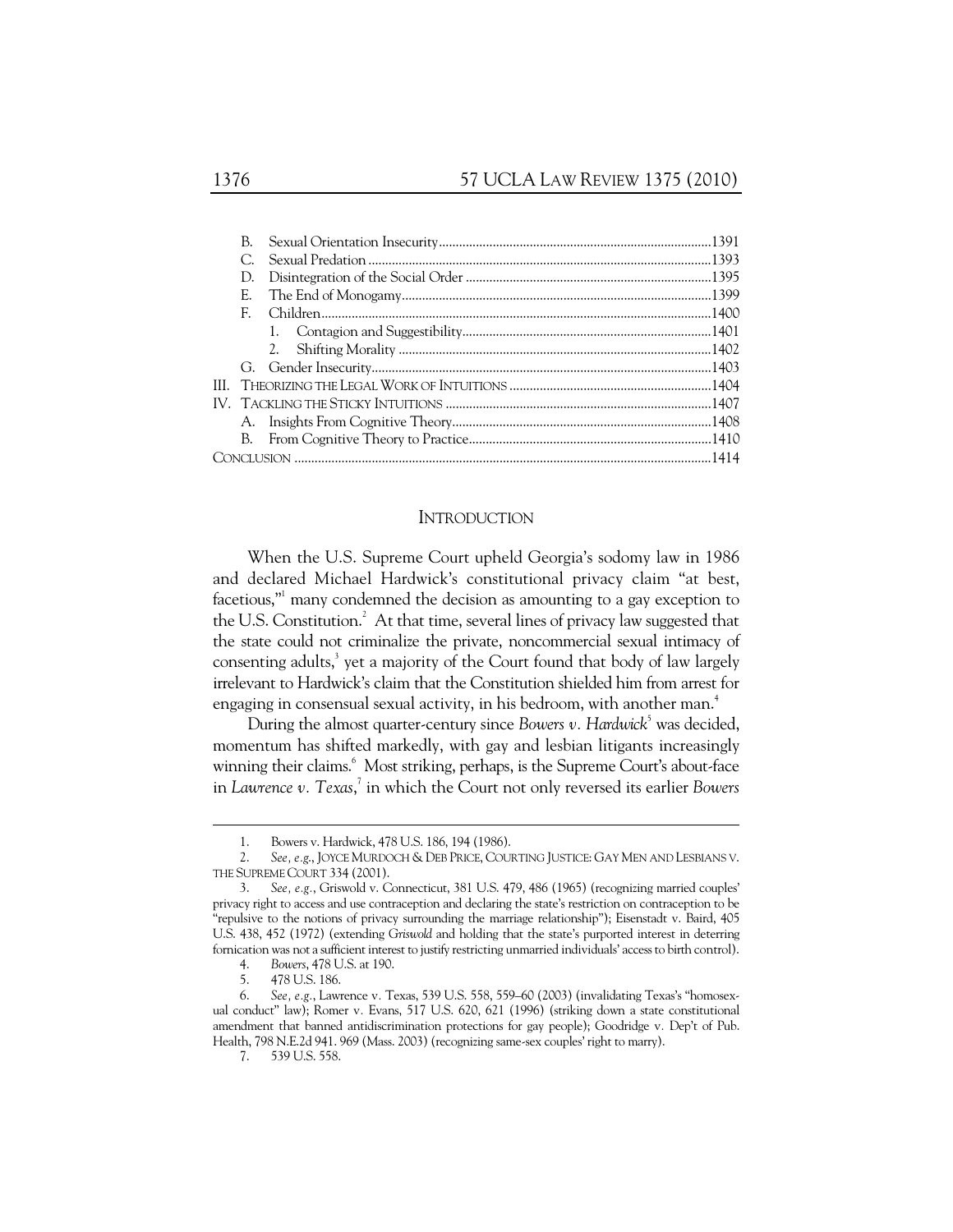B. Sexual Orientation Insecurity ....................................................................................1391
C. Sexual Predation .........................................................................................................1393
D. Disintegration of the Social Order .............................................................................1395
E. The End of Monogamy.................................................................................................1399
F. Children........................................................................................................................1400
1. Contagion and Suggestibility..............................................................................1401
2. Shifting Morality .................................................................................................1402
G. Gender Insecurity.........................................................................................................1403

III. Theorizing the Legal Work of Intuitions ...............................................................1404

IV. Tackling the Sticky Intuitions ..................................................................................1407
A. Insights From Cognitive Theory.................................................................................1408
B. From Cognitive Theory to Practice............................................................................1410

Conclusion .............................................................................................................................1414

## Introduction

When the U.S. Supreme Court upheld Georgia's sodomy law in 1986 and declared Michael Hardwick's constitutional privacy claim "at best, facetious,"[1] many condemned the decision as amounting to a gay exception to the U.S. Constitution.[2] At that time, several lines of privacy law suggested that the state could not criminalize the private, noncommercial sexual intimacy of consenting adults,[3] yet a majority of the Court found that body of law largely irrelevant to Hardwick's claim that the Constitution shielded him from arrest for engaging in consensual sexual activity, in his bedroom, with another man.[4]

During the almost quarter-century since *Bowers v. Hardwick*[5] was decided, momentum has shifted markedly, with gay and lesbian litigants increasingly winning their claims.[6] Most striking, perhaps, is the Supreme Court's about-face in *Lawrence v. Texas*,[7] in which the Court not only reversed its earlier *Bowers*

---

1. Bowers v. Hardwick, 478 U.S. 186, 194 (1986).
2. *See, e.g.*, Joyce Murdoch & Deb Price, Courting Justice: Gay Men and Lesbians v. the Supreme Court 334 (2001).
3. *See, e.g.*, Griswold v. Connecticut, 381 U.S. 479, 486 (1965) (recognizing married couples' privacy right to access and use contraception and declaring the state's restriction on contraception to be "repulsive to the notions of privacy surrounding the marriage relationship"); Eisenstadt v. Baird, 405 U.S. 438, 452 (1972) (extending *Griswold* and holding that the state's purported interest in deterring fornication was not a sufficient interest to justify restricting unmarried individuals' access to birth control).
4. *Bowers*, 478 U.S. at 190.
5. 478 U.S. 186.
6. *See, e.g.*, Lawrence v. Texas, 539 U.S. 558, 559–60 (2003) (invalidating Texas's "homosexual conduct" law); Romer v. Evans, 517 U.S. 620, 621 (1996) (striking down a state constitutional amendment that banned antidiscrimination protections for gay people); Goodridge v. Dep't of Pub. Health, 798 N.E.2d 941. 969 (Mass. 2003) (recognizing same-sex couples' right to marry).
7. 539 U.S. 558.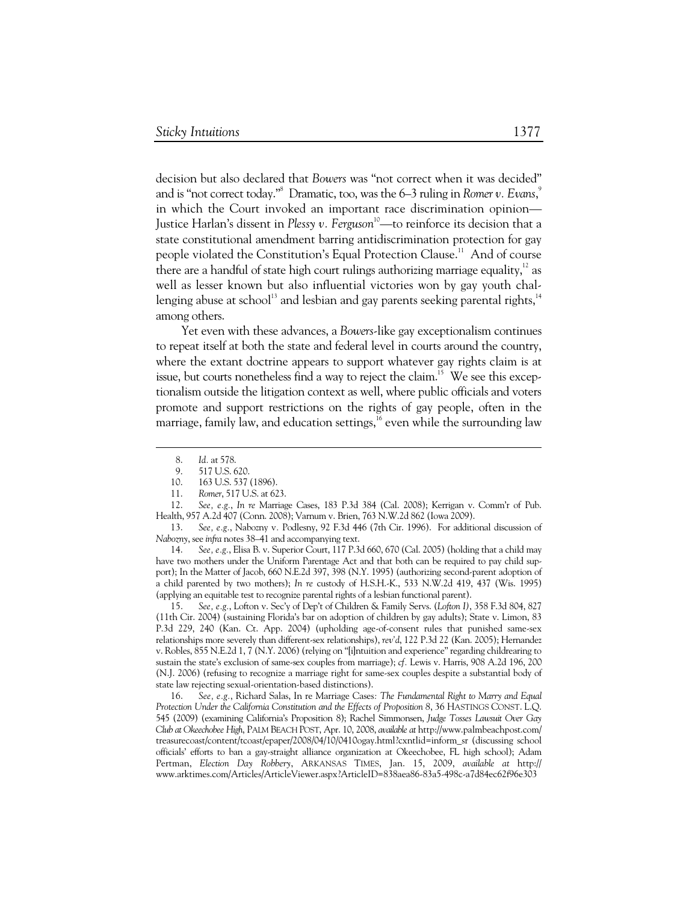decision but also declared that *Bowers* was "not correct when it was decided" and is "not correct today."[8] Dramatic, too, was the 6–3 ruling in *Romer v. Evans*,[9] in which the Court invoked an important race discrimination opinion—Justice Harlan's dissent in *Plessy v. Ferguson*[10]—to reinforce its decision that a state constitutional amendment barring antidiscrimination protection for gay people violated the Constitution's Equal Protection Clause.[11] And of course there are a handful of state high court rulings authorizing marriage equality,[12] as well as lesser known but also influential victories won by gay youth challenging abuse at school[13] and lesbian and gay parents seeking parental rights,[14] among others.

Yet even with these advances, a *Bowers*-like gay exceptionalism continues to repeat itself at both the state and federal level in courts around the country, where the extant doctrine appears to support whatever gay rights claim is at issue, but courts nonetheless find a way to reject the claim.[15] We see this exceptionalism outside the litigation context as well, where public officials and voters promote and support restrictions on the rights of gay people, often in the marriage, family law, and education settings,[16] even while the surrounding law

---

8. *Id.* at 578.

9. 517 U.S. 620.

10. 163 U.S. 537 (1896).

11. *Romer*, 517 U.S. at 623.

12. *See, e.g.*, *In re* Marriage Cases, 183 P.3d 384 (Cal. 2008); Kerrigan v. Comm'r of Pub. Health, 957 A.2d 407 (Conn. 2008); Varnum v. Brien, 763 N.W.2d 862 (Iowa 2009).

13. *See, e.g.*, Nabozny v. Podlesny, 92 F.3d 446 (7th Cir. 1996). For additional discussion of *Nabozny*, see *infra* notes 38–41 and accompanying text.

14. *See, e.g.*, Elisa B. v. Superior Court, 117 P.3d 660, 670 (Cal. 2005) (holding that a child may have two mothers under the Uniform Parentage Act and that both can be required to pay child support); In the Matter of Jacob, 660 N.E.2d 397, 398 (N.Y. 1995) (authorizing second-parent adoption of a child parented by two mothers); *In re* custody of H.S.H.-K., 533 N.W.2d 419, 437 (Wis. 1995) (applying an equitable test to recognize parental rights of a lesbian functional parent).

15. *See, e.g.*, Lofton v. Sec'y of Dep't of Children & Family Servs. (*Lofton I*), 358 F.3d 804, 827 (11th Cir. 2004) (sustaining Florida's bar on adoption of children by gay adults); State v. Limon, 83 P.3d 229, 240 (Kan. Ct. App. 2004) (upholding age-of-consent rules that punished same-sex relationships more severely than different-sex relationships), *rev'd*, 122 P.3d 22 (Kan. 2005); Hernandez v. Robles, 855 N.E.2d 1, 7 (N.Y. 2006) (relying on "[i]ntuition and experience" regarding childrearing to sustain the state's exclusion of same-sex couples from marriage); *cf.* Lewis v. Harris, 908 A.2d 196, 200 (N.J. 2006) (refusing to recognize a marriage right for same-sex couples despite a substantial body of state law rejecting sexual-orientation-based distinctions).

16. *See, e.g.*, Richard Salas, In re Marriage Cases*: The Fundamental Right to Marry and Equal Protection Under the California Constitution and the Effects of Proposition 8*, 36 HASTINGS CONST. L.Q. 545 (2009) (examining California's Proposition 8); Rachel Simmonsen, *Judge Tosses Lawsuit Over Gay Club at Okeechobee High*, PALM BEACH POST, Apr. 10, 2008, *available at* http://www.palmbeachpost.com/treasurecoast/content/tcoast/epaper/2008/04/10/0410ogay.html?cxntlid=inform_sr (discussing school officials' efforts to ban a gay-straight alliance organization at Okeechobee, FL high school); Adam Pertman, *Election Day Robbery*, ARKANSAS TIMES, Jan. 15, 2009, *available at* http://www.arktimes.com/Articles/ArticleViewer.aspx?ArticleID=838aea86-83a5-498c-a7d84ec62f96e303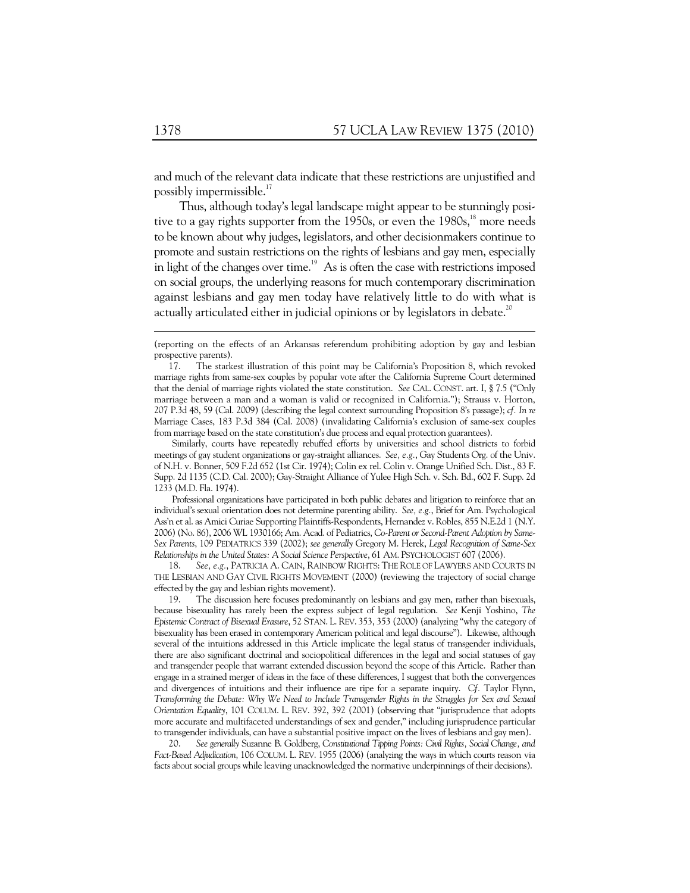and much of the relevant data indicate that these restrictions are unjustified and possibly impermissible.[17]

Thus, although today's legal landscape might appear to be stunningly positive to a gay rights supporter from the 1950s, or even the 1980s,[18] more needs to be known about why judges, legislators, and other decisionmakers continue to promote and sustain restrictions on the rights of lesbians and gay men, especially in light of the changes over time.[19] As is often the case with restrictions imposed on social groups, the underlying reasons for much contemporary discrimination against lesbians and gay men today have relatively little to do with what is actually articulated either in judicial opinions or by legislators in debate.[20]

---

(reporting on the effects of an Arkansas referendum prohibiting adoption by gay and lesbian prospective parents).

17. The starkest illustration of this point may be California's Proposition 8, which revoked marriage rights from same-sex couples by popular vote after the California Supreme Court determined that the denial of marriage rights violated the state constitution. *See* CAL. CONST. art. I, § 7.5 ("Only marriage between a man and a woman is valid or recognized in California."); Strauss v. Horton, 207 P.3d 48, 59 (Cal. 2009) (describing the legal context surrounding Proposition 8's passage); *cf. In re* Marriage Cases, 183 P.3d 384 (Cal. 2008) (invalidating California's exclusion of same-sex couples from marriage based on the state constitution's due process and equal protection guarantees).

Similarly, courts have repeatedly rebuffed efforts by universities and school districts to forbid meetings of gay student organizations or gay-straight alliances. *See, e.g.*, Gay Students Org. of the Univ. of N.H. v. Bonner, 509 F.2d 652 (1st Cir. 1974); Colin ex rel. Colin v. Orange Unified Sch. Dist., 83 F. Supp. 2d 1135 (C.D. Cal. 2000); Gay-Straight Alliance of Yulee High Sch. v. Sch. Bd., 602 F. Supp. 2d 1233 (M.D. Fla. 1974).

Professional organizations have participated in both public debates and litigation to reinforce that an individual's sexual orientation does not determine parenting ability. *See, e.g.*, Brief for Am. Psychological Ass'n et al. as Amici Curiae Supporting Plaintiffs-Respondents, Hernandez v. Robles, 855 N.E.2d 1 (N.Y. 2006) (No. 86), 2006 WL 1930166; Am. Acad. of Pediatrics, *Co-Parent or Second-Parent Adoption by Same-Sex Parents*, 109 PEDIATRICS 339 (2002); *see generally* Gregory M. Herek, *Legal Recognition of Same-Sex Relationships in the United States: A Social Science Perspective*, 61 AM. PSYCHOLOGIST 607 (2006).

18. *See, e.g.*, PATRICIA A. CAIN, RAINBOW RIGHTS: THE ROLE OF LAWYERS AND COURTS IN THE LESBIAN AND GAY CIVIL RIGHTS MOVEMENT (2000) (reviewing the trajectory of social change effected by the gay and lesbian rights movement).

19. The discussion here focuses predominantly on lesbians and gay men, rather than bisexuals, because bisexuality has rarely been the express subject of legal regulation. *See* Kenji Yoshino, *The Epistemic Contract of Bisexual Erasure*, 52 STAN. L. REV. 353, 353 (2000) (analyzing "why the category of bisexuality has been erased in contemporary American political and legal discourse"). Likewise, although several of the intuitions addressed in this Article implicate the legal status of transgender individuals, there are also significant doctrinal and sociopolitical differences in the legal and social statuses of gay and transgender people that warrant extended discussion beyond the scope of this Article. Rather than engage in a strained merger of ideas in the face of these differences, I suggest that both the convergences and divergences of intuitions and their influence are ripe for a separate inquiry. *Cf.* Taylor Flynn, *Transforming the Debate: Why We Need to Include Transgender Rights in the Struggles for Sex and Sexual Orientation Equality*, 101 COLUM. L. REV. 392, 392 (2001) (observing that "jurisprudence that adopts more accurate and multifaceted understandings of sex and gender," including jurisprudence particular to transgender individuals, can have a substantial positive impact on the lives of lesbians and gay men).

20. *See generally* Suzanne B. Goldberg, *Constitutional Tipping Points: Civil Rights, Social Change, and Fact-Based Adjudication*, 106 COLUM. L. REV. 1955 (2006) (analyzing the ways in which courts reason via facts about social groups while leaving unacknowledged the normative underpinnings of their decisions).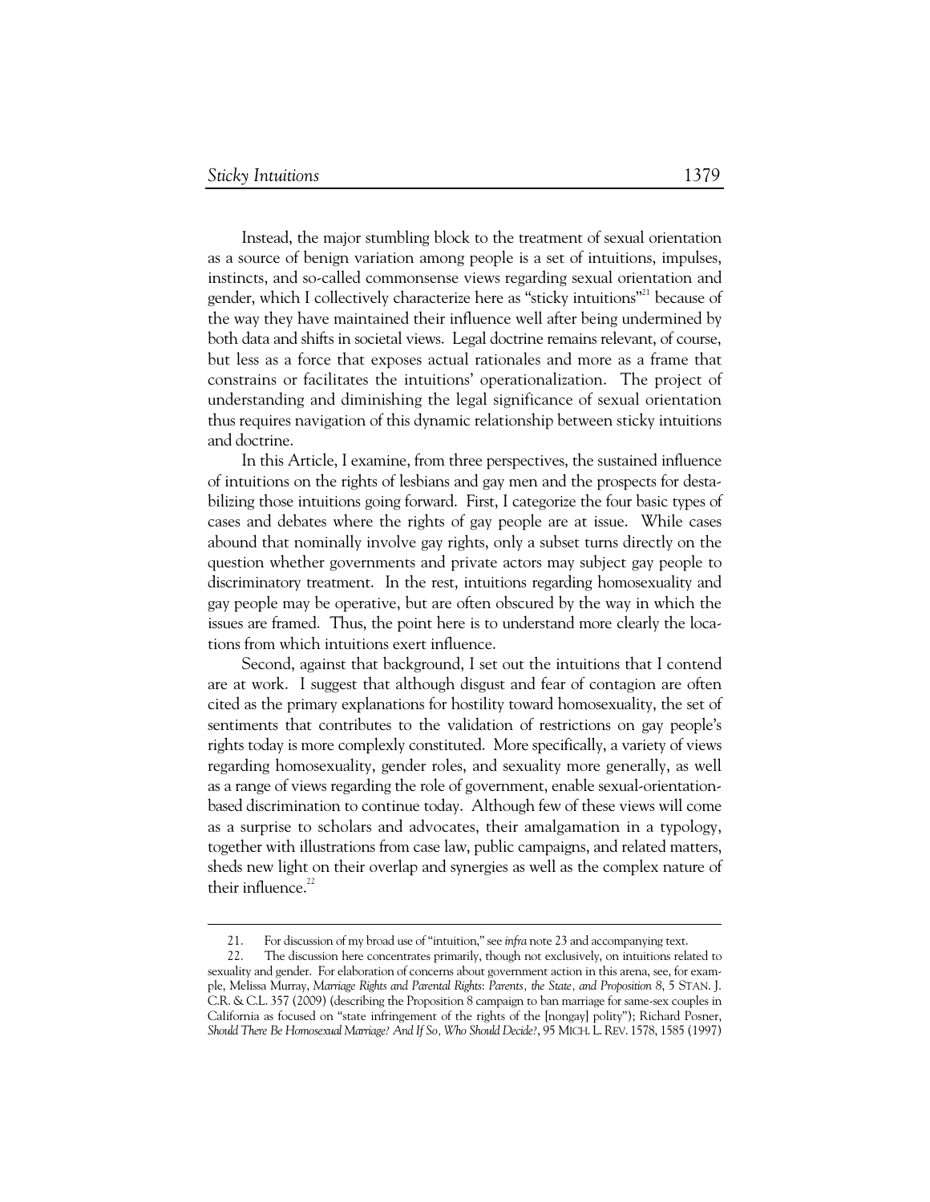Instead, the major stumbling block to the treatment of sexual orientation as a source of benign variation among people is a set of intuitions, impulses, instincts, and so-called commonsense views regarding sexual orientation and gender, which I collectively characterize here as "sticky intuitions"[21] because of the way they have maintained their influence well after being undermined by both data and shifts in societal views. Legal doctrine remains relevant, of course, but less as a force that exposes actual rationales and more as a frame that constrains or facilitates the intuitions' operationalization. The project of understanding and diminishing the legal significance of sexual orientation thus requires navigation of this dynamic relationship between sticky intuitions and doctrine.

In this Article, I examine, from three perspectives, the sustained influence of intuitions on the rights of lesbians and gay men and the prospects for destabilizing those intuitions going forward. First, I categorize the four basic types of cases and debates where the rights of gay people are at issue. While cases abound that nominally involve gay rights, only a subset turns directly on the question whether governments and private actors may subject gay people to discriminatory treatment. In the rest, intuitions regarding homosexuality and gay people may be operative, but are often obscured by the way in which the issues are framed. Thus, the point here is to understand more clearly the locations from which intuitions exert influence.

Second, against that background, I set out the intuitions that I contend are at work. I suggest that although disgust and fear of contagion are often cited as the primary explanations for hostility toward homosexuality, the set of sentiments that contributes to the validation of restrictions on gay people's rights today is more complexly constituted. More specifically, a variety of views regarding homosexuality, gender roles, and sexuality more generally, as well as a range of views regarding the role of government, enable sexual-orientation-based discrimination to continue today. Although few of these views will come as a surprise to scholars and advocates, their amalgamation in a typology, together with illustrations from case law, public campaigns, and related matters, sheds new light on their overlap and synergies as well as the complex nature of their influence.[22]

---

21. For discussion of my broad use of "intuition," see *infra* note 23 and accompanying text.

22. The discussion here concentrates primarily, though not exclusively, on intuitions related to sexuality and gender. For elaboration of concerns about government action in this arena, see, for example, Melissa Murray, *Marriage Rights and Parental Rights: Parents, the State, and Proposition 8*, 5 STAN. J. C.R. & C.L. 357 (2009) (describing the Proposition 8 campaign to ban marriage for same-sex couples in California as focused on "state infringement of the rights of the [nongay] polity"); Richard Posner, *Should There Be Homosexual Marriage? And If So, Who Should Decide?*, 95 MICH. L. REV. 1578, 1585 (1997)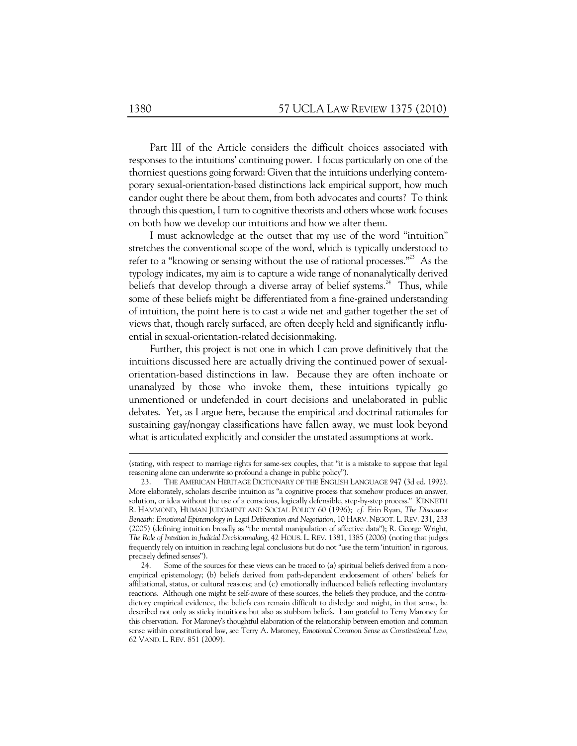Part III of the Article considers the difficult choices associated with responses to the intuitions' continuing power. I focus particularly on one of the thorniest questions going forward: Given that the intuitions underlying contemporary sexual-orientation-based distinctions lack empirical support, how much candor ought there be about them, from both advocates and courts? To think through this question, I turn to cognitive theorists and others whose work focuses on both how we develop our intuitions and how we alter them.

I must acknowledge at the outset that my use of the word "intuition" stretches the conventional scope of the word, which is typically understood to refer to a "knowing or sensing without the use of rational processes."[23] As the typology indicates, my aim is to capture a wide range of nonanalytically derived beliefs that develop through a diverse array of belief systems.[24] Thus, while some of these beliefs might be differentiated from a fine-grained understanding of intuition, the point here is to cast a wide net and gather together the set of views that, though rarely surfaced, are often deeply held and significantly influential in sexual-orientation-related decisionmaking.

Further, this project is not one in which I can prove definitively that the intuitions discussed here are actually driving the continued power of sexual-orientation-based distinctions in law. Because they are often inchoate or unanalyzed by those who invoke them, these intuitions typically go unmentioned or undefended in court decisions and unelaborated in public debates. Yet, as I argue here, because the empirical and doctrinal rationales for sustaining gay/nongay classifications have fallen away, we must look beyond what is articulated explicitly and consider the unstated assumptions at work.

---

(stating, with respect to marriage rights for same-sex couples, that "it is a mistake to suppose that legal reasoning alone can underwrite so profound a change in public policy").

23. THE AMERICAN HERITAGE DICTIONARY OF THE ENGLISH LANGUAGE 947 (3d ed. 1992). More elaborately, scholars describe intuition as "a cognitive process that somehow produces an answer, solution, or idea without the use of a conscious, logically defensible, step-by-step process." KENNETH R. HAMMOND, HUMAN JUDGMENT AND SOCIAL POLICY 60 (1996); *cf.* Erin Ryan, *The Discourse Beneath: Emotional Epistemology in Legal Deliberation and Negotiation*, 10 HARV. NEGOT. L. REV. 231, 233 (2005) (defining intuition broadly as "the mental manipulation of affective data"); R. George Wright, *The Role of Intuition in Judicial Decisionmaking*, 42 HOUS. L. REV. 1381, 1385 (2006) (noting that judges frequently rely on intuition in reaching legal conclusions but do not "use the term 'intuition' in rigorous, precisely defined senses").

24. Some of the sources for these views can be traced to (a) spiritual beliefs derived from a nonempirical epistemology; (b) beliefs derived from path-dependent endorsement of others' beliefs for affiliational, status, or cultural reasons; and (c) emotionally influenced beliefs reflecting involuntary reactions. Although one might be self-aware of these sources, the beliefs they produce, and the contradictory empirical evidence, the beliefs can remain difficult to dislodge and might, in that sense, be described not only as sticky intuitions but also as stubborn beliefs. I am grateful to Terry Maroney for this observation. For Maroney's thoughtful elaboration of the relationship between emotion and common sense within constitutional law, see Terry A. Maroney, *Emotional Common Sense as Constitutional Law*, 62 VAND. L. REV. 851 (2009).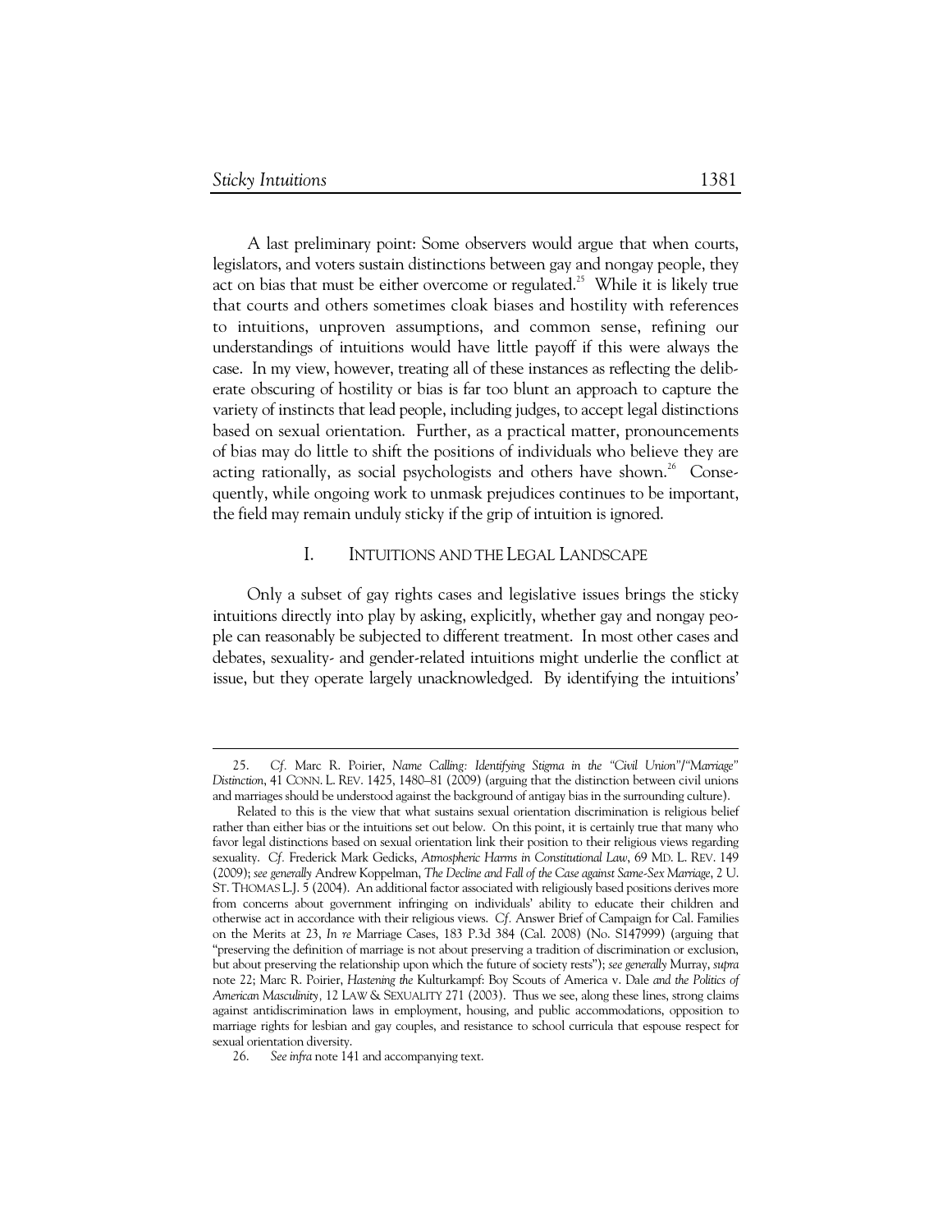A last preliminary point: Some observers would argue that when courts, legislators, and voters sustain distinctions between gay and nongay people, they act on bias that must be either overcome or regulated.[25] While it is likely true that courts and others sometimes cloak biases and hostility with references to intuitions, unproven assumptions, and common sense, refining our understandings of intuitions would have little payoff if this were always the case. In my view, however, treating all of these instances as reflecting the deliberate obscuring of hostility or bias is far too blunt an approach to capture the variety of instincts that lead people, including judges, to accept legal distinctions based on sexual orientation. Further, as a practical matter, pronouncements of bias may do little to shift the positions of individuals who believe they are acting rationally, as social psychologists and others have shown.[26] Consequently, while ongoing work to unmask prejudices continues to be important, the field may remain unduly sticky if the grip of intuition is ignored.

## I. INTUITIONS AND THE LEGAL LANDSCAPE

Only a subset of gay rights cases and legislative issues brings the sticky intuitions directly into play by asking, explicitly, whether gay and nongay people can reasonably be subjected to different treatment. In most other cases and debates, sexuality- and gender-related intuitions might underlie the conflict at issue, but they operate largely unacknowledged. By identifying the intuitions'

---

25. *Cf.* Marc R. Poirier, *Name Calling: Identifying Stigma in the "Civil Union"/"Marriage" Distinction*, 41 CONN. L. REV. 1425, 1480–81 (2009) (arguing that the distinction between civil unions and marriages should be understood against the background of antigay bias in the surrounding culture).

Related to this is the view that what sustains sexual orientation discrimination is religious belief rather than either bias or the intuitions set out below. On this point, it is certainly true that many who favor legal distinctions based on sexual orientation link their position to their religious views regarding sexuality. *Cf.* Frederick Mark Gedicks, *Atmospheric Harms in Constitutional Law*, 69 MD. L. REV. 149 (2009); *see generally* Andrew Koppelman, *The Decline and Fall of the Case against Same-Sex Marriage*, 2 U. ST. THOMAS L.J. 5 (2004). An additional factor associated with religiously based positions derives more from concerns about government infringing on individuals' ability to educate their children and otherwise act in accordance with their religious views. *Cf.* Answer Brief of Campaign for Cal. Families on the Merits at 23, *In re* Marriage Cases, 183 P.3d 384 (Cal. 2008) (No. S147999) (arguing that "preserving the definition of marriage is not about preserving a tradition of discrimination or exclusion, but about preserving the relationship upon which the future of society rests"); *see generally* Murray, *supra* note 22; Marc R. Poirier, *Hastening the* Kulturkampf: Boy Scouts of America v. Dale *and the Politics of American Masculinity*, 12 LAW & SEXUALITY 271 (2003). Thus we see, along these lines, strong claims against antidiscrimination laws in employment, housing, and public accommodations, opposition to marriage rights for lesbian and gay couples, and resistance to school curricula that espouse respect for sexual orientation diversity.

26. *See infra* note 141 and accompanying text.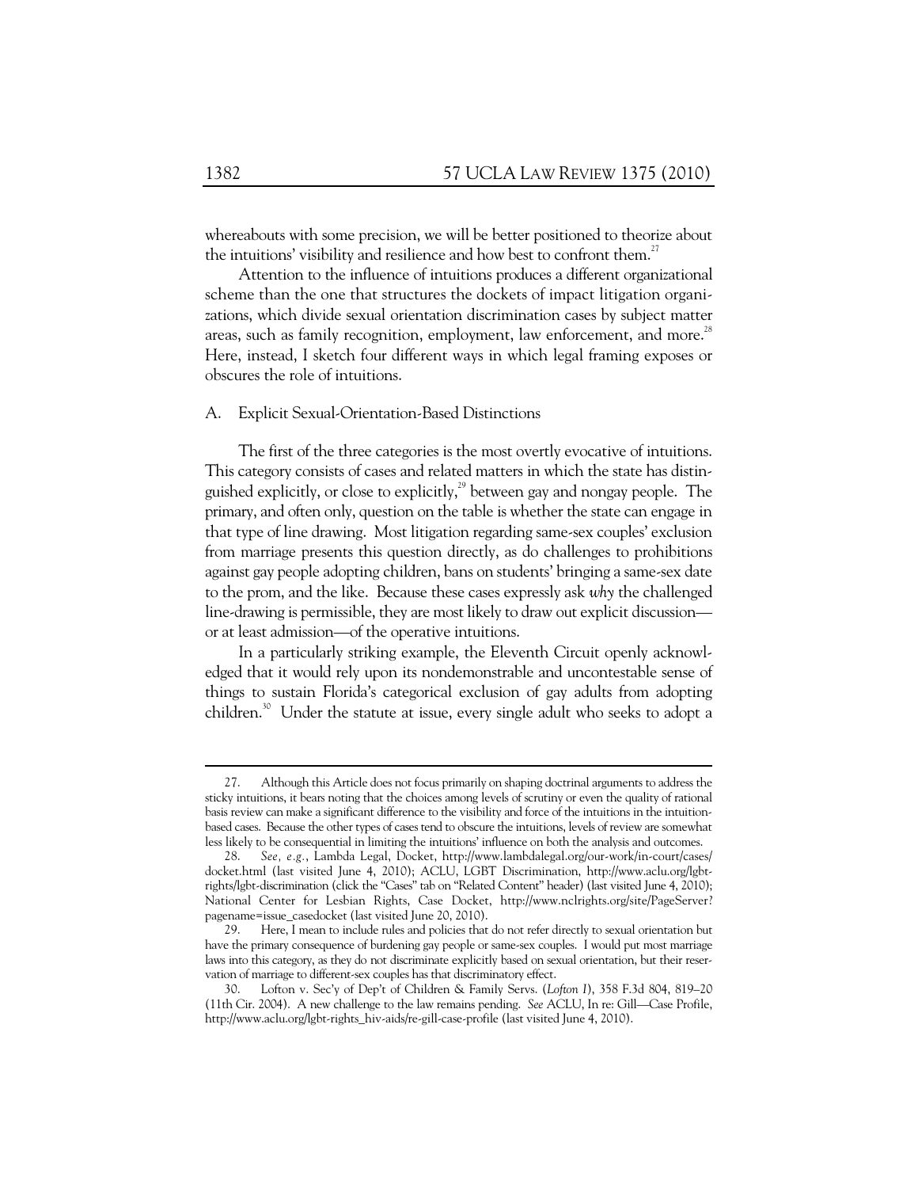whereabouts with some precision, we will be better positioned to theorize about the intuitions' visibility and resilience and how best to confront them.[27]

Attention to the influence of intuitions produces a different organizational scheme than the one that structures the dockets of impact litigation organizations, which divide sexual orientation discrimination cases by subject matter areas, such as family recognition, employment, law enforcement, and more.[28] Here, instead, I sketch four different ways in which legal framing exposes or obscures the role of intuitions.

## A. Explicit Sexual-Orientation-Based Distinctions

The first of the three categories is the most overtly evocative of intuitions. This category consists of cases and related matters in which the state has distinguished explicitly, or close to explicitly,[29] between gay and nongay people. The primary, and often only, question on the table is whether the state can engage in that type of line drawing. Most litigation regarding same-sex couples' exclusion from marriage presents this question directly, as do challenges to prohibitions against gay people adopting children, bans on students' bringing a same-sex date to the prom, and the like. Because these cases expressly ask *why* the challenged line-drawing is permissible, they are most likely to draw out explicit discussion—or at least admission—of the operative intuitions.

In a particularly striking example, the Eleventh Circuit openly acknowledged that it would rely upon its nondemonstrable and uncontestable sense of things to sustain Florida's categorical exclusion of gay adults from adopting children.[30] Under the statute at issue, every single adult who seeks to adopt a

---

27. Although this Article does not focus primarily on shaping doctrinal arguments to address the sticky intuitions, it bears noting that the choices among levels of scrutiny or even the quality of rational basis review can make a significant difference to the visibility and force of the intuitions in the intuition-based cases. Because the other types of cases tend to obscure the intuitions, levels of review are somewhat less likely to be consequential in limiting the intuitions' influence on both the analysis and outcomes.

28. *See, e.g.*, Lambda Legal, Docket, http://www.lambdalegal.org/our-work/in-court/cases/docket.html (last visited June 4, 2010); ACLU, LGBT Discrimination, http://www.aclu.org/lgbt-rights/lgbt-discrimination (click the "Cases" tab on "Related Content" header) (last visited June 4, 2010); National Center for Lesbian Rights, Case Docket, http://www.nclrights.org/site/PageServer?pagename=issue_casedocket (last visited June 20, 2010).

29. Here, I mean to include rules and policies that do not refer directly to sexual orientation but have the primary consequence of burdening gay people or same-sex couples. I would put most marriage laws into this category, as they do not discriminate explicitly based on sexual orientation, but their reservation of marriage to different-sex couples has that discriminatory effect.

30. Lofton v. Sec'y of Dep't of Children & Family Servs. (*Lofton I*), 358 F.3d 804, 819–20 (11th Cir. 2004). A new challenge to the law remains pending. *See* ACLU, In re: Gill—Case Profile, http://www.aclu.org/lgbt-rights_hiv-aids/re-gill-case-profile (last visited June 4, 2010).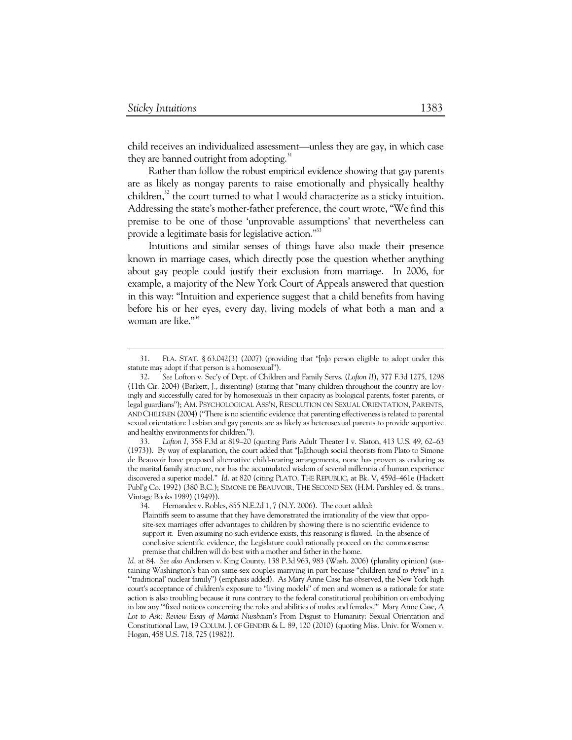child receives an individualized assessment—unless they are gay, in which case they are banned outright from adopting.[31]

Rather than follow the robust empirical evidence showing that gay parents are as likely as nongay parents to raise emotionally and physically healthy children,[32] the court turned to what I would characterize as a sticky intuition. Addressing the state's mother-father preference, the court wrote, "We find this premise to be one of those 'unprovable assumptions' that nevertheless can provide a legitimate basis for legislative action."[33]

Intuitions and similar senses of things have also made their presence known in marriage cases, which directly pose the question whether anything about gay people could justify their exclusion from marriage. In 2006, for example, a majority of the New York Court of Appeals answered that question in this way: "Intuition and experience suggest that a child benefits from having before his or her eyes, every day, living models of what both a man and a woman are like."[34]

---

31. FLA. STAT. § 63.042(3) (2007) (providing that "[n]o person eligible to adopt under this statute may adopt if that person is a homosexual").

32. *See* Lofton v. Sec'y of Dept. of Children and Family Servs. (*Lofton II*), 377 F.3d 1275, 1298 (11th Cir. 2004) (Barkett, J., dissenting) (stating that "many children throughout the country are lovingly and successfully cared for by homosexuals in their capacity as biological parents, foster parents, or legal guardians"); AM. PSYCHOLOGICAL ASS'N, RESOLUTION ON SEXUAL ORIENTATION, PARENTS, AND CHILDREN (2004) ("There is no scientific evidence that parenting effectiveness is related to parental sexual orientation: Lesbian and gay parents are as likely as heterosexual parents to provide supportive and healthy environments for children.").

33. *Lofton I*, 358 F.3d at 819–20 (quoting Paris Adult Theater I v. Slaton, 413 U.S. 49, 62–63 (1973)). By way of explanation, the court added that "[a]lthough social theorists from Plato to Simone de Beauvoir have proposed alternative child-rearing arrangements, none has proven as enduring as the marital family structure, nor has the accumulated wisdom of several millennia of human experience discovered a superior model." *Id.* at 820 (citing PLATO, THE REPUBLIC, at Bk. V, 459d–461e (Hackett Publ'g Co. 1992) (380 B.C.); SIMONE DE BEAUVOIR, THE SECOND SEX (H.M. Parshley ed. & trans., Vintage Books 1989) (1949)).

34. Hernandez v. Robles, 855 N.E.2d 1, 7 (N.Y. 2006). The court added:

> Plaintiffs seem to assume that they have demonstrated the irrationality of the view that opposite-sex marriages offer advantages to children by showing there is no scientific evidence to support it. Even assuming no such evidence exists, this reasoning is flawed. In the absence of conclusive scientific evidence, the Legislature could rationally proceed on the commonsense premise that children will do best with a mother and father in the home.

*Id.* at 84. *See also* Andersen v. King County, 138 P.3d 963, 983 (Wash. 2006) (plurality opinion) (sustaining Washington's ban on same-sex couples marrying in part because "children *tend to thrive*" in a "'traditional' nuclear family") (emphasis added). As Mary Anne Case has observed, the New York high court's acceptance of children's exposure to "living models" of men and women as a rationale for state action is also troubling because it runs contrary to the federal constitutional prohibition on embodying in law any '"fixed notions concerning the roles and abilities of males and females."' Mary Anne Case, *A Lot to Ask: Review Essay of Martha Nussbaum's* From Disgust to Humanity: Sexual Orientation and Constitutional Law, 19 COLUM. J. OF GENDER & L. 89, 120 (2010) (quoting Miss. Univ. for Women v. Hogan, 458 U.S. 718, 725 (1982)).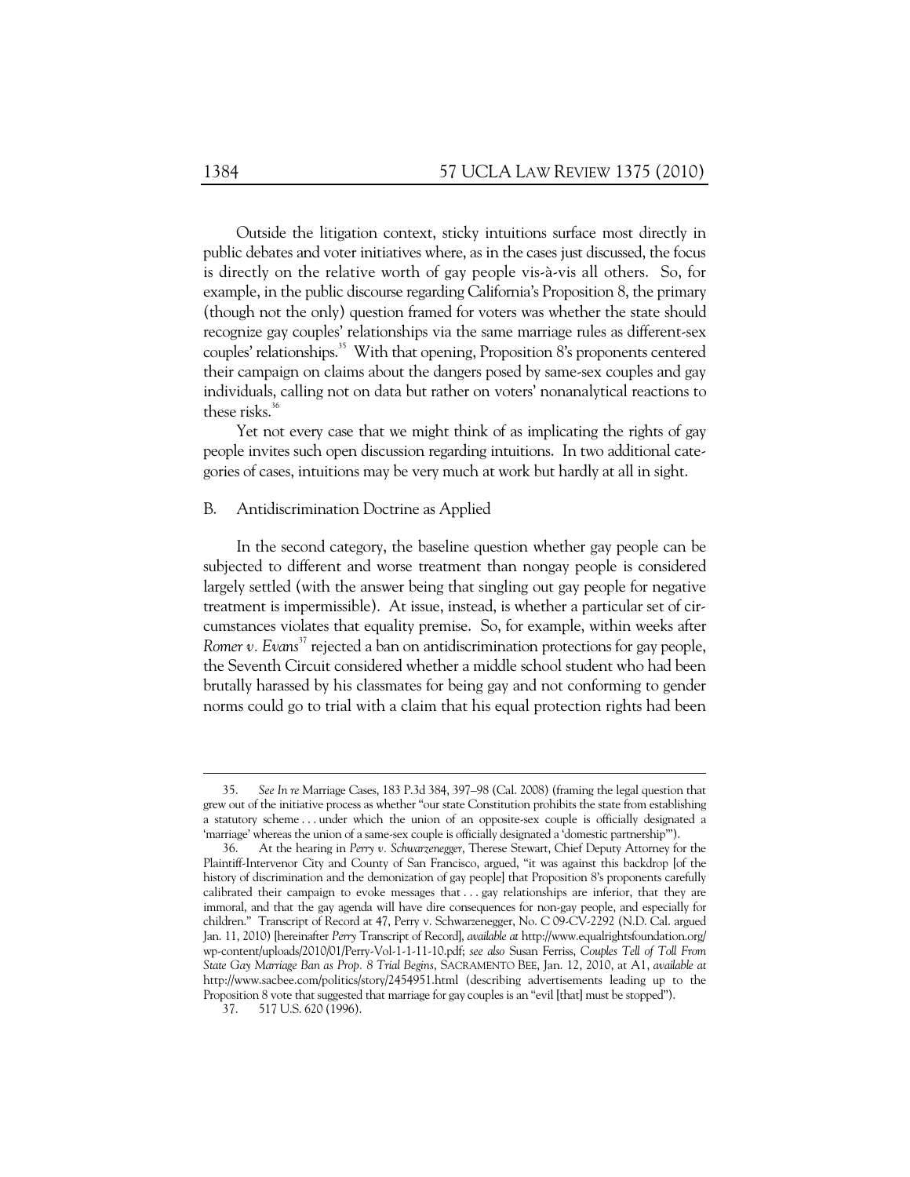Outside the litigation context, sticky intuitions surface most directly in public debates and voter initiatives where, as in the cases just discussed, the focus is directly on the relative worth of gay people vis-à-vis all others. So, for example, in the public discourse regarding California's Proposition 8, the primary (though not the only) question framed for voters was whether the state should recognize gay couples' relationships via the same marriage rules as different-sex couples' relationships.[35] With that opening, Proposition 8's proponents centered their campaign on claims about the dangers posed by same-sex couples and gay individuals, calling not on data but rather on voters' nonanalytical reactions to these risks.[36]

Yet not every case that we might think of as implicating the rights of gay people invites such open discussion regarding intuitions. In two additional categories of cases, intuitions may be very much at work but hardly at all in sight.

## B. Antidiscrimination Doctrine as Applied

In the second category, the baseline question whether gay people can be subjected to different and worse treatment than nongay people is considered largely settled (with the answer being that singling out gay people for negative treatment is impermissible). At issue, instead, is whether a particular set of circumstances violates that equality premise. So, for example, within weeks after *Romer v. Evans*[37] rejected a ban on antidiscrimination protections for gay people, the Seventh Circuit considered whether a middle school student who had been brutally harassed by his classmates for being gay and not conforming to gender norms could go to trial with a claim that his equal protection rights had been

---

35. *See In re* Marriage Cases, 183 P.3d 384, 397–98 (Cal. 2008) (framing the legal question that grew out of the initiative process as whether "our state Constitution prohibits the state from establishing a statutory scheme . . . under which the union of an opposite-sex couple is officially designated a 'marriage' whereas the union of a same-sex couple is officially designated a 'domestic partnership'").

36. At the hearing in *Perry v. Schwarzenegger*, Therese Stewart, Chief Deputy Attorney for the Plaintiff-Intervenor City and County of San Francisco, argued, "it was against this backdrop [of the history of discrimination and the demonization of gay people] that Proposition 8's proponents carefully calibrated their campaign to evoke messages that . . . gay relationships are inferior, that they are immoral, and that the gay agenda will have dire consequences for non-gay people, and especially for children." Transcript of Record at 47, Perry v. Schwarzenegger, No. C 09-CV-2292 (N.D. Cal. argued Jan. 11, 2010) [hereinafter *Perry* Transcript of Record], *available at* http://www.equalrightsfoundation.org/wp-content/uploads/2010/01/Perry-Vol-1-1-11-10.pdf; *see also* Susan Ferriss, *Couples Tell of Toll From State Gay Marriage Ban as Prop. 8 Trial Begins*, SACRAMENTO BEE, Jan. 12, 2010, at A1, *available at* http://www.sacbee.com/politics/story/2454951.html (describing advertisements leading up to the Proposition 8 vote that suggested that marriage for gay couples is an "evil [that] must be stopped").

37. 517 U.S. 620 (1996).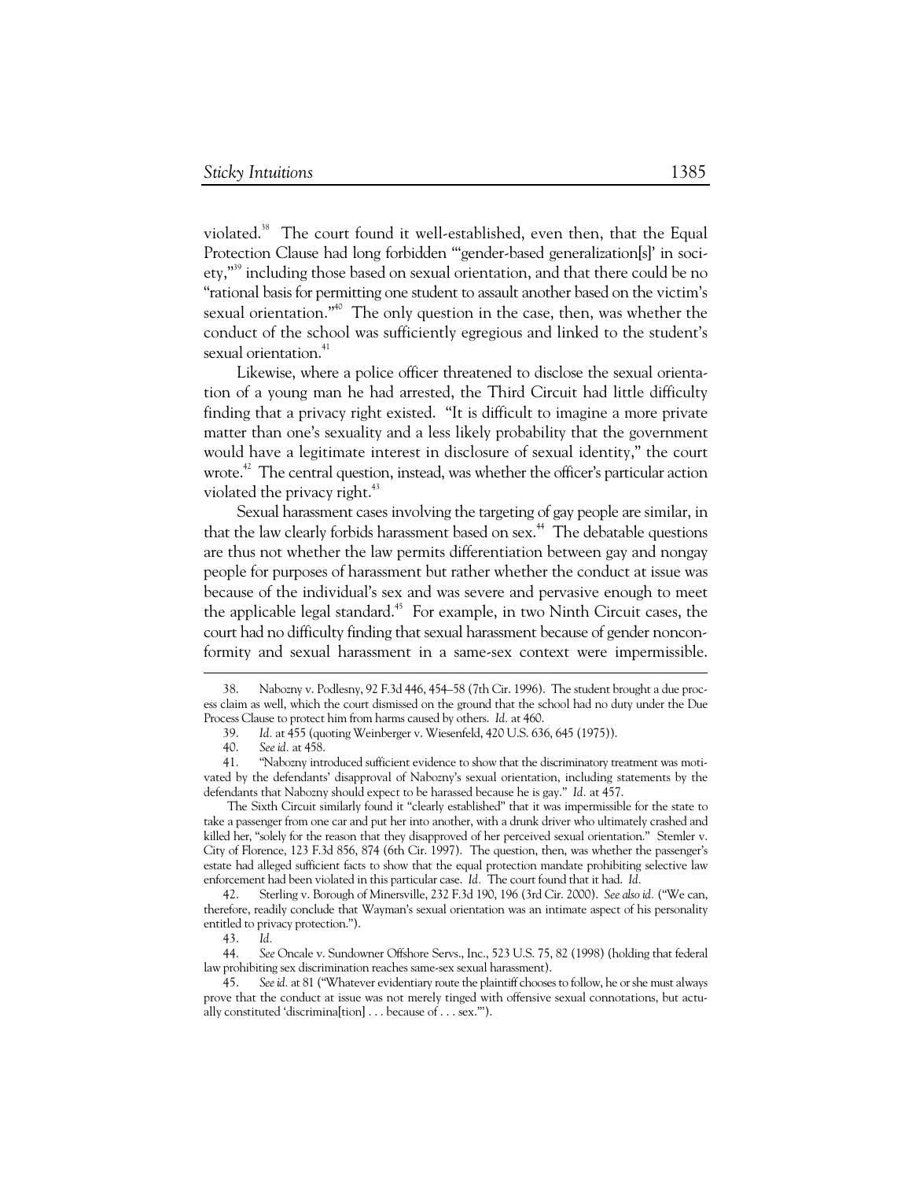violated.[38] The court found it well-established, even then, that the Equal Protection Clause had long forbidden "'gender-based generalization[s]' in society,"[39] including those based on sexual orientation, and that there could be no "rational basis for permitting one student to assault another based on the victim's sexual orientation."[40] The only question in the case, then, was whether the conduct of the school was sufficiently egregious and linked to the student's sexual orientation.[41]

Likewise, where a police officer threatened to disclose the sexual orientation of a young man he had arrested, the Third Circuit had little difficulty finding that a privacy right existed. "It is difficult to imagine a more private matter than one's sexuality and a less likely probability that the government would have a legitimate interest in disclosure of sexual identity," the court wrote.[42] The central question, instead, was whether the officer's particular action violated the privacy right.[43]

Sexual harassment cases involving the targeting of gay people are similar, in that the law clearly forbids harassment based on sex.[44] The debatable questions are thus not whether the law permits differentiation between gay and nongay people for purposes of harassment but rather whether the conduct at issue was because of the individual's sex and was severe and pervasive enough to meet the applicable legal standard.[45] For example, in two Ninth Circuit cases, the court had no difficulty finding that sexual harassment because of gender nonconformity and sexual harassment in a same-sex context were impermissible.

---

38. Nabozny v. Podlesny, 92 F.3d 446, 454–58 (7th Cir. 1996). The student brought a due process claim as well, which the court dismissed on the ground that the school had no duty under the Due Process Clause to protect him from harms caused by others. *Id.* at 460.

39. *Id.* at 455 (quoting Weinberger v. Wiesenfeld, 420 U.S. 636, 645 (1975)).

40. *See id.* at 458.

41. "Nabozny introduced sufficient evidence to show that the discriminatory treatment was motivated by the defendants' disapproval of Nabozny's sexual orientation, including statements by the defendants that Nabozny should expect to be harassed because he is gay." *Id.* at 457.

The Sixth Circuit similarly found it "clearly established" that it was impermissible for the state to take a passenger from one car and put her into another, with a drunk driver who ultimately crashed and killed her, "solely for the reason that they disapproved of her perceived sexual orientation." Stemler v. City of Florence, 123 F.3d 856, 874 (6th Cir. 1997). The question, then, was whether the passenger's estate had alleged sufficient facts to show that the equal protection mandate prohibiting selective law enforcement had been violated in this particular case. *Id.* The court found that it had. *Id.*

42. Sterling v. Borough of Minersville, 232 F.3d 190, 196 (3rd Cir. 2000). *See also id.* ("We can, therefore, readily conclude that Wayman's sexual orientation was an intimate aspect of his personality entitled to privacy protection.").

43. *Id.*

44. *See* Oncale v. Sundowner Offshore Servs., Inc., 523 U.S. 75, 82 (1998) (holding that federal law prohibiting sex discrimination reaches same-sex sexual harassment).

45. *See id.* at 81 ("Whatever evidentiary route the plaintiff chooses to follow, he or she must always prove that the conduct at issue was not merely tinged with offensive sexual connotations, but actually constituted 'discrimina[tion] . . . because of . . . sex.'").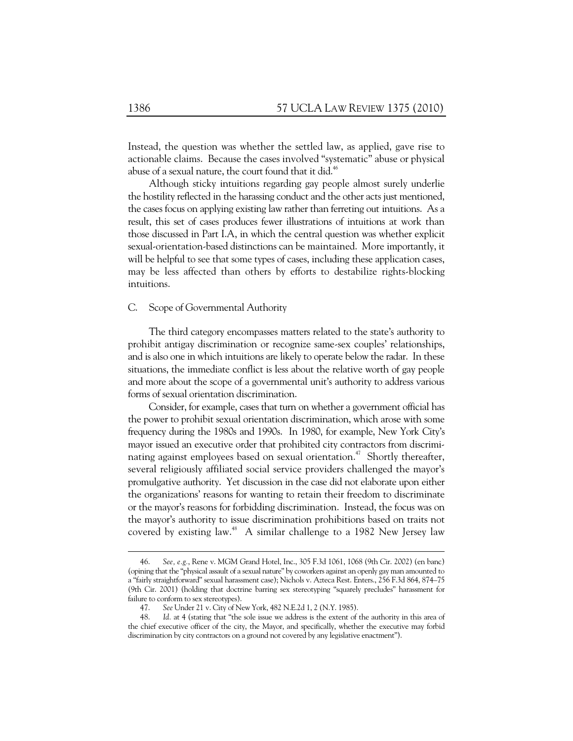Instead, the question was whether the settled law, as applied, gave rise to actionable claims. Because the cases involved "systematic" abuse or physical abuse of a sexual nature, the court found that it did.[46]

Although sticky intuitions regarding gay people almost surely underlie the hostility reflected in the harassing conduct and the other acts just mentioned, the cases focus on applying existing law rather than ferreting out intuitions. As a result, this set of cases produces fewer illustrations of intuitions at work than those discussed in Part I.A, in which the central question was whether explicit sexual-orientation-based distinctions can be maintained. More importantly, it will be helpful to see that some types of cases, including these application cases, may be less affected than others by efforts to destabilize rights-blocking intuitions.

### C. Scope of Governmental Authority

The third category encompasses matters related to the state's authority to prohibit antigay discrimination or recognize same-sex couples' relationships, and is also one in which intuitions are likely to operate below the radar. In these situations, the immediate conflict is less about the relative worth of gay people and more about the scope of a governmental unit's authority to address various forms of sexual orientation discrimination.

Consider, for example, cases that turn on whether a government official has the power to prohibit sexual orientation discrimination, which arose with some frequency during the 1980s and 1990s. In 1980, for example, New York City's mayor issued an executive order that prohibited city contractors from discriminating against employees based on sexual orientation.[47] Shortly thereafter, several religiously affiliated social service providers challenged the mayor's promulgative authority. Yet discussion in the case did not elaborate upon either the organizations' reasons for wanting to retain their freedom to discriminate or the mayor's reasons for forbidding discrimination. Instead, the focus was on the mayor's authority to issue discrimination prohibitions based on traits not covered by existing law.[48] A similar challenge to a 1982 New Jersey law

---

46. *See, e.g.*, Rene v. MGM Grand Hotel, Inc., 305 F.3d 1061, 1068 (9th Cir. 2002) (en banc) (opining that the "physical assault of a sexual nature" by coworkers against an openly gay man amounted to a "fairly straightforward" sexual harassment case); Nichols v. Azteca Rest. Enters., 256 F.3d 864, 874–75 (9th Cir. 2001) (holding that doctrine barring sex stereotyping "squarely precludes" harassment for failure to conform to sex stereotypes).

47. *See* Under 21 v. City of New York, 482 N.E.2d 1, 2 (N.Y. 1985).

48. *Id.* at 4 (stating that "the sole issue we address is the extent of the authority in this area of the chief executive officer of the city, the Mayor, and specifically, whether the executive may forbid discrimination by city contractors on a ground not covered by any legislative enactment").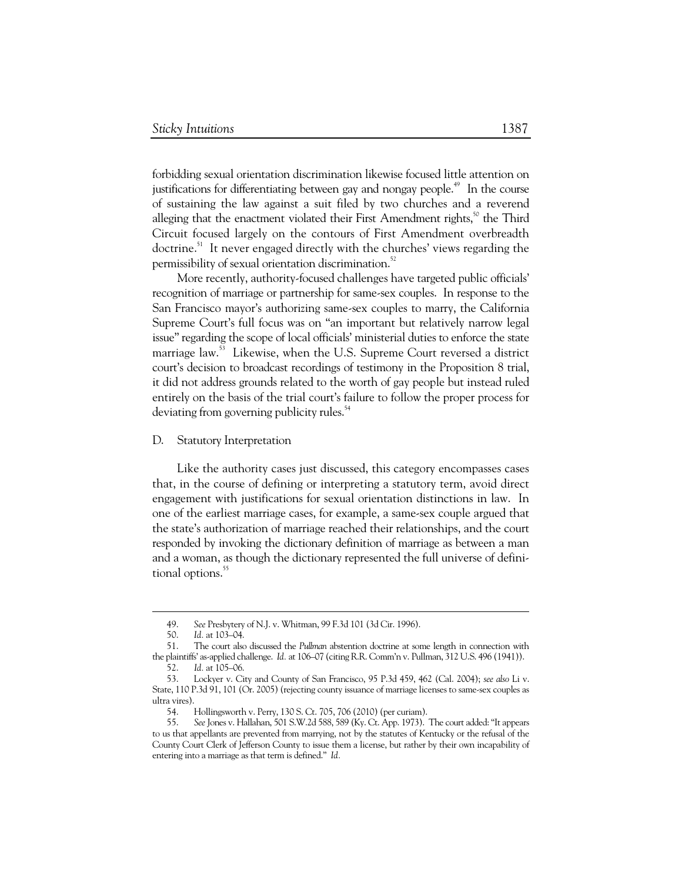forbidding sexual orientation discrimination likewise focused little attention on justifications for differentiating between gay and nongay people.[49] In the course of sustaining the law against a suit filed by two churches and a reverend alleging that the enactment violated their First Amendment rights,[50] the Third Circuit focused largely on the contours of First Amendment overbreadth doctrine.[51] It never engaged directly with the churches' views regarding the permissibility of sexual orientation discrimination.[52]

More recently, authority-focused challenges have targeted public officials' recognition of marriage or partnership for same-sex couples. In response to the San Francisco mayor's authorizing same-sex couples to marry, the California Supreme Court's full focus was on "an important but relatively narrow legal issue" regarding the scope of local officials' ministerial duties to enforce the state marriage law.[53] Likewise, when the U.S. Supreme Court reversed a district court's decision to broadcast recordings of testimony in the Proposition 8 trial, it did not address grounds related to the worth of gay people but instead ruled entirely on the basis of the trial court's failure to follow the proper process for deviating from governing publicity rules.[54]

## D. Statutory Interpretation

Like the authority cases just discussed, this category encompasses cases that, in the course of defining or interpreting a statutory term, avoid direct engagement with justifications for sexual orientation distinctions in law. In one of the earliest marriage cases, for example, a same-sex couple argued that the state's authorization of marriage reached their relationships, and the court responded by invoking the dictionary definition of marriage as between a man and a woman, as though the dictionary represented the full universe of definitional options.[55]

---

49. *See* Presbytery of N.J. v. Whitman, 99 F.3d 101 (3d Cir. 1996).

50. *Id.* at 103–04.

51. The court also discussed the *Pullman* abstention doctrine at some length in connection with the plaintiffs' as-applied challenge. *Id.* at 106–07 (citing R.R. Comm'n v. Pullman, 312 U.S. 496 (1941)).

52. *Id.* at 105–06.

53. Lockyer v. City and County of San Francisco, 95 P.3d 459, 462 (Cal. 2004); *see also* Li v. State, 110 P.3d 91, 101 (Or. 2005) (rejecting county issuance of marriage licenses to same-sex couples as ultra vires).

54. Hollingsworth v. Perry, 130 S. Ct. 705, 706 (2010) (per curiam).

55. *See* Jones v. Hallahan, 501 S.W.2d 588, 589 (Ky. Ct. App. 1973). The court added: "It appears to us that appellants are prevented from marrying, not by the statutes of Kentucky or the refusal of the County Court Clerk of Jefferson County to issue them a license, but rather by their own incapability of entering into a marriage as that term is defined." *Id.*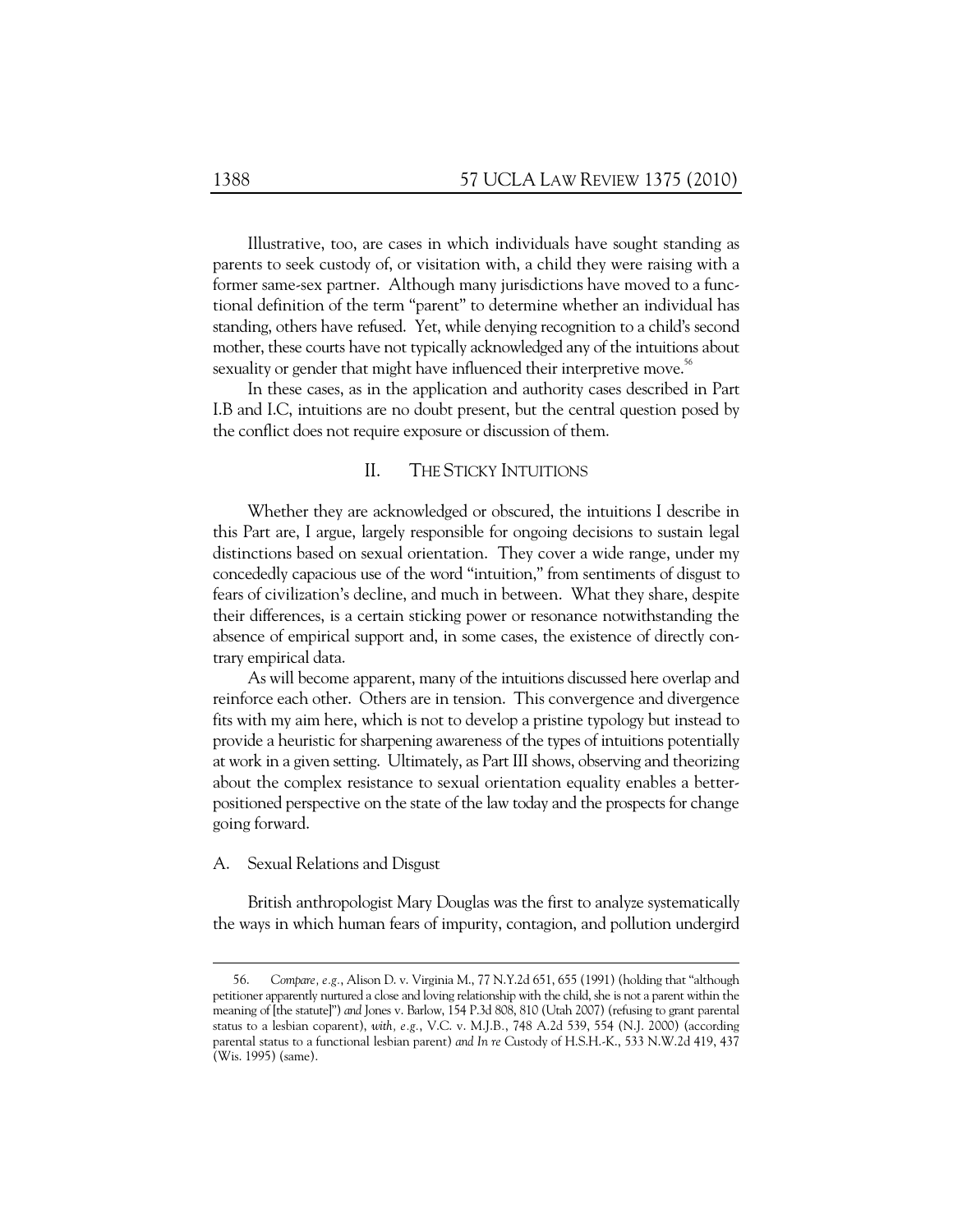Illustrative, too, are cases in which individuals have sought standing as parents to seek custody of, or visitation with, a child they were raising with a former same-sex partner. Although many jurisdictions have moved to a functional definition of the term "parent" to determine whether an individual has standing, others have refused. Yet, while denying recognition to a child's second mother, these courts have not typically acknowledged any of the intuitions about sexuality or gender that might have influenced their interpretive move.[56]

In these cases, as in the application and authority cases described in Part I.B and I.C, intuitions are no doubt present, but the central question posed by the conflict does not require exposure or discussion of them.

## II. THE STICKY INTUITIONS

Whether they are acknowledged or obscured, the intuitions I describe in this Part are, I argue, largely responsible for ongoing decisions to sustain legal distinctions based on sexual orientation. They cover a wide range, under my concededly capacious use of the word "intuition," from sentiments of disgust to fears of civilization's decline, and much in between. What they share, despite their differences, is a certain sticking power or resonance notwithstanding the absence of empirical support and, in some cases, the existence of directly contrary empirical data.

As will become apparent, many of the intuitions discussed here overlap and reinforce each other. Others are in tension. This convergence and divergence fits with my aim here, which is not to develop a pristine typology but instead to provide a heuristic for sharpening awareness of the types of intuitions potentially at work in a given setting. Ultimately, as Part III shows, observing and theorizing about the complex resistance to sexual orientation equality enables a better-positioned perspective on the state of the law today and the prospects for change going forward.

### A. Sexual Relations and Disgust

British anthropologist Mary Douglas was the first to analyze systematically the ways in which human fears of impurity, contagion, and pollution undergird

---

56. *Compare, e.g.*, Alison D. v. Virginia M., 77 N.Y.2d 651, 655 (1991) (holding that "although petitioner apparently nurtured a close and loving relationship with the child, she is not a parent within the meaning of [the statute]") *and* Jones v. Barlow, 154 P.3d 808, 810 (Utah 2007) (refusing to grant parental status to a lesbian coparent), *with, e.g.*, V.C. v. M.J.B., 748 A.2d 539, 554 (N.J. 2000) (according parental status to a functional lesbian parent) *and In re* Custody of H.S.H.-K., 533 N.W.2d 419, 437 (Wis. 1995) (same).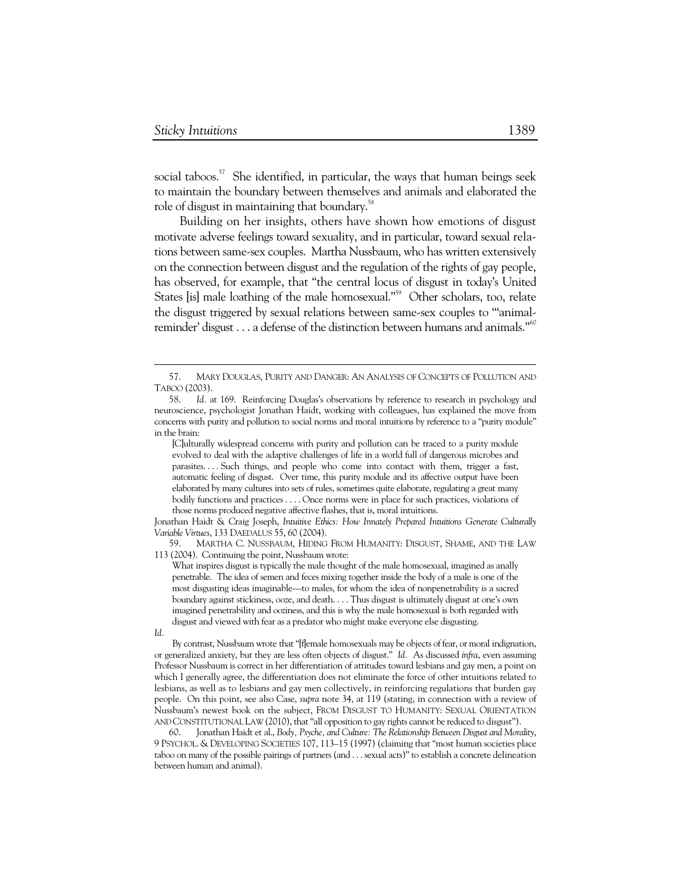social taboos.[57] She identified, in particular, the ways that human beings seek to maintain the boundary between themselves and animals and elaborated the role of disgust in maintaining that boundary.[58]

Building on her insights, others have shown how emotions of disgust motivate adverse feelings toward sexuality, and in particular, toward sexual relations between same-sex couples. Martha Nussbaum, who has written extensively on the connection between disgust and the regulation of the rights of gay people, has observed, for example, that "the central locus of disgust in today's United States [is] male loathing of the male homosexual."[59] Other scholars, too, relate the disgust triggered by sexual relations between same-sex couples to "'animal-reminder' disgust . . . a defense of the distinction between humans and animals."[60]

---

57. MARY DOUGLAS, PURITY AND DANGER: AN ANALYSIS OF CONCEPTS OF POLLUTION AND TABOO (2003).

58. *Id.* at 169. Reinforcing Douglas's observations by reference to research in psychology and neuroscience, psychologist Jonathan Haidt, working with colleagues, has explained the move from concerns with purity and pollution to social norms and moral intuitions by reference to a "purity module" in the brain:

> [C]ulturally widespread concerns with purity and pollution can be traced to a purity module evolved to deal with the adaptive challenges of life in a world full of dangerous microbes and parasites. . . . Such things, and people who come into contact with them, trigger a fast, automatic feeling of disgust. Over time, this purity module and its affective output have been elaborated by many cultures into sets of rules, sometimes quite elaborate, regulating a great many bodily functions and practices . . . . Once norms were in place for such practices, violations of those norms produced negative affective flashes, that is, moral intuitions.

Jonathan Haidt & Craig Joseph, *Intuitive Ethics: How Innately Prepared Intuitions Generate Culturally Variable Virtues*, 133 DAEDALUS 55, 60 (2004).

59. MARTHA C. NUSSBAUM, HIDING FROM HUMANITY: DISGUST, SHAME, AND THE LAW 113 (2004). Continuing the point, Nussbaum wrote:

> What inspires disgust is typically the male thought of the male homosexual, imagined as anally penetrable. The idea of semen and feces mixing together inside the body of a male is one of the most disgusting ideas imaginable—to males, for whom the idea of nonpenetrability is a sacred boundary against stickiness, ooze, and death. . . . Thus disgust is ultimately disgust at one's own imagined penetrability and ooziness, and this is why the male homosexual is both regarded with disgust and viewed with fear as a predator who might make everyone else disgusting.

*Id.*

By contrast, Nussbaum wrote that "[f]emale homosexuals may be objects of fear, or moral indignation, or generalized anxiety, but they are less often objects of disgust." *Id.* As discussed *infra*, even assuming Professor Nussbaum is correct in her differentiation of attitudes toward lesbians and gay men, a point on which I generally agree, the differentiation does not eliminate the force of other intuitions related to lesbians, as well as to lesbians and gay men collectively, in reinforcing regulations that burden gay people. On this point, see also Case, *supra* note 34, at 119 (stating, in connection with a review of Nussbaum's newest book on the subject, FROM DISGUST TO HUMANITY: SEXUAL ORIENTATION AND CONSTITUTIONAL LAW (2010), that "all opposition to gay rights cannot be reduced to disgust").

60. Jonathan Haidt et al., *Body, Psyche, and Culture: The Relationship Between Disgust and Morality*, 9 PSYCHOL. & DEVELOPING SOCIETIES 107, 113–15 (1997) (claiming that "most human societies place taboo on many of the possible pairings of partners (and . . . sexual acts)" to establish a concrete delineation between human and animal).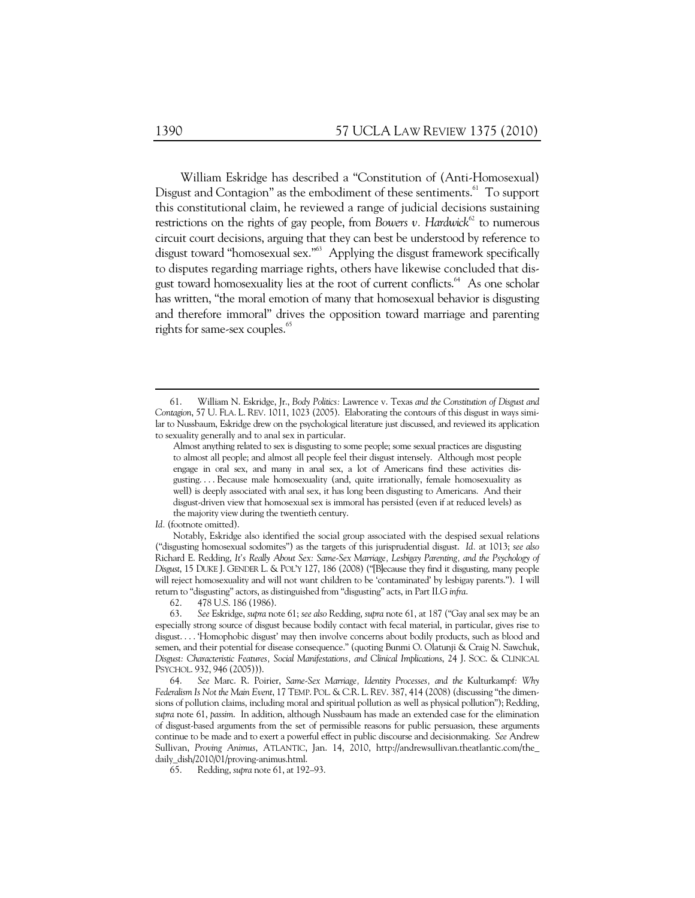William Eskridge has described a "Constitution of (Anti-Homosexual) Disgust and Contagion" as the embodiment of these sentiments.[61] To support this constitutional claim, he reviewed a range of judicial decisions sustaining restrictions on the rights of gay people, from *Bowers v. Hardwick*[62] to numerous circuit court decisions, arguing that they can best be understood by reference to disgust toward "homosexual sex."[63] Applying the disgust framework specifically to disputes regarding marriage rights, others have likewise concluded that disgust toward homosexuality lies at the root of current conflicts.[64] As one scholar has written, "the moral emotion of many that homosexual behavior is disgusting and therefore immoral" drives the opposition toward marriage and parenting rights for same-sex couples.[65]

---

61. William N. Eskridge, Jr., *Body Politics:* Lawrence v. Texas *and the Constitution of Disgust and Contagion*, 57 U. FLA. L. REV. 1011, 1023 (2005). Elaborating the contours of this disgust in ways similar to Nussbaum, Eskridge drew on the psychological literature just discussed, and reviewed its application to sexuality generally and to anal sex in particular.

> Almost anything related to sex is disgusting to some people; some sexual practices are disgusting to almost all people; and almost all people feel their disgust intensely. Although most people engage in oral sex, and many in anal sex, a lot of Americans find these activities disgusting. . . . Because male homosexuality (and, quite irrationally, female homosexuality as well) is deeply associated with anal sex, it has long been disgusting to Americans. And their disgust-driven view that homosexual sex is immoral has persisted (even if at reduced levels) as the majority view during the twentieth century.

*Id.* (footnote omitted).

Notably, Eskridge also identified the social group associated with the despised sexual relations ("disgusting homosexual sodomites") as the targets of this jurisprudential disgust. *Id.* at 1013; *see also* Richard E. Redding, *It's Really About Sex: Same-Sex Marriage, Lesbigay Parenting, and the Psychology of Disgust*, 15 DUKE J. GENDER L. & POL'Y 127, 186 (2008) ("[B]ecause they find it disgusting, many people will reject homosexuality and will not want children to be 'contaminated' by lesbigay parents."). I will return to "disgusting" actors, as distinguished from "disgusting" acts, in Part II.G *infra*.

62. 478 U.S. 186 (1986).

63. *See* Eskridge, *supra* note 61; *see also* Redding, *supra* note 61, at 187 ("Gay anal sex may be an especially strong source of disgust because bodily contact with fecal material, in particular, gives rise to disgust. . . . 'Homophobic disgust' may then involve concerns about bodily products, such as blood and semen, and their potential for disease consequence." (quoting Bunmi O. Olatunji & Craig N. Sawchuk, *Disgust: Characteristic Features, Social Manifestations, and Clinical Implications*, 24 J. SOC. & CLINICAL PSYCHOL. 932, 946 (2005))).

64. *See* Marc. R. Poirier, *Same-Sex Marriage, Identity Processes, and the* Kulturkampf*: Why Federalism Is Not the Main Event*, 17 TEMP. POL. & C.R. L. REV. 387, 414 (2008) (discussing "the dimensions of pollution claims, including moral and spiritual pollution as well as physical pollution"); Redding, *supra* note 61, *passim*. In addition, although Nussbaum has made an extended case for the elimination of disgust-based arguments from the set of permissible reasons for public persuasion, these arguments continue to be made and to exert a powerful effect in public discourse and decisionmaking. *See* Andrew Sullivan, *Proving Animus*, ATLANTIC, Jan. 14, 2010, http://andrewsullivan.theatlantic.com/the_daily_dish/2010/01/proving-animus.html.

65. Redding, *supra* note 61, at 192–93.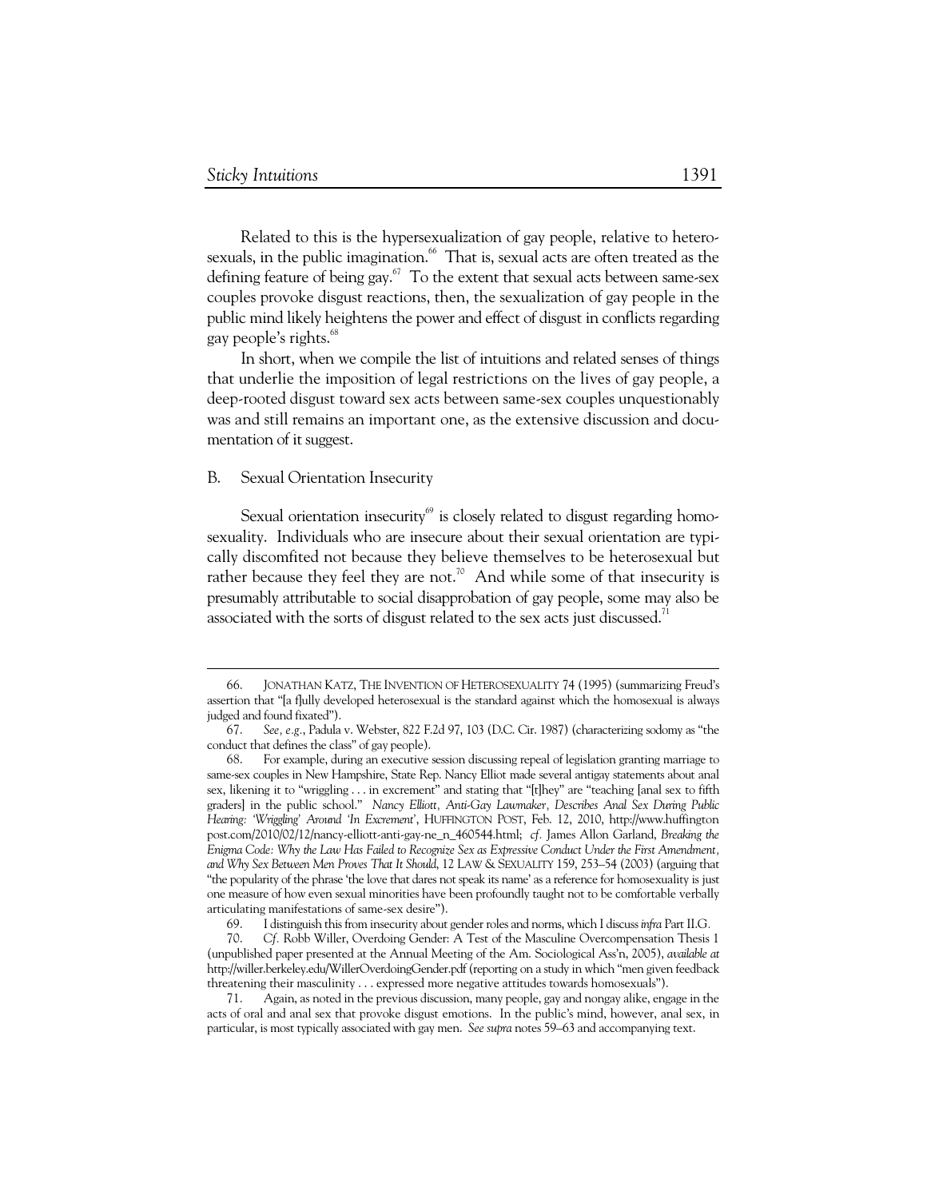Related to this is the hypersexualization of gay people, relative to heterosexuals, in the public imagination.[66] That is, sexual acts are often treated as the defining feature of being gay.[67] To the extent that sexual acts between same-sex couples provoke disgust reactions, then, the sexualization of gay people in the public mind likely heightens the power and effect of disgust in conflicts regarding gay people's rights.[68]

In short, when we compile the list of intuitions and related senses of things that underlie the imposition of legal restrictions on the lives of gay people, a deep-rooted disgust toward sex acts between same-sex couples unquestionably was and still remains an important one, as the extensive discussion and documentation of it suggest.

### B. Sexual Orientation Insecurity

Sexual orientation insecurity[69] is closely related to disgust regarding homosexuality. Individuals who are insecure about their sexual orientation are typically discomfited not because they believe themselves to be heterosexual but rather because they feel they are not.[70] And while some of that insecurity is presumably attributable to social disapprobation of gay people, some may also be associated with the sorts of disgust related to the sex acts just discussed.[71]

---

66. JONATHAN KATZ, THE INVENTION OF HETEROSEXUALITY 74 (1995) (summarizing Freud's assertion that "[a f]ully developed heterosexual is the standard against which the homosexual is always judged and found fixated").

67. *See, e.g.*, Padula v. Webster, 822 F.2d 97, 103 (D.C. Cir. 1987) (characterizing sodomy as "the conduct that defines the class" of gay people).

68. For example, during an executive session discussing repeal of legislation granting marriage to same-sex couples in New Hampshire, State Rep. Nancy Elliot made several antigay statements about anal sex, likening it to "wriggling . . . in excrement" and stating that "[t]hey" are "teaching [anal sex to fifth graders] in the public school." *Nancy Elliott, Anti-Gay Lawmaker, Describes Anal Sex During Public Hearing: 'Wriggling' Around 'In Excrement'*, HUFFINGTON POST, Feb. 12, 2010, http://www.huffingtonpost.com/2010/02/12/nancy-elliott-anti-gay-ne_n_460544.html; *cf.* James Allon Garland, *Breaking the Enigma Code: Why the Law Has Failed to Recognize Sex as Expressive Conduct Under the First Amendment, and Why Sex Between Men Proves That It Should*, 12 LAW & SEXUALITY 159, 253–54 (2003) (arguing that "the popularity of the phrase 'the love that dares not speak its name' as a reference for homosexuality is just one measure of how even sexual minorities have been profoundly taught not to be comfortable verbally articulating manifestations of same-sex desire").

69. I distinguish this from insecurity about gender roles and norms, which I discuss *infra* Part II.G.

70. *Cf.* Robb Willer, Overdoing Gender: A Test of the Masculine Overcompensation Thesis 1 (unpublished paper presented at the Annual Meeting of the Am. Sociological Ass'n, 2005), *available at* http://willer.berkeley.edu/WillerOverdoingGender.pdf (reporting on a study in which "men given feedback threatening their masculinity . . . expressed more negative attitudes towards homosexuals").

71. Again, as noted in the previous discussion, many people, gay and nongay alike, engage in the acts of oral and anal sex that provoke disgust emotions. In the public's mind, however, anal sex, in particular, is most typically associated with gay men. *See supra* notes 59–63 and accompanying text.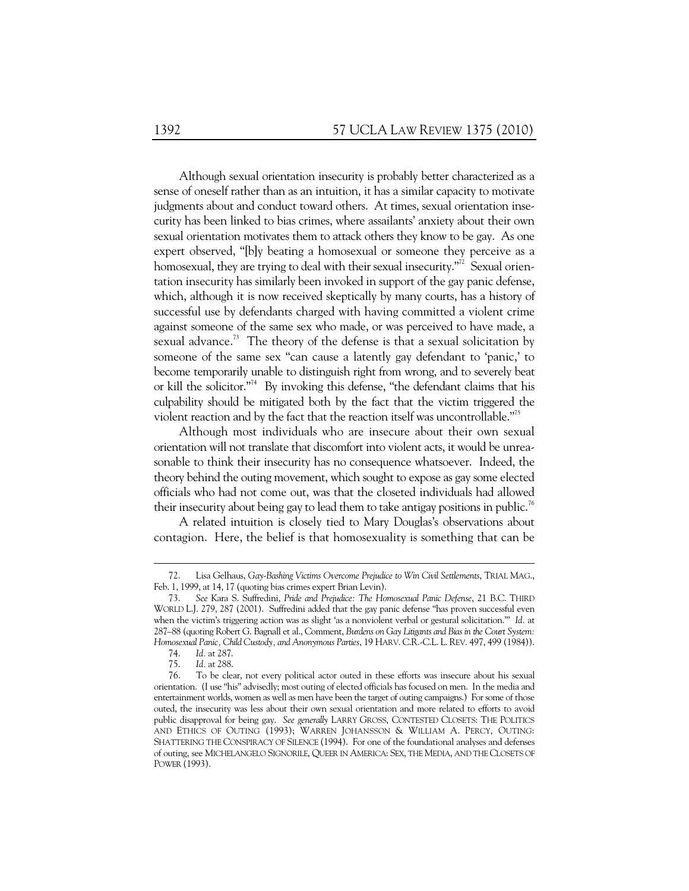Although sexual orientation insecurity is probably better characterized as a sense of oneself rather than as an intuition, it has a similar capacity to motivate judgments about and conduct toward others. At times, sexual orientation insecurity has been linked to bias crimes, where assailants' anxiety about their own sexual orientation motivates them to attack others they know to be gay. As one expert observed, "[b]y beating a homosexual or someone they perceive as a homosexual, they are trying to deal with their sexual insecurity."[72] Sexual orientation insecurity has similarly been invoked in support of the gay panic defense, which, although it is now received skeptically by many courts, has a history of successful use by defendants charged with having committed a violent crime against someone of the same sex who made, or was perceived to have made, a sexual advance.[73] The theory of the defense is that a sexual solicitation by someone of the same sex "can cause a latently gay defendant to 'panic,' to become temporarily unable to distinguish right from wrong, and to severely beat or kill the solicitor."[74] By invoking this defense, "the defendant claims that his culpability should be mitigated both by the fact that the victim triggered the violent reaction and by the fact that the reaction itself was uncontrollable."[75]

Although most individuals who are insecure about their own sexual orientation will not translate that discomfort into violent acts, it would be unreasonable to think their insecurity has no consequence whatsoever. Indeed, the theory behind the outing movement, which sought to expose as gay some elected officials who had not come out, was that the closeted individuals had allowed their insecurity about being gay to lead them to take antigay positions in public.[76]

A related intuition is closely tied to Mary Douglas's observations about contagion. Here, the belief is that homosexuality is something that can be

---

72. Lisa Gelhaus, *Gay-Bashing Victims Overcome Prejudice to Win Civil Settlements*, TRIAL MAG., Feb. 1, 1999, at 14, 17 (quoting bias crimes expert Brian Levin).

73. *See* Kara S. Suffredini, *Pride and Prejudice: The Homosexual Panic Defense*, 21 B.C. THIRD WORLD L.J. 279, 287 (2001). Suffredini added that the gay panic defense "has proven successful even when the victim's triggering action was as slight 'as a nonviolent verbal or gestural solicitation.'" *Id.* at 287–88 (quoting Robert G. Bagnall et al., Comment, *Burdens on Gay Litigants and Bias in the Court System: Homosexual Panic, Child Custody, and Anonymous Parties*, 19 HARV. C.R.-C.L. L. REV. 497, 499 (1984)).

74. *Id.* at 287.

75. *Id.* at 288.

76. To be clear, not every political actor outed in these efforts was insecure about his sexual orientation. (I use "his" advisedly; most outing of elected officials has focused on men. In the media and entertainment worlds, women as well as men have been the target of outing campaigns.) For some of those outed, the insecurity was less about their own sexual orientation and more related to efforts to avoid public disapproval for being gay. *See generally* LARRY GROSS, CONTESTED CLOSETS: THE POLITICS AND ETHICS OF OUTING (1993); WARREN JOHANSSON & WILLIAM A. PERCY, OUTING: SHATTERING THE CONSPIRACY OF SILENCE (1994). For one of the foundational analyses and defenses of outing, see MICHELANGELO SIGNORILE, QUEER IN AMERICA: SEX, THE MEDIA, AND THE CLOSETS OF POWER (1993).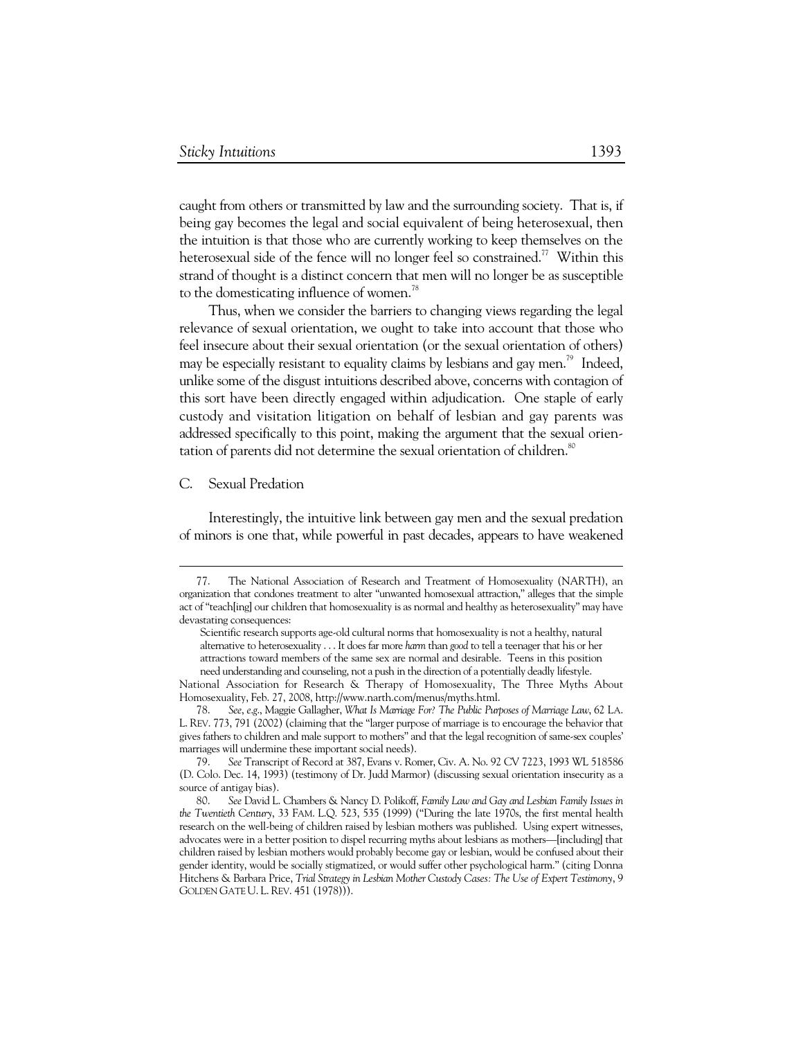caught from others or transmitted by law and the surrounding society. That is, if being gay becomes the legal and social equivalent of being heterosexual, then the intuition is that those who are currently working to keep themselves on the heterosexual side of the fence will no longer feel so constrained.[77] Within this strand of thought is a distinct concern that men will no longer be as susceptible to the domesticating influence of women.[78]

Thus, when we consider the barriers to changing views regarding the legal relevance of sexual orientation, we ought to take into account that those who feel insecure about their sexual orientation (or the sexual orientation of others) may be especially resistant to equality claims by lesbians and gay men.[79] Indeed, unlike some of the disgust intuitions described above, concerns with contagion of this sort have been directly engaged within adjudication. One staple of early custody and visitation litigation on behalf of lesbian and gay parents was addressed specifically to this point, making the argument that the sexual orientation of parents did not determine the sexual orientation of children.[80]

## C. Sexual Predation

Interestingly, the intuitive link between gay men and the sexual predation of minors is one that, while powerful in past decades, appears to have weakened

---

77. The National Association of Research and Treatment of Homosexuality (NARTH), an organization that condones treatment to alter "unwanted homosexual attraction," alleges that the simple act of "teach[ing] our children that homosexuality is as normal and healthy as heterosexuality" may have devastating consequences:

> Scientific research supports age-old cultural norms that homosexuality is not a healthy, natural alternative to heterosexuality . . . It does far more *harm* than *good* to tell a teenager that his or her attractions toward members of the same sex are normal and desirable. Teens in this position need understanding and counseling, not a push in the direction of a potentially deadly lifestyle.

National Association for Research & Therapy of Homosexuality, The Three Myths About Homosexuality, Feb. 27, 2008, http://www.narth.com/menus/myths.html.

78. *See, e.g.*, Maggie Gallagher, *What Is Marriage For? The Public Purposes of Marriage Law*, 62 LA. L. REV. 773, 791 (2002) (claiming that the "larger purpose of marriage is to encourage the behavior that gives fathers to children and male support to mothers" and that the legal recognition of same-sex couples' marriages will undermine these important social needs).

79. *See* Transcript of Record at 387, Evans v. Romer, Civ. A. No. 92 CV 7223, 1993 WL 518586 (D. Colo. Dec. 14, 1993) (testimony of Dr. Judd Marmor) (discussing sexual orientation insecurity as a source of antigay bias).

80. *See* David L. Chambers & Nancy D. Polikoff, *Family Law and Gay and Lesbian Family Issues in the Twentieth Century*, 33 FAM. L.Q. 523, 535 (1999) ("During the late 1970s, the first mental health research on the well-being of children raised by lesbian mothers was published. Using expert witnesses, advocates were in a better position to dispel recurring myths about lesbians as mothers—[including] that children raised by lesbian mothers would probably become gay or lesbian, would be confused about their gender identity, would be socially stigmatized, or would suffer other psychological harm." (citing Donna Hitchens & Barbara Price, *Trial Strategy in Lesbian Mother Custody Cases: The Use of Expert Testimony*, 9 GOLDEN GATE U. L. REV. 451 (1978))).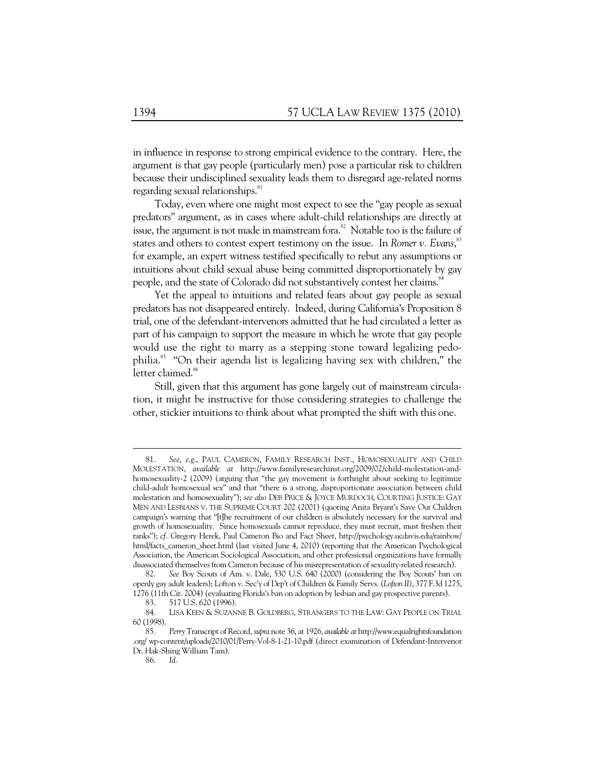in influence in response to strong empirical evidence to the contrary. Here, the argument is that gay people (particularly men) pose a particular risk to children because their undisciplined sexuality leads them to disregard age-related norms regarding sexual relationships.[81]

Today, even where one might most expect to see the "gay people as sexual predators" argument, as in cases where adult-child relationships are directly at issue, the argument is not made in mainstream fora.[82] Notable too is the failure of states and others to contest expert testimony on the issue. In *Romer v. Evans*,[83] for example, an expert witness testified specifically to rebut any assumptions or intuitions about child sexual abuse being committed disproportionately by gay people, and the state of Colorado did not substantively contest her claims.[84]

Yet the appeal to intuitions and related fears about gay people as sexual predators has not disappeared entirely. Indeed, during California's Proposition 8 trial, one of the defendant-intervenors admitted that he had circulated a letter as part of his campaign to support the measure in which he wrote that gay people would use the right to marry as a stepping stone toward legalizing pedophilia.[85] "On their agenda list is legalizing having sex with children," the letter claimed.[86]

Still, given that this argument has gone largely out of mainstream circulation, it might be instructive for those considering strategies to challenge the other, stickier intuitions to think about what prompted the shift with this one.

---

81. *See, e.g.*, PAUL CAMERON, FAMILY RESEARCH INST., HOMOSEXUALITY AND CHILD MOLESTATION, *available at* http://www.familyresearchinst.org/2009/02/child-molestation-and-homosexuality-2 (2009) (arguing that "the gay movement is forthright about seeking to legitimize child-adult homosexual sex" and that "there is a strong, disproportionate association between child molestation and homosexuality"); *see also* DEB PRICE & JOYCE MURDOCH, COURTING JUSTICE: GAY MEN AND LESBIANS V. THE SUPREME COURT 202 (2001) (quoting Anita Bryant's Save Our Children campaign's warning that "[t]he recruitment of our children is absolutely necessary for the survival and growth of homosexuality. Since homosexuals cannot reproduce, they must recruit, must freshen their ranks"); *cf.* Gregory Herek, Paul Cameron Bio and Fact Sheet, http://psychology.ucdavis.edu/rainbow/html/facts_cameron_sheet.html (last visited June 4, 2010) (reporting that the American Psychological Association, the American Sociological Association, and other professional organizations have formally disassociated themselves from Cameron because of his misrepresentation of sexuality-related research).

82. *See* Boy Scouts of Am. v. Dale, 530 U.S. 640 (2000) (considering the Boy Scouts' ban on openly gay adult leaders); Lofton v. Sec'y of Dep't of Children & Family Servs. (*Lofton II*), 377 F.3d 1275, 1276 (11th Cir. 2004) (evaluating Florida's ban on adoption by lesbian and gay prospective parents).

83. 517 U.S. 620 (1996).

84. LISA KEEN & SUZANNE B. GOLDBERG, STRANGERS TO THE LAW: GAY PEOPLE ON TRIAL 60 (1998).

85. *Perry* Transcript of Record, *supra* note 36, at 1926, *available at* http://www.equalrightsfoundation.org/ wp-content/uploads/2010/01/Perry-Vol-8-1-21-10.pdf (direct examination of Defendant-Intervenor Dr. Hak-Shing William Tam).

86. *Id.*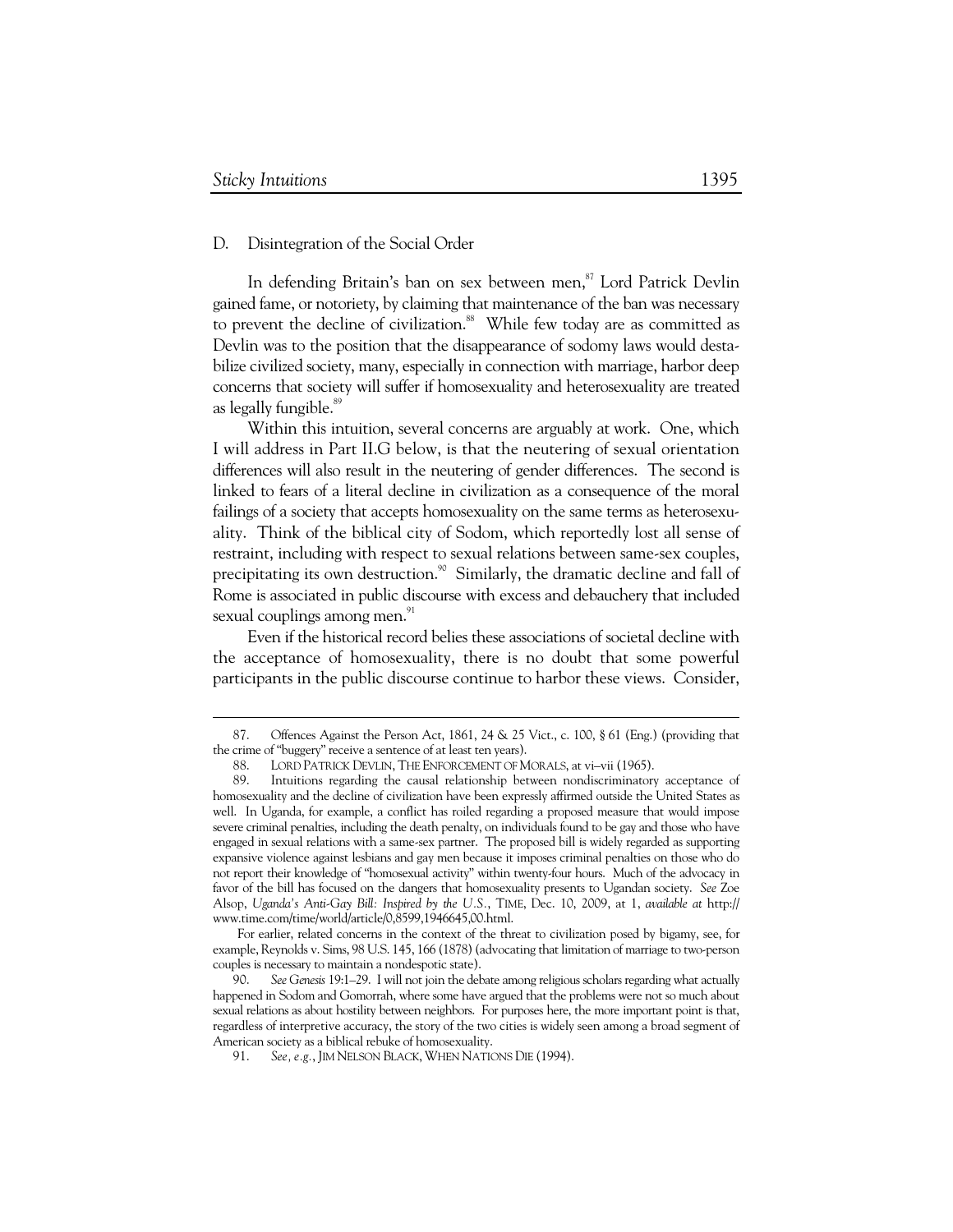### D. Disintegration of the Social Order

In defending Britain's ban on sex between men,[87] Lord Patrick Devlin gained fame, or notoriety, by claiming that maintenance of the ban was necessary to prevent the decline of civilization.[88] While few today are as committed as Devlin was to the position that the disappearance of sodomy laws would destabilize civilized society, many, especially in connection with marriage, harbor deep concerns that society will suffer if homosexuality and heterosexuality are treated as legally fungible.[89]

Within this intuition, several concerns are arguably at work. One, which I will address in Part II.G below, is that the neutering of sexual orientation differences will also result in the neutering of gender differences. The second is linked to fears of a literal decline in civilization as a consequence of the moral failings of a society that accepts homosexuality on the same terms as heterosexuality. Think of the biblical city of Sodom, which reportedly lost all sense of restraint, including with respect to sexual relations between same-sex couples, precipitating its own destruction.[90] Similarly, the dramatic decline and fall of Rome is associated in public discourse with excess and debauchery that included sexual couplings among men.[91]

Even if the historical record belies these associations of societal decline with the acceptance of homosexuality, there is no doubt that some powerful participants in the public discourse continue to harbor these views. Consider,

---

87. Offences Against the Person Act, 1861, 24 & 25 Vict., c. 100, § 61 (Eng.) (providing that the crime of "buggery" receive a sentence of at least ten years).

88. LORD PATRICK DEVLIN, THE ENFORCEMENT OF MORALS, at vi–vii (1965).

89. Intuitions regarding the causal relationship between nondiscriminatory acceptance of homosexuality and the decline of civilization have been expressly affirmed outside the United States as well. In Uganda, for example, a conflict has roiled regarding a proposed measure that would impose severe criminal penalties, including the death penalty, on individuals found to be gay and those who have engaged in sexual relations with a same-sex partner. The proposed bill is widely regarded as supporting expansive violence against lesbians and gay men because it imposes criminal penalties on those who do not report their knowledge of "homosexual activity" within twenty-four hours. Much of the advocacy in favor of the bill has focused on the dangers that homosexuality presents to Ugandan society. *See* Zoe Alsop, *Uganda's Anti-Gay Bill: Inspired by the U.S.*, TIME, Dec. 10, 2009, at 1, *available at* http://www.time.com/time/world/article/0,8599,1946645,00.html.

For earlier, related concerns in the context of the threat to civilization posed by bigamy, see, for example, Reynolds v. Sims, 98 U.S. 145, 166 (1878) (advocating that limitation of marriage to two-person couples is necessary to maintain a nondespotic state).

90. *See Genesis* 19:1–29. I will not join the debate among religious scholars regarding what actually happened in Sodom and Gomorrah, where some have argued that the problems were not so much about sexual relations as about hostility between neighbors. For purposes here, the more important point is that, regardless of interpretive accuracy, the story of the two cities is widely seen among a broad segment of American society as a biblical rebuke of homosexuality.

91. *See, e.g.*, JIM NELSON BLACK, WHEN NATIONS DIE (1994).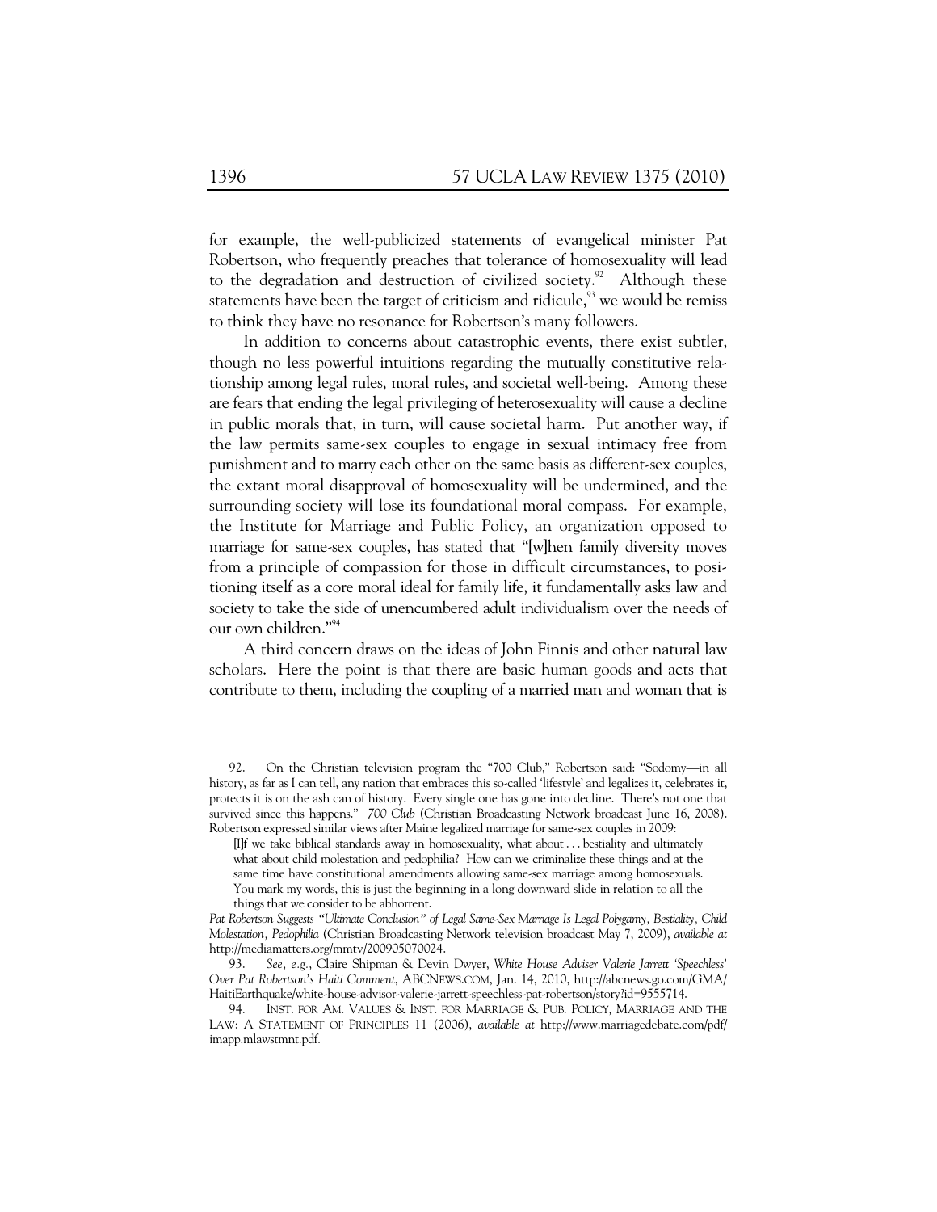for example, the well-publicized statements of evangelical minister Pat Robertson, who frequently preaches that tolerance of homosexuality will lead to the degradation and destruction of civilized society.[92] Although these statements have been the target of criticism and ridicule,[93] we would be remiss to think they have no resonance for Robertson's many followers.

In addition to concerns about catastrophic events, there exist subtler, though no less powerful intuitions regarding the mutually constitutive relationship among legal rules, moral rules, and societal well-being. Among these are fears that ending the legal privileging of heterosexuality will cause a decline in public morals that, in turn, will cause societal harm. Put another way, if the law permits same-sex couples to engage in sexual intimacy free from punishment and to marry each other on the same basis as different-sex couples, the extant moral disapproval of homosexuality will be undermined, and the surrounding society will lose its foundational moral compass. For example, the Institute for Marriage and Public Policy, an organization opposed to marriage for same-sex couples, has stated that "[w]hen family diversity moves from a principle of compassion for those in difficult circumstances, to positioning itself as a core moral ideal for family life, it fundamentally asks law and society to take the side of unencumbered adult individualism over the needs of our own children."[94]

A third concern draws on the ideas of John Finnis and other natural law scholars. Here the point is that there are basic human goods and acts that contribute to them, including the coupling of a married man and woman that is

---

92. On the Christian television program the "700 Club," Robertson said: "Sodomy—in all history, as far as I can tell, any nation that embraces this so-called 'lifestyle' and legalizes it, celebrates it, protects it is on the ash can of history. Every single one has gone into decline. There's not one that survived since this happens." *700 Club* (Christian Broadcasting Network broadcast June 16, 2008). Robertson expressed similar views after Maine legalized marriage for same-sex couples in 2009:

> [I]f we take biblical standards away in homosexuality, what about . . . bestiality and ultimately what about child molestation and pedophilia? How can we criminalize these things and at the same time have constitutional amendments allowing same-sex marriage among homosexuals. You mark my words, this is just the beginning in a long downward slide in relation to all the things that we consider to be abhorrent.

*Pat Robertson Suggests "Ultimate Conclusion" of Legal Same-Sex Marriage Is Legal Polygamy, Bestiality, Child Molestation, Pedophilia* (Christian Broadcasting Network television broadcast May 7, 2009), *available at* http://mediamatters.org/mmtv/200905070024.

93. *See, e.g.*, Claire Shipman & Devin Dwyer, *White House Adviser Valerie Jarrett 'Speechless' Over Pat Robertson's Haiti Comment*, ABCNEWS.COM, Jan. 14, 2010, http://abcnews.go.com/GMA/HaitiEarthquake/white-house-advisor-valerie-jarrett-speechless-pat-robertson/story?id=9555714.

94. INST. FOR AM. VALUES & INST. FOR MARRIAGE & PUB. POLICY, MARRIAGE AND THE LAW: A STATEMENT OF PRINCIPLES 11 (2006), *available at* http://www.marriagedebate.com/pdf/imapp.mlawstmnt.pdf.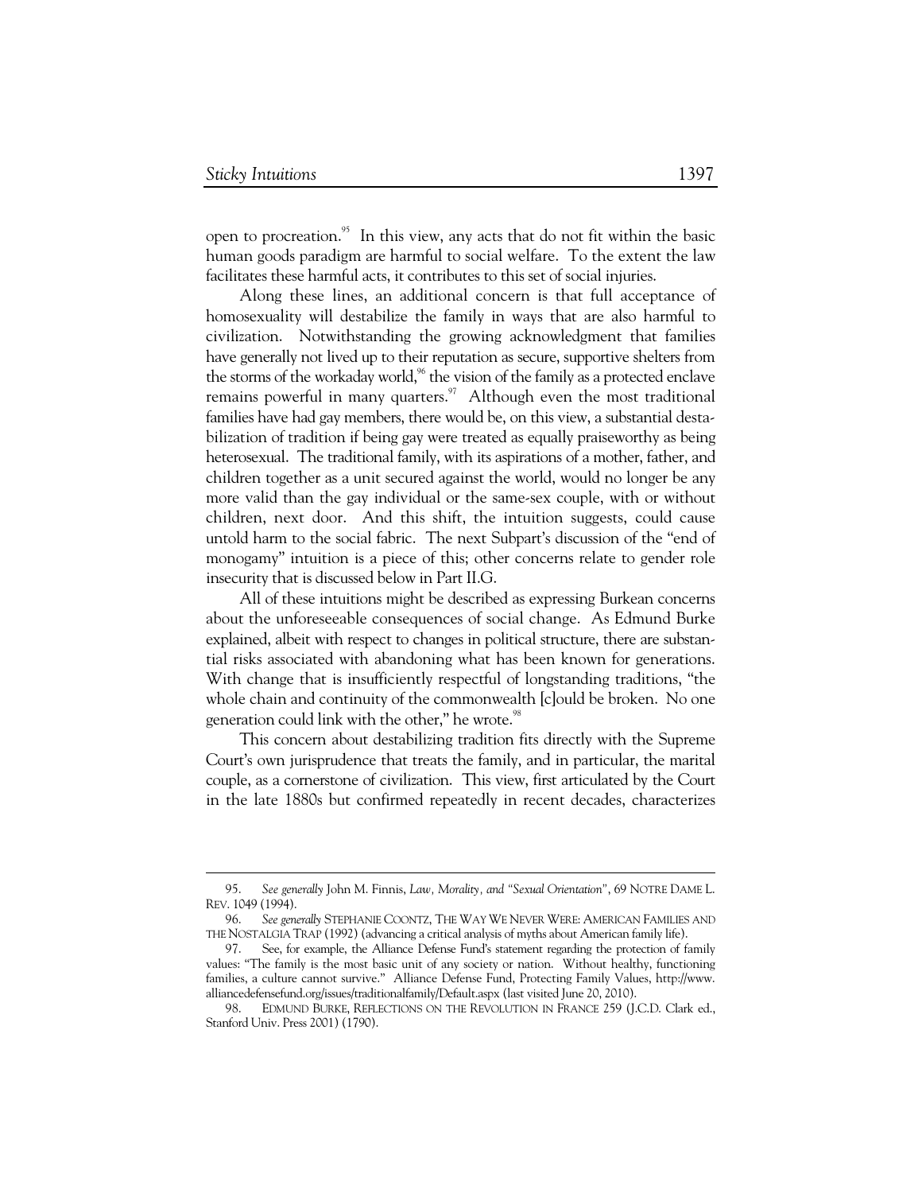open to procreation.[95] In this view, any acts that do not fit within the basic human goods paradigm are harmful to social welfare. To the extent the law facilitates these harmful acts, it contributes to this set of social injuries.

Along these lines, an additional concern is that full acceptance of homosexuality will destabilize the family in ways that are also harmful to civilization. Notwithstanding the growing acknowledgment that families have generally not lived up to their reputation as secure, supportive shelters from the storms of the workaday world,[96] the vision of the family as a protected enclave remains powerful in many quarters.[97] Although even the most traditional families have had gay members, there would be, on this view, a substantial destabilization of tradition if being gay were treated as equally praiseworthy as being heterosexual. The traditional family, with its aspirations of a mother, father, and children together as a unit secured against the world, would no longer be any more valid than the gay individual or the same-sex couple, with or without children, next door. And this shift, the intuition suggests, could cause untold harm to the social fabric. The next Subpart's discussion of the "end of monogamy" intuition is a piece of this; other concerns relate to gender role insecurity that is discussed below in Part II.G.

All of these intuitions might be described as expressing Burkean concerns about the unforeseeable consequences of social change. As Edmund Burke explained, albeit with respect to changes in political structure, there are substantial risks associated with abandoning what has been known for generations. With change that is insufficiently respectful of longstanding traditions, "the whole chain and continuity of the commonwealth [c]ould be broken. No one generation could link with the other," he wrote.[98]

This concern about destabilizing tradition fits directly with the Supreme Court's own jurisprudence that treats the family, and in particular, the marital couple, as a cornerstone of civilization. This view, first articulated by the Court in the late 1880s but confirmed repeatedly in recent decades, characterizes

---

95. *See generally* John M. Finnis, *Law, Morality, and "Sexual Orientation"*, 69 NOTRE DAME L. REV. 1049 (1994).

96. *See generally* STEPHANIE COONTZ, THE WAY WE NEVER WERE: AMERICAN FAMILIES AND THE NOSTALGIA TRAP (1992) (advancing a critical analysis of myths about American family life).

97. See, for example, the Alliance Defense Fund's statement regarding the protection of family values: "The family is the most basic unit of any society or nation. Without healthy, functioning families, a culture cannot survive." Alliance Defense Fund, Protecting Family Values, http://www.alliancedefensefund.org/issues/traditionalfamily/Default.aspx (last visited June 20, 2010).

98. EDMUND BURKE, REFLECTIONS ON THE REVOLUTION IN FRANCE 259 (J.C.D. Clark ed., Stanford Univ. Press 2001) (1790).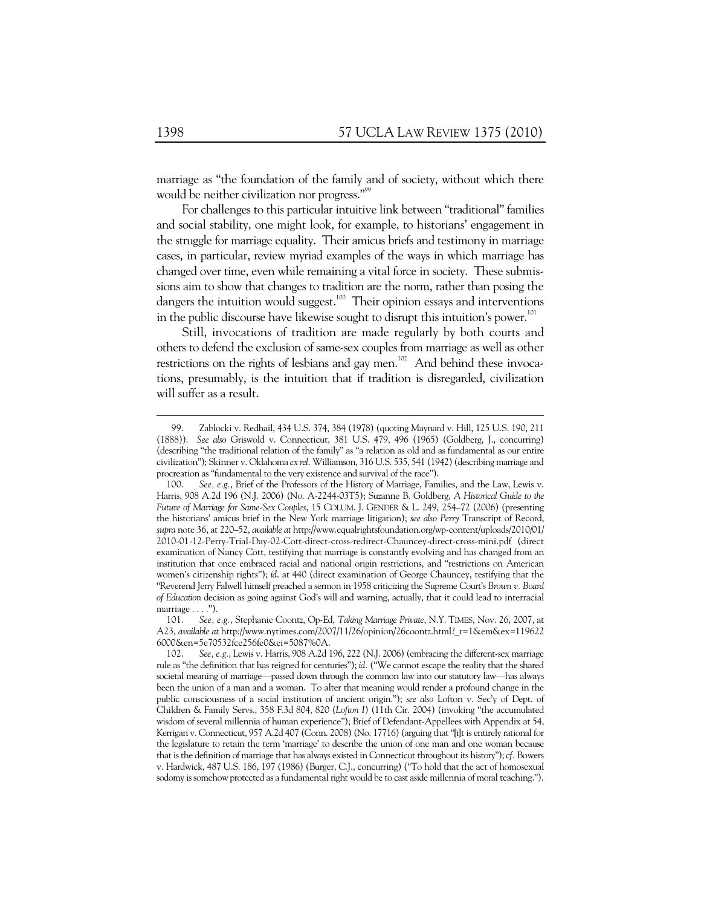marriage as "the foundation of the family and of society, without which there would be neither civilization nor progress."[99]

For challenges to this particular intuitive link between "traditional" families and social stability, one might look, for example, to historians' engagement in the struggle for marriage equality. Their amicus briefs and testimony in marriage cases, in particular, review myriad examples of the ways in which marriage has changed over time, even while remaining a vital force in society. These submissions aim to show that changes to tradition are the norm, rather than posing the dangers the intuition would suggest.[100] Their opinion essays and interventions in the public discourse have likewise sought to disrupt this intuition's power.[101]

Still, invocations of tradition are made regularly by both courts and others to defend the exclusion of same-sex couples from marriage as well as other restrictions on the rights of lesbians and gay men.[102] And behind these invocations, presumably, is the intuition that if tradition is disregarded, civilization will suffer as a result.

---

99. Zablocki v. Redhail, 434 U.S. 374, 384 (1978) (quoting Maynard v. Hill, 125 U.S. 190, 211 (1888)). *See also* Griswold v. Connecticut, 381 U.S. 479, 496 (1965) (Goldberg, J., concurring) (describing "the traditional relation of the family" as "a relation as old and as fundamental as our entire civilization"); Skinner v. Oklahoma *ex rel.* Williamson, 316 U.S. 535, 541 (1942) (describing marriage and procreation as "fundamental to the very existence and survival of the race").

100. *See, e.g.*, Brief of the Professors of the History of Marriage, Families, and the Law, Lewis v. Harris, 908 A.2d 196 (N.J. 2006) (No. A-2244-03T5); Suzanne B. Goldberg, *A Historical Guide to the Future of Marriage for Same-Sex Couples*, 15 COLUM. J. GENDER & L. 249, 254–72 (2006) (presenting the historians' amicus brief in the New York marriage litigation); *see also Perry* Transcript of Record, *supra* note 36, at 220–52, *available at* http://www.equalrightsfoundation.org/wp-content/uploads/2010/01/2010-01-12-Perry-Trial-Day-02-Cott-direct-cross-redirect-Chauncey-direct-cross-mini.pdf (direct examination of Nancy Cott, testifying that marriage is constantly evolving and has changed from an institution that once embraced racial and national origin restrictions, and "restrictions on American women's citizenship rights"); *id.* at 440 (direct examination of George Chauncey, testifying that the "Reverend Jerry Falwell himself preached a sermon in 1958 criticizing the Supreme Court's *Brown v. Board of Education* decision as going against God's will and warning, actually, that it could lead to interracial marriage . . . .").

101. *See, e.g.*, Stephanie Coontz, Op-Ed, *Taking Marriage Private*, N.Y. TIMES, Nov. 26, 2007, at A23, *available at* http://www.nytimes.com/2007/11/26/opinion/26coontz.html?_r=1&em&ex=1196226000&en=5e70532fce256fe0&ei=5087%0A.

102. *See, e.g.*, Lewis v. Harris, 908 A.2d 196, 222 (N.J. 2006) (embracing the different-sex marriage rule as "the definition that has reigned for centuries"); *id.* ("We cannot escape the reality that the shared societal meaning of marriage—passed down through the common law into our statutory law—has always been the union of a man and a woman. To alter that meaning would render a profound change in the public consciousness of a social institution of ancient origin."); *see also* Lofton v. Sec'y of Dept. of Children & Family Servs., 358 F.3d 804, 820 (*Lofton I*) (11th Cir. 2004) (invoking "the accumulated wisdom of several millennia of human experience"); Brief of Defendant-Appellees with Appendix at 54, Kerrigan v. Connecticut, 957 A.2d 407 (Conn. 2008) (No. 17716) (arguing that "[i]t is entirely rational for the legislature to retain the term 'marriage' to describe the union of one man and one woman because that is the definition of marriage that has always existed in Connecticut throughout its history"); *cf.* Bowers v. Hardwick, 487 U.S. 186, 197 (1986) (Burger, C.J., concurring) ("To hold that the act of homosexual sodomy is somehow protected as a fundamental right would be to cast aside millennia of moral teaching.").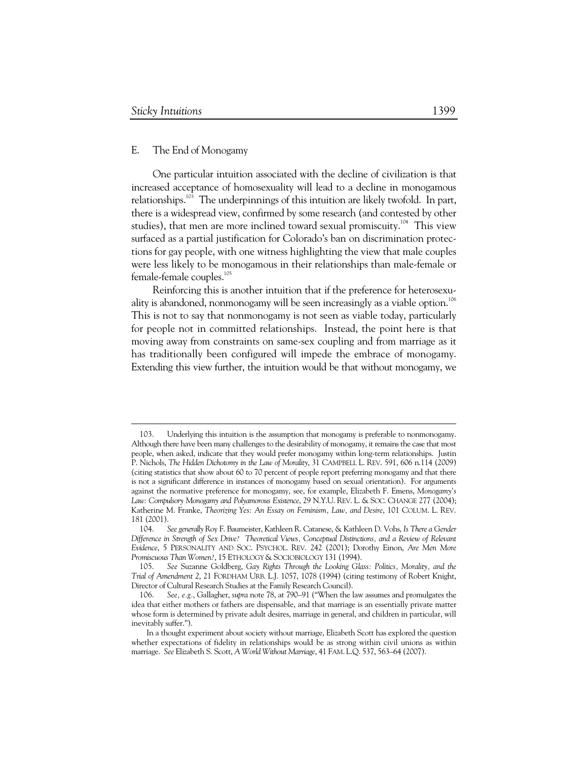### E. The End of Monogamy

One particular intuition associated with the decline of civilization is that increased acceptance of homosexuality will lead to a decline in monogamous relationships.[103] The underpinnings of this intuition are likely twofold. In part, there is a widespread view, confirmed by some research (and contested by other studies), that men are more inclined toward sexual promiscuity.[104] This view surfaced as a partial justification for Colorado's ban on discrimination protections for gay people, with one witness highlighting the view that male couples were less likely to be monogamous in their relationships than male-female or female-female couples.[105]

Reinforcing this is another intuition that if the preference for heterosexuality is abandoned, nonmonogamy will be seen increasingly as a viable option.[106] This is not to say that nonmonogamy is not seen as viable today, particularly for people not in committed relationships. Instead, the point here is that moving away from constraints on same-sex coupling and from marriage as it has traditionally been configured will impede the embrace of monogamy. Extending this view further, the intuition would be that without monogamy, we

---

103. Underlying this intuition is the assumption that monogamy is preferable to nonmonogamy. Although there have been many challenges to the desirability of monogamy, it remains the case that most people, when asked, indicate that they would prefer monogamy within long-term relationships. Justin P. Nichols, *The Hidden Dichotomy in the Law of Morality*, 31 CAMPBELL L. REV. 591, 606 n.114 (2009) (citing statistics that show about 60 to 70 percent of people report preferring monogamy and that there is not a significant difference in instances of monogamy based on sexual orientation). For arguments against the normative preference for monogamy, see, for example, Elizabeth F. Emens, *Monogamy's Law: Compulsory Monogamy and Polyamorous Existence*, 29 N.Y.U. REV. L. & SOC. CHANGE 277 (2004); Katherine M. Franke, *Theorizing Yes: An Essay on Feminism, Law, and Desire*, 101 COLUM. L. REV. 181 (2001).

104. *See generally* Roy F. Baumeister, Kathleen R. Catanese, & Kathleen D. Vohs, *Is There a Gender Difference in Strength of Sex Drive? Theoretical Views, Conceptual Distinctions, and a Review of Relevant Evidence*, 5 PERSONALITY AND SOC. PSYCHOL. REV. 242 (2001); Dorothy Einon, *Are Men More Promiscuous Than Women?*, 15 ETHOLOGY & SOCIOBIOLOGY 131 (1994).

105. *See* Suzanne Goldberg, *Gay Rights Through the Looking Glass: Politics, Morality, and the Trial of Amendment 2*, 21 FORDHAM URB. L.J. 1057, 1078 (1994) (citing testimony of Robert Knight, Director of Cultural Research Studies at the Family Research Council).

106. *See, e.g.*, Gallagher, *supra* note 78, at 790–91 ("When the law assumes and promulgates the idea that either mothers or fathers are dispensable, and that marriage is an essentially private matter whose form is determined by private adult desires, marriage in general, and children in particular, will inevitably suffer.").

In a thought experiment about society without marriage, Elizabeth Scott has explored the question whether expectations of fidelity in relationships would be as strong within civil unions as within marriage. *See* Elizabeth S. Scott, *A World Without Marriage*, 41 FAM. L.Q. 537, 563–64 (2007).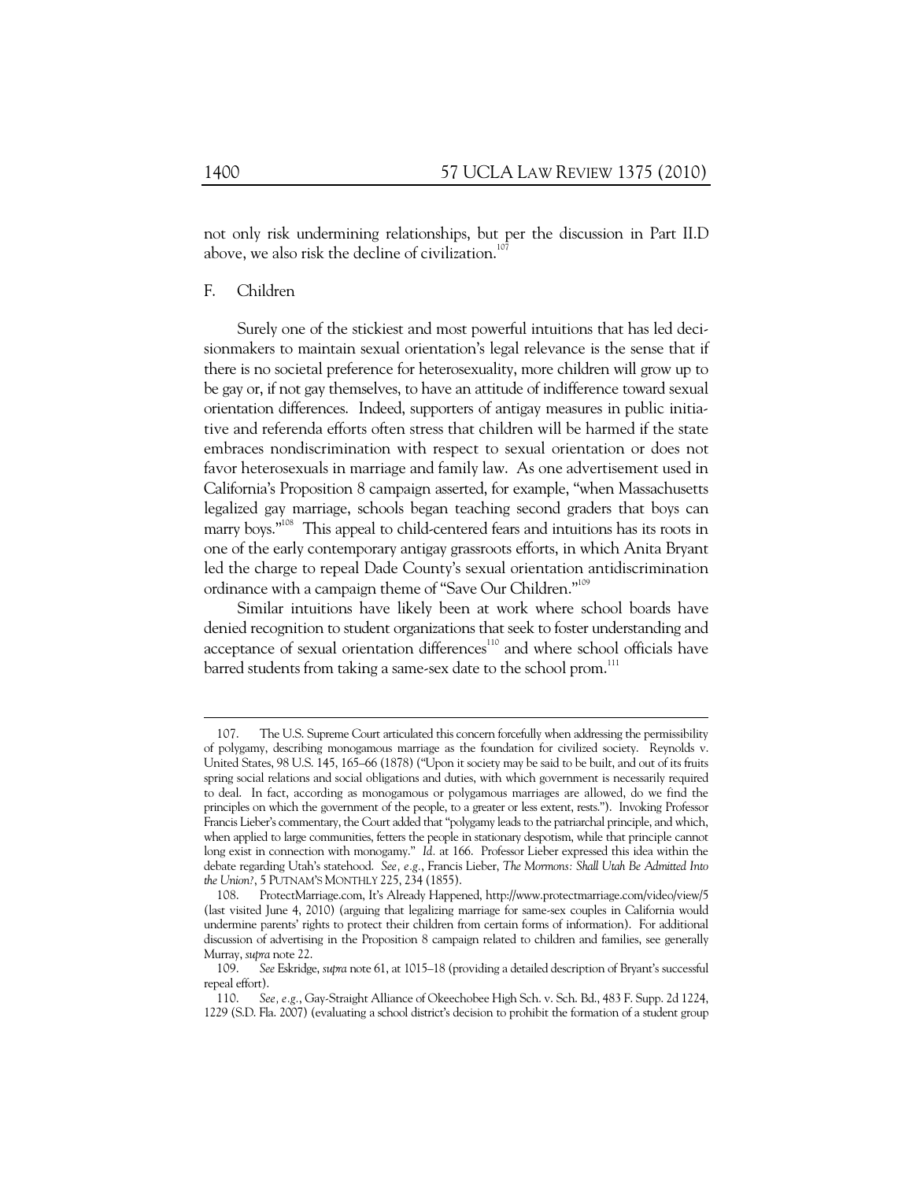not only risk undermining relationships, but per the discussion in Part II.D above, we also risk the decline of civilization.[107]

### F. Children

Surely one of the stickiest and most powerful intuitions that has led decisionmakers to maintain sexual orientation's legal relevance is the sense that if there is no societal preference for heterosexuality, more children will grow up to be gay or, if not gay themselves, to have an attitude of indifference toward sexual orientation differences. Indeed, supporters of antigay measures in public initiative and referenda efforts often stress that children will be harmed if the state embraces nondiscrimination with respect to sexual orientation or does not favor heterosexuals in marriage and family law. As one advertisement used in California's Proposition 8 campaign asserted, for example, "when Massachusetts legalized gay marriage, schools began teaching second graders that boys can marry boys."[108] This appeal to child-centered fears and intuitions has its roots in one of the early contemporary antigay grassroots efforts, in which Anita Bryant led the charge to repeal Dade County's sexual orientation antidiscrimination ordinance with a campaign theme of "Save Our Children."[109]

Similar intuitions have likely been at work where school boards have denied recognition to student organizations that seek to foster understanding and acceptance of sexual orientation differences[110] and where school officials have barred students from taking a same-sex date to the school prom.[111]

---

107. The U.S. Supreme Court articulated this concern forcefully when addressing the permissibility of polygamy, describing monogamous marriage as the foundation for civilized society. Reynolds v. United States, 98 U.S. 145, 165–66 (1878) ("Upon it society may be said to be built, and out of its fruits spring social relations and social obligations and duties, with which government is necessarily required to deal. In fact, according as monogamous or polygamous marriages are allowed, do we find the principles on which the government of the people, to a greater or less extent, rests."). Invoking Professor Francis Lieber's commentary, the Court added that "polygamy leads to the patriarchal principle, and which, when applied to large communities, fetters the people in stationary despotism, while that principle cannot long exist in connection with monogamy." *Id.* at 166. Professor Lieber expressed this idea within the debate regarding Utah's statehood. *See, e.g.*, Francis Lieber, *The Mormons: Shall Utah Be Admitted Into the Union?*, 5 PUTNAM'S MONTHLY 225, 234 (1855).

108. ProtectMarriage.com, It's Already Happened, http://www.protectmarriage.com/video/view/5 (last visited June 4, 2010) (arguing that legalizing marriage for same-sex couples in California would undermine parents' rights to protect their children from certain forms of information). For additional discussion of advertising in the Proposition 8 campaign related to children and families, see generally Murray, *supra* note 22.

109. *See* Eskridge, *supra* note 61, at 1015–18 (providing a detailed description of Bryant's successful repeal effort).

110. *See, e.g.*, Gay-Straight Alliance of Okeechobee High Sch. v. Sch. Bd., 483 F. Supp. 2d 1224, 1229 (S.D. Fla. 2007) (evaluating a school district's decision to prohibit the formation of a student group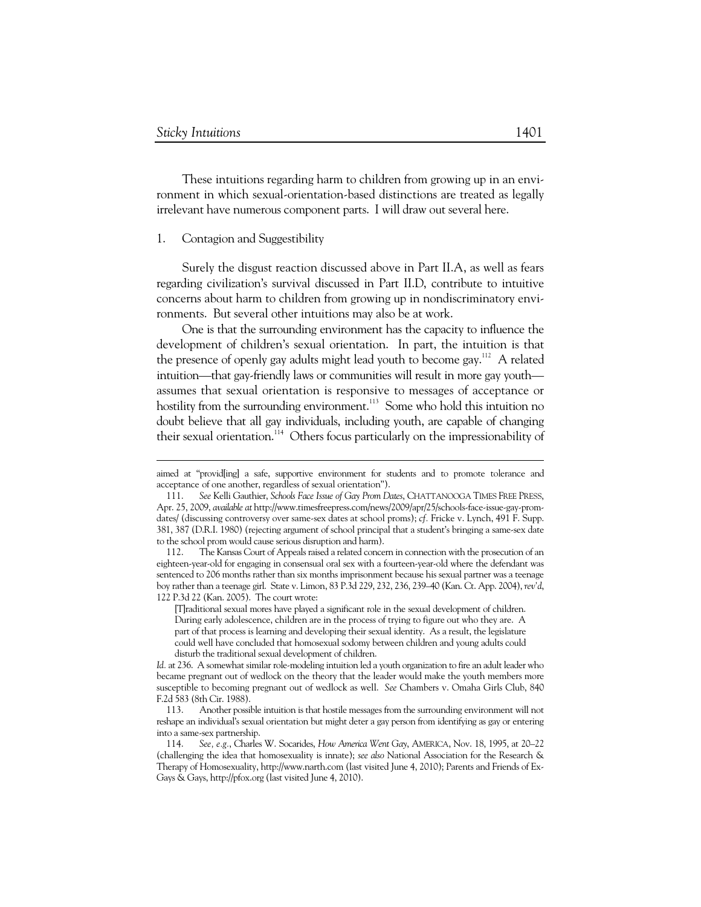These intuitions regarding harm to children from growing up in an environment in which sexual-orientation-based distinctions are treated as legally irrelevant have numerous component parts. I will draw out several here.

### 1. Contagion and Suggestibility

Surely the disgust reaction discussed above in Part II.A, as well as fears regarding civilization's survival discussed in Part II.D, contribute to intuitive concerns about harm to children from growing up in nondiscriminatory environments. But several other intuitions may also be at work.

One is that the surrounding environment has the capacity to influence the development of children's sexual orientation. In part, the intuition is that the presence of openly gay adults might lead youth to become gay.[112] A related intuition—that gay-friendly laws or communities will result in more gay youth—assumes that sexual orientation is responsive to messages of acceptance or hostility from the surrounding environment.[113] Some who hold this intuition no doubt believe that all gay individuals, including youth, are capable of changing their sexual orientation.[114] Others focus particularly on the impressionability of

---

aimed at "provid[ing] a safe, supportive environment for students and to promote tolerance and acceptance of one another, regardless of sexual orientation").

111. *See* Kelli Gauthier, *Schools Face Issue of Gay Prom Dates*, CHATTANOOGA TIMES FREE PRESS, Apr. 25, 2009, *available at* http://www.timesfreepress.com/news/2009/apr/25/schools-face-issue-gay-prom-dates/ (discussing controversy over same-sex dates at school proms); *cf.* Fricke v. Lynch, 491 F. Supp. 381, 387 (D.R.I. 1980) (rejecting argument of school principal that a student's bringing a same-sex date to the school prom would cause serious disruption and harm).

112. The Kansas Court of Appeals raised a related concern in connection with the prosecution of an eighteen-year-old for engaging in consensual oral sex with a fourteen-year-old where the defendant was sentenced to 206 months rather than six months imprisonment because his sexual partner was a teenage boy rather than a teenage girl. State v. Limon, 83 P.3d 229, 232, 236, 239–40 (Kan. Ct. App. 2004), *rev'd*, 122 P.3d 22 (Kan. 2005). The court wrote:

> [T]raditional sexual mores have played a significant role in the sexual development of children. During early adolescence, children are in the process of trying to figure out who they are. A part of that process is learning and developing their sexual identity. As a result, the legislature could well have concluded that homosexual sodomy between children and young adults could disturb the traditional sexual development of children.

*Id.* at 236. A somewhat similar role-modeling intuition led a youth organization to fire an adult leader who became pregnant out of wedlock on the theory that the leader would make the youth members more susceptible to becoming pregnant out of wedlock as well. *See* Chambers v. Omaha Girls Club, 840 F.2d 583 (8th Cir. 1988).

113. Another possible intuition is that hostile messages from the surrounding environment will not reshape an individual's sexual orientation but might deter a gay person from identifying as gay or entering into a same-sex partnership.

114. *See, e.g.*, Charles W. Socarides, *How America Went Gay*, AMERICA, Nov. 18, 1995, at 20–22 (challenging the idea that homosexuality is innate); *see also* National Association for the Research & Therapy of Homosexuality, http://www.narth.com (last visited June 4, 2010); Parents and Friends of Ex-Gays & Gays, http://pfox.org (last visited June 4, 2010).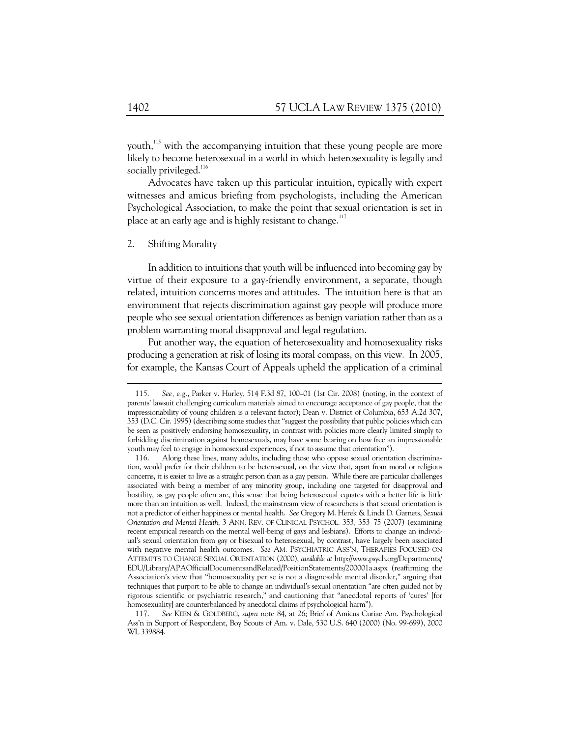youth,[115] with the accompanying intuition that these young people are more likely to become heterosexual in a world in which heterosexuality is legally and socially privileged.[116]

Advocates have taken up this particular intuition, typically with expert witnesses and amicus briefing from psychologists, including the American Psychological Association, to make the point that sexual orientation is set in place at an early age and is highly resistant to change.[117]

2. Shifting Morality

In addition to intuitions that youth will be influenced into becoming gay by virtue of their exposure to a gay-friendly environment, a separate, though related, intuition concerns mores and attitudes. The intuition here is that an environment that rejects discrimination against gay people will produce more people who see sexual orientation differences as benign variation rather than as a problem warranting moral disapproval and legal regulation.

Put another way, the equation of heterosexuality and homosexuality risks producing a generation at risk of losing its moral compass, on this view. In 2005, for example, the Kansas Court of Appeals upheld the application of a criminal

---

115. *See, e.g.*, Parker v. Hurley, 514 F.3d 87, 100–01 (1st Cir. 2008) (noting, in the context of parents' lawsuit challenging curriculum materials aimed to encourage acceptance of gay people, that the impressionability of young children is a relevant factor); Dean v. District of Columbia, 653 A.2d 307, 353 (D.C. Cir. 1995) (describing some studies that "suggest the possibility that public policies which can be seen as positively endorsing homosexuality, in contrast with policies more clearly limited simply to forbidding discrimination against homosexuals, may have some bearing on how free an impressionable youth may feel to engage in homosexual experiences, if not to assume that orientation").

116. Along these lines, many adults, including those who oppose sexual orientation discrimination, would prefer for their children to be heterosexual, on the view that, apart from moral or religious concerns, it is easier to live as a straight person than as a gay person. While there are particular challenges associated with being a member of any minority group, including one targeted for disapproval and hostility, as gay people often are, this sense that being heterosexual equates with a better life is little more than an intuition as well. Indeed, the mainstream view of researchers is that sexual orientation is not a predictor of either happiness or mental health. *See* Gregory M. Herek & Linda D. Garnets, *Sexual Orientation and Mental Health*, 3 ANN. REV. OF CLINICAL PSYCHOL. 353, 353–75 (2007) (examining recent empirical research on the mental well-being of gays and lesbians). Efforts to change an individual's sexual orientation from gay or bisexual to heterosexual, by contrast, have largely been associated with negative mental health outcomes. *See* AM. PSYCHIATRIC ASS'N, THERAPIES FOCUSED ON ATTEMPTS TO CHANGE SEXUAL ORIENTATION (2000), *available at* http://www.psych.org/Departments/EDU/Library/APAOfficialDocumentsandRelated/PositionStatements/200001a.aspx (reaffirming the Association's view that "homosexuality per se is not a diagnosable mental disorder," arguing that techniques that purport to be able to change an individual's sexual orientation "are often guided not by rigorous scientific or psychiatric research," and cautioning that "anecdotal reports of 'cures' [for homosexuality] are counterbalanced by anecdotal claims of psychological harm").

117. *See* KEEN & GOLDBERG, *supra* note 84, at 26; Brief of Amicus Curiae Am. Psychological Ass'n in Support of Respondent, Boy Scouts of Am. v. Dale, 530 U.S. 640 (2000) (No. 99-699), 2000 WL 339884.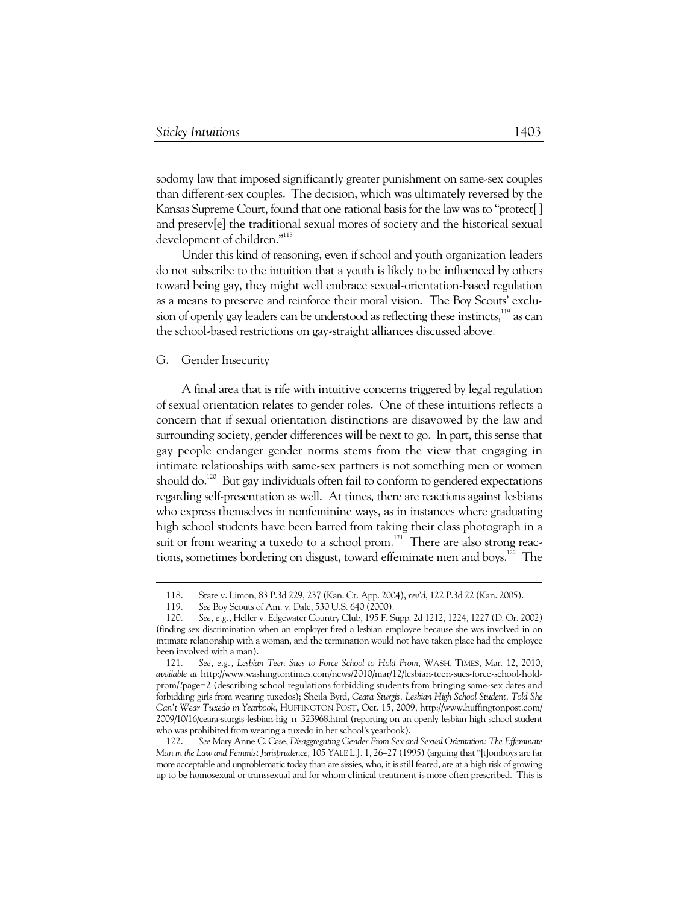sodomy law that imposed significantly greater punishment on same-sex couples than different-sex couples. The decision, which was ultimately reversed by the Kansas Supreme Court, found that one rational basis for the law was to "protect[ ] and preserv[e] the traditional sexual mores of society and the historical sexual development of children."[118]

Under this kind of reasoning, even if school and youth organization leaders do not subscribe to the intuition that a youth is likely to be influenced by others toward being gay, they might well embrace sexual-orientation-based regulation as a means to preserve and reinforce their moral vision. The Boy Scouts' exclusion of openly gay leaders can be understood as reflecting these instincts,[119] as can the school-based restrictions on gay-straight alliances discussed above.

## G. Gender Insecurity

A final area that is rife with intuitive concerns triggered by legal regulation of sexual orientation relates to gender roles. One of these intuitions reflects a concern that if sexual orientation distinctions are disavowed by the law and surrounding society, gender differences will be next to go. In part, this sense that gay people endanger gender norms stems from the view that engaging in intimate relationships with same-sex partners is not something men or women should do.[120] But gay individuals often fail to conform to gendered expectations regarding self-presentation as well. At times, there are reactions against lesbians who express themselves in nonfeminine ways, as in instances where graduating high school students have been barred from taking their class photograph in a suit or from wearing a tuxedo to a school prom.[121] There are also strong reactions, sometimes bordering on disgust, toward effeminate men and boys.[122] The

---

118. State v. Limon, 83 P.3d 229, 237 (Kan. Ct. App. 2004), *rev'd*, 122 P.3d 22 (Kan. 2005).

119. *See* Boy Scouts of Am. v. Dale, 530 U.S. 640 (2000).

120. *See, e.g.*, Heller v. Edgewater Country Club, 195 F. Supp. 2d 1212, 1224, 1227 (D. Or. 2002) (finding sex discrimination when an employer fired a lesbian employee because she was involved in an intimate relationship with a woman, and the termination would not have taken place had the employee been involved with a man).

121. *See, e.g., Lesbian Teen Sues to Force School to Hold Prom*, WASH. TIMES, Mar. 12, 2010, *available at* http://www.washingtontimes.com/news/2010/mar/12/lesbian-teen-sues-force-school-hold-prom/?page=2 (describing school regulations forbidding students from bringing same-sex dates and forbidding girls from wearing tuxedos); Sheila Byrd, *Ceara Sturgis, Lesbian High School Student, Told She Can't Wear Tuxedo in Yearbook*, HUFFINGTON POST, Oct. 15, 2009, http://www.huffingtonpost.com/2009/10/16/ceara-sturgis-lesbian-hig_n_323968.html (reporting on an openly lesbian high school student who was prohibited from wearing a tuxedo in her school's yearbook).

122. *See* Mary Anne C. Case, *Disaggregating Gender From Sex and Sexual Orientation: The Effeminate Man in the Law and Feminist Jurisprudence*, 105 YALE L.J. 1, 26–27 (1995) (arguing that "[t]omboys are far more acceptable and unproblematic today than are sissies, who, it is still feared, are at a high risk of growing up to be homosexual or transsexual and for whom clinical treatment is more often prescribed. This is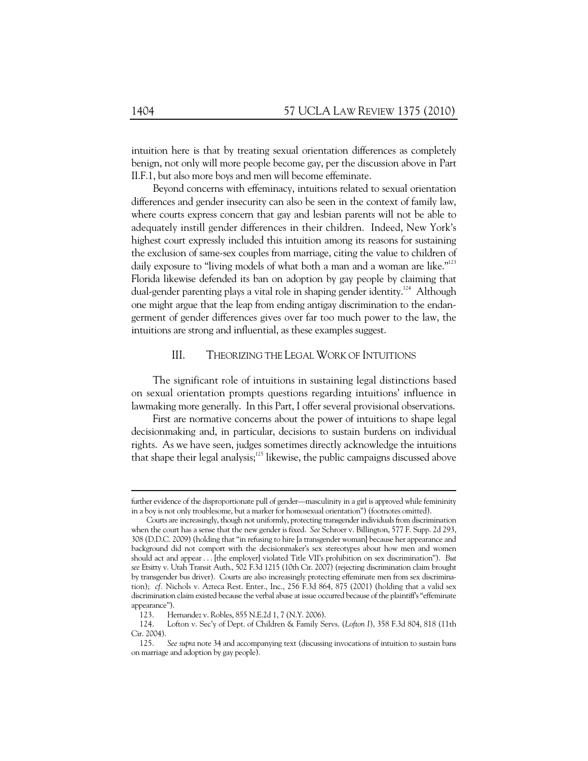intuition here is that by treating sexual orientation differences as completely benign, not only will more people become gay, per the discussion above in Part II.F.1, but also more boys and men will become effeminate.

Beyond concerns with effeminacy, intuitions related to sexual orientation differences and gender insecurity can also be seen in the context of family law, where courts express concern that gay and lesbian parents will not be able to adequately instill gender differences in their children. Indeed, New York's highest court expressly included this intuition among its reasons for sustaining the exclusion of same-sex couples from marriage, citing the value to children of daily exposure to "living models of what both a man and a woman are like."[123] Florida likewise defended its ban on adoption by gay people by claiming that dual-gender parenting plays a vital role in shaping gender identity.[124] Although one might argue that the leap from ending antigay discrimination to the endangerment of gender differences gives over far too much power to the law, the intuitions are strong and influential, as these examples suggest.

## III. THEORIZING THE LEGAL WORK OF INTUITIONS

The significant role of intuitions in sustaining legal distinctions based on sexual orientation prompts questions regarding intuitions' influence in lawmaking more generally. In this Part, I offer several provisional observations.

First are normative concerns about the power of intuitions to shape legal decisionmaking and, in particular, decisions to sustain burdens on individual rights. As we have seen, judges sometimes directly acknowledge the intuitions that shape their legal analysis;[125] likewise, the public campaigns discussed above

---

further evidence of the disproportionate pull of gender—masculinity in a girl is approved while femininity in a boy is not only troublesome, but a marker for homosexual orientation") (footnotes omitted).

Courts are increasingly, though not uniformly, protecting transgender individuals from discrimination when the court has a sense that the new gender is fixed. *See* Schroer v. Billington, 577 F. Supp. 2d 293, 308 (D.D.C. 2009) (holding that "in refusing to hire [a transgender woman] because her appearance and background did not comport with the decisionmaker's sex stereotypes about how men and women should act and appear . . . [the employer] violated Title VII's prohibition on sex discrimination"). *But see* Etsitty v. Utah Transit Auth., 502 F.3d 1215 (10th Cir. 2007) (rejecting discrimination claim brought by transgender bus driver). Courts are also increasingly protecting effeminate men from sex discrimination); *cf.* Nichols v. Azteca Rest. Enter., Inc., 256 F.3d 864, 875 (2001) (holding that a valid sex discrimination claim existed because the verbal abuse at issue occurred because of the plaintiff's "effeminate appearance").

123. Hernandez v. Robles, 855 N.E.2d 1, 7 (N.Y. 2006).

124. Lofton v. Sec'y of Dept. of Children & Family Servs. (*Lofton I*), 358 F.3d 804, 818 (11th Cir. 2004).

125. *See supra* note 34 and accompanying text (discussing invocations of intuition to sustain bans on marriage and adoption by gay people).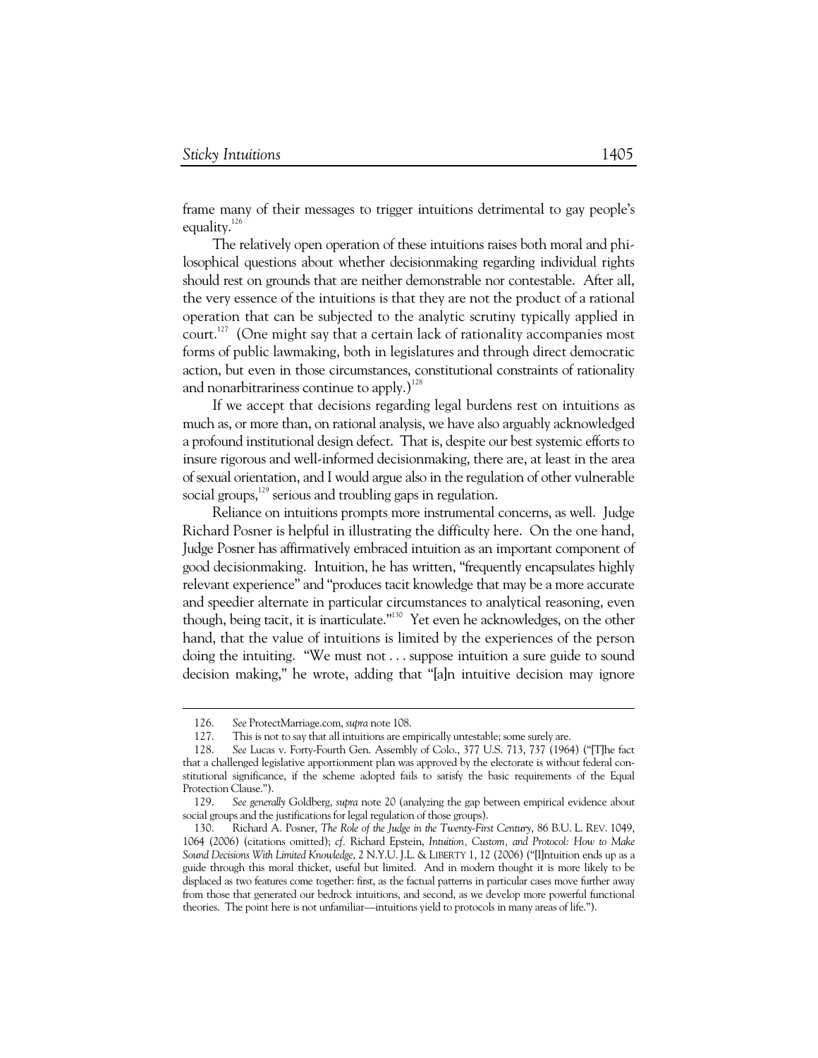frame many of their messages to trigger intuitions detrimental to gay people's equality.[126]

The relatively open operation of these intuitions raises both moral and philosophical questions about whether decisionmaking regarding individual rights should rest on grounds that are neither demonstrable nor contestable. After all, the very essence of the intuitions is that they are not the product of a rational operation that can be subjected to the analytic scrutiny typically applied in court.[127] (One might say that a certain lack of rationality accompanies most forms of public lawmaking, both in legislatures and through direct democratic action, but even in those circumstances, constitutional constraints of rationality and nonarbitrariness continue to apply.)[128]

If we accept that decisions regarding legal burdens rest on intuitions as much as, or more than, on rational analysis, we have also arguably acknowledged a profound institutional design defect. That is, despite our best systemic efforts to insure rigorous and well-informed decisionmaking, there are, at least in the area of sexual orientation, and I would argue also in the regulation of other vulnerable social groups,[129] serious and troubling gaps in regulation.

Reliance on intuitions prompts more instrumental concerns, as well. Judge Richard Posner is helpful in illustrating the difficulty here. On the one hand, Judge Posner has affirmatively embraced intuition as an important component of good decisionmaking. Intuition, he has written, "frequently encapsulates highly relevant experience" and "produces tacit knowledge that may be a more accurate and speedier alternate in particular circumstances to analytical reasoning, even though, being tacit, it is inarticulate."[130] Yet even he acknowledges, on the other hand, that the value of intuitions is limited by the experiences of the person doing the intuiting. "We must not . . . suppose intuition a sure guide to sound decision making," he wrote, adding that "[a]n intuitive decision may ignore

---

126. *See* ProtectMarriage.com, *supra* note 108.

127. This is not to say that all intuitions are empirically untestable; some surely are.

128. *See* Lucas v. Forty-Fourth Gen. Assembly of Colo., 377 U.S. 713, 737 (1964) ("[T]he fact that a challenged legislative apportionment plan was approved by the electorate is without federal constitutional significance, if the scheme adopted fails to satisfy the basic requirements of the Equal Protection Clause.").

129. *See generally* Goldberg, *supra* note 20 (analyzing the gap between empirical evidence about social groups and the justifications for legal regulation of those groups).

130. Richard A. Posner, *The Role of the Judge in the Twenty-First Century*, 86 B.U. L. REV. 1049, 1064 (2006) (citations omitted); *cf.* Richard Epstein, *Intuition, Custom, and Protocol: How to Make Sound Decisions With Limited Knowledge*, 2 N.Y.U. J.L. & LIBERTY 1, 12 (2006) ("[I]ntuition ends up as a guide through this moral thicket, useful but limited. And in modern thought it is more likely to be displaced as two features come together: first, as the factual patterns in particular cases move further away from those that generated our bedrock intuitions, and second, as we develop more powerful functional theories. The point here is not unfamiliar—intuitions yield to protocols in many areas of life.").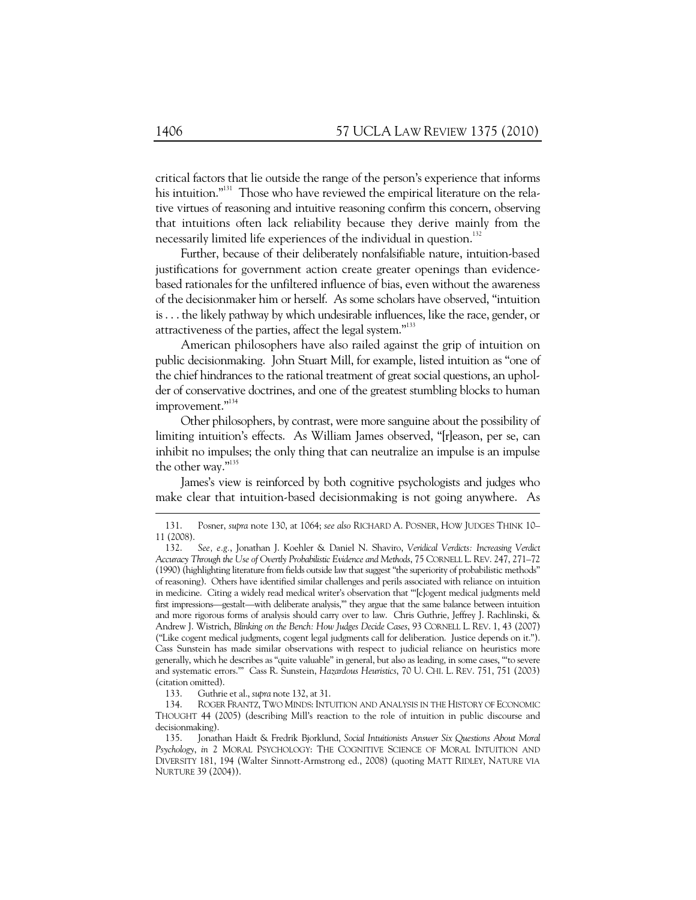critical factors that lie outside the range of the person's experience that informs his intuition."[131] Those who have reviewed the empirical literature on the relative virtues of reasoning and intuitive reasoning confirm this concern, observing that intuitions often lack reliability because they derive mainly from the necessarily limited life experiences of the individual in question.[132]

Further, because of their deliberately nonfalsifiable nature, intuition-based justifications for government action create greater openings than evidence-based rationales for the unfiltered influence of bias, even without the awareness of the decisionmaker him or herself. As some scholars have observed, "intuition is . . . the likely pathway by which undesirable influences, like the race, gender, or attractiveness of the parties, affect the legal system."[133]

American philosophers have also railed against the grip of intuition on public decisionmaking. John Stuart Mill, for example, listed intuition as "one of the chief hindrances to the rational treatment of great social questions, an upholder of conservative doctrines, and one of the greatest stumbling blocks to human improvement."[134]

Other philosophers, by contrast, were more sanguine about the possibility of limiting intuition's effects. As William James observed, "[r]eason, per se, can inhibit no impulses; the only thing that can neutralize an impulse is an impulse the other way."[135]

James's view is reinforced by both cognitive psychologists and judges who make clear that intuition-based decisionmaking is not going anywhere. As

---

131. Posner, *supra* note 130, at 1064; *see also* RICHARD A. POSNER, HOW JUDGES THINK 10–11 (2008).

132. *See, e.g.*, Jonathan J. Koehler & Daniel N. Shaviro, *Veridical Verdicts: Increasing Verdict Accuracy Through the Use of Overtly Probabilistic Evidence and Methods*, 75 CORNELL L. REV. 247, 271–72 (1990) (highlighting literature from fields outside law that suggest "the superiority of probabilistic methods" of reasoning). Others have identified similar challenges and perils associated with reliance on intuition in medicine. Citing a widely read medical writer's observation that "'[c]ogent medical judgments meld first impressions—gestalt—with deliberate analysis,'" they argue that the same balance between intuition and more rigorous forms of analysis should carry over to law. Chris Guthrie, Jeffrey J. Rachlinski, & Andrew J. Wistrich, *Blinking on the Bench: How Judges Decide Cases*, 93 CORNELL L. REV. 1, 43 (2007) ("Like cogent medical judgments, cogent legal judgments call for deliberation. Justice depends on it."). Cass Sunstein has made similar observations with respect to judicial reliance on heuristics more generally, which he describes as "quite valuable" in general, but also as leading, in some cases, "'to severe and systematic errors.'" Cass R. Sunstein, *Hazardous Heuristics*, 70 U. CHI. L. REV. 751, 751 (2003) (citation omitted).

133. Guthrie et al., *supra* note 132, at 31.

134. ROGER FRANTZ, TWO MINDS: INTUITION AND ANALYSIS IN THE HISTORY OF ECONOMIC THOUGHT 44 (2005) (describing Mill's reaction to the role of intuition in public discourse and decisionmaking).

135. Jonathan Haidt & Fredrik Bjorklund, *Social Intuitionists Answer Six Questions About Moral Psychology*, *in* 2 MORAL PSYCHOLOGY: THE COGNITIVE SCIENCE OF MORAL INTUITION AND DIVERSITY 181, 194 (Walter Sinnott-Armstrong ed., 2008) (quoting MATT RIDLEY, NATURE VIA NURTURE 39 (2004)).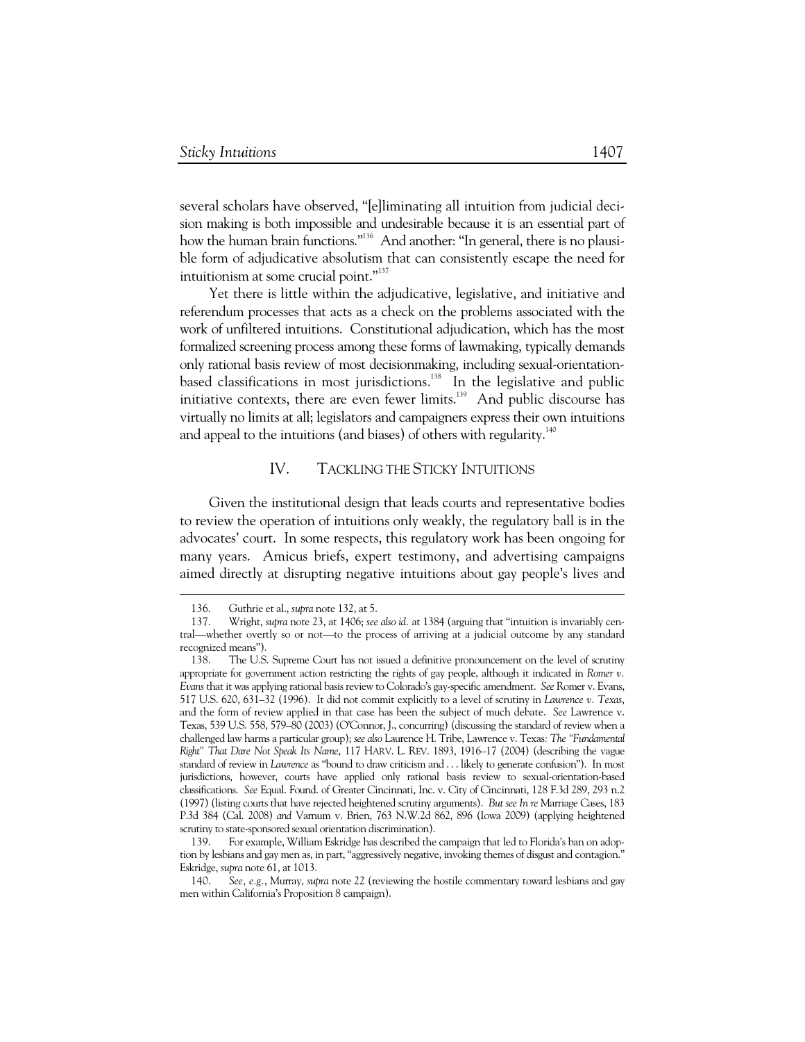several scholars have observed, "[e]liminating all intuition from judicial decision making is both impossible and undesirable because it is an essential part of how the human brain functions."[136] And another: "In general, there is no plausible form of adjudicative absolutism that can consistently escape the need for intuitionism at some crucial point."[137]

Yet there is little within the adjudicative, legislative, and initiative and referendum processes that acts as a check on the problems associated with the work of unfiltered intuitions. Constitutional adjudication, which has the most formalized screening process among these forms of lawmaking, typically demands only rational basis review of most decisionmaking, including sexual-orientation-based classifications in most jurisdictions.[138] In the legislative and public initiative contexts, there are even fewer limits.[139] And public discourse has virtually no limits at all; legislators and campaigners express their own intuitions and appeal to the intuitions (and biases) of others with regularity.[140]

## IV. TACKLING THE STICKY INTUITIONS

Given the institutional design that leads courts and representative bodies to review the operation of intuitions only weakly, the regulatory ball is in the advocates' court. In some respects, this regulatory work has been ongoing for many years. Amicus briefs, expert testimony, and advertising campaigns aimed directly at disrupting negative intuitions about gay people's lives and

---

136. Guthrie et al., *supra* note 132, at 5.

137. Wright, *supra* note 23, at 1406; *see also id.* at 1384 (arguing that "intuition is invariably central—whether overtly so or not—to the process of arriving at a judicial outcome by any standard recognized means").

138. The U.S. Supreme Court has not issued a definitive pronouncement on the level of scrutiny appropriate for government action restricting the rights of gay people, although it indicated in *Romer v. Evans* that it was applying rational basis review to Colorado's gay-specific amendment. *See* Romer v. Evans, 517 U.S. 620, 631–32 (1996). It did not commit explicitly to a level of scrutiny in *Lawrence v. Texas*, and the form of review applied in that case has been the subject of much debate. *See* Lawrence v. Texas, 539 U.S. 558, 579–80 (2003) (O'Connor, J., concurring) (discussing the standard of review when a challenged law harms a particular group); *see also* Laurence H. Tribe, Lawrence v. Texas*: The "Fundamental Right" That Dare Not Speak Its Name*, 117 HARV. L. REV. 1893, 1916–17 (2004) (describing the vague standard of review in *Lawrence* as "bound to draw criticism and . . . likely to generate confusion"). In most jurisdictions, however, courts have applied only rational basis review to sexual-orientation-based classifications. *See* Equal. Found. of Greater Cincinnati, Inc. v. City of Cincinnati, 128 F.3d 289, 293 n.2 (1997) (listing courts that have rejected heightened scrutiny arguments). *But see In re* Marriage Cases, 183 P.3d 384 (Cal. 2008) *and* Varnum v. Brien, 763 N.W.2d 862, 896 (Iowa 2009) (applying heightened scrutiny to state-sponsored sexual orientation discrimination).

139. For example, William Eskridge has described the campaign that led to Florida's ban on adoption by lesbians and gay men as, in part, "aggressively negative, invoking themes of disgust and contagion." Eskridge, *supra* note 61, at 1013.

140. *See, e.g.*, Murray, *supra* note 22 (reviewing the hostile commentary toward lesbians and gay men within California's Proposition 8 campaign).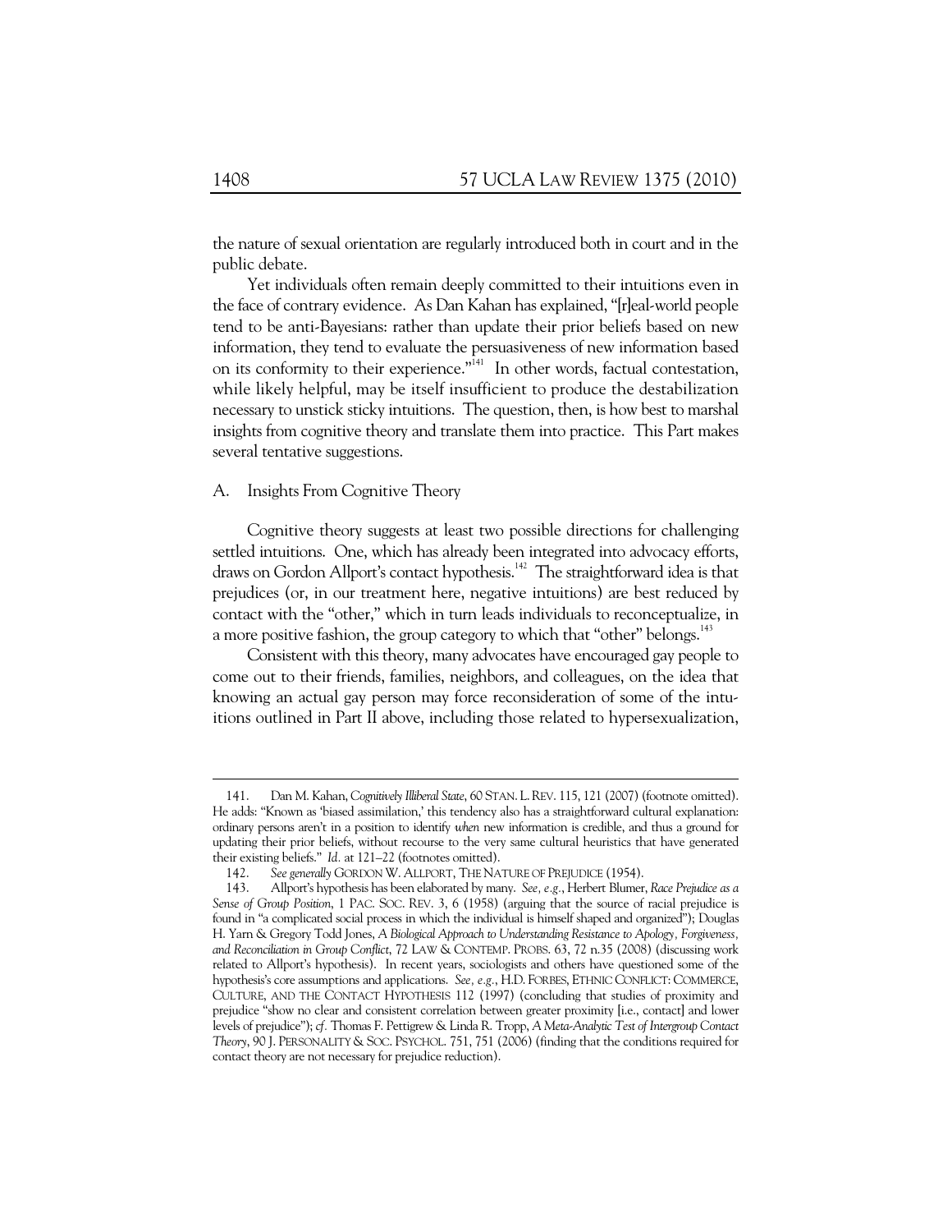the nature of sexual orientation are regularly introduced both in court and in the public debate.

Yet individuals often remain deeply committed to their intuitions even in the face of contrary evidence. As Dan Kahan has explained, "[r]eal-world people tend to be anti-Bayesians: rather than update their prior beliefs based on new information, they tend to evaluate the persuasiveness of new information based on its conformity to their experience."[141] In other words, factual contestation, while likely helpful, may be itself insufficient to produce the destabilization necessary to unstick sticky intuitions. The question, then, is how best to marshal insights from cognitive theory and translate them into practice. This Part makes several tentative suggestions.

## A. Insights From Cognitive Theory

Cognitive theory suggests at least two possible directions for challenging settled intuitions. One, which has already been integrated into advocacy efforts, draws on Gordon Allport's contact hypothesis.[142] The straightforward idea is that prejudices (or, in our treatment here, negative intuitions) are best reduced by contact with the "other," which in turn leads individuals to reconceptualize, in a more positive fashion, the group category to which that "other" belongs.[143]

Consistent with this theory, many advocates have encouraged gay people to come out to their friends, families, neighbors, and colleagues, on the idea that knowing an actual gay person may force reconsideration of some of the intuitions outlined in Part II above, including those related to hypersexualization,

---

141. Dan M. Kahan, *Cognitively Illiberal State*, 60 STAN. L. REV. 115, 121 (2007) (footnote omitted). He adds: "Known as 'biased assimilation,' this tendency also has a straightforward cultural explanation: ordinary persons aren't in a position to identify *when* new information is credible, and thus a ground for updating their prior beliefs, without recourse to the very same cultural heuristics that have generated their existing beliefs." *Id.* at 121–22 (footnotes omitted).

142. *See generally* GORDON W. ALLPORT, THE NATURE OF PREJUDICE (1954).

143. Allport's hypothesis has been elaborated by many. *See, e.g.*, Herbert Blumer, *Race Prejudice as a Sense of Group Position*, 1 PAC. SOC. REV. 3, 6 (1958) (arguing that the source of racial prejudice is found in "a complicated social process in which the individual is himself shaped and organized"); Douglas H. Yarn & Gregory Todd Jones, *A Biological Approach to Understanding Resistance to Apology, Forgiveness, and Reconciliation in Group Conflict*, 72 LAW & CONTEMP. PROBS. 63, 72 n.35 (2008) (discussing work related to Allport's hypothesis). In recent years, sociologists and others have questioned some of the hypothesis's core assumptions and applications. *See, e.g.*, H.D. FORBES, ETHNIC CONFLICT: COMMERCE, CULTURE, AND THE CONTACT HYPOTHESIS 112 (1997) (concluding that studies of proximity and prejudice "show no clear and consistent correlation between greater proximity [i.e., contact] and lower levels of prejudice"); *cf.* Thomas F. Pettigrew & Linda R. Tropp, *A Meta-Analytic Test of Intergroup Contact Theory*, 90 J. PERSONALITY & SOC. PSYCHOL. 751, 751 (2006) (finding that the conditions required for contact theory are not necessary for prejudice reduction).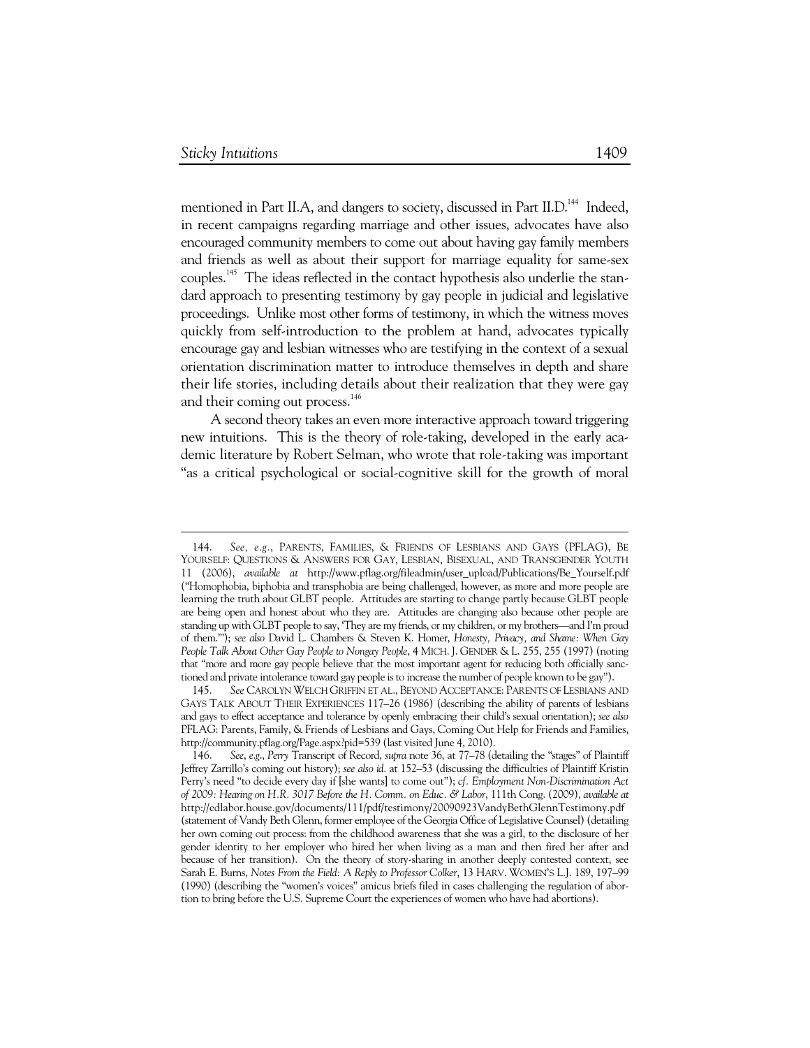mentioned in Part II.A, and dangers to society, discussed in Part II.D.[144] Indeed, in recent campaigns regarding marriage and other issues, advocates have also encouraged community members to come out about having gay family members and friends as well as about their support for marriage equality for same-sex couples.[145] The ideas reflected in the contact hypothesis also underlie the standard approach to presenting testimony by gay people in judicial and legislative proceedings. Unlike most other forms of testimony, in which the witness moves quickly from self-introduction to the problem at hand, advocates typically encourage gay and lesbian witnesses who are testifying in the context of a sexual orientation discrimination matter to introduce themselves in depth and share their life stories, including details about their realization that they were gay and their coming out process.[146]

A second theory takes an even more interactive approach toward triggering new intuitions. This is the theory of role-taking, developed in the early academic literature by Robert Selman, who wrote that role-taking was important "as a critical psychological or social-cognitive skill for the growth of moral

---

144. *See, e.g.*, PARENTS, FAMILIES, & FRIENDS OF LESBIANS AND GAYS (PFLAG), BE YOURSELF: QUESTIONS & ANSWERS FOR GAY, LESBIAN, BISEXUAL, AND TRANSGENDER YOUTH 11 (2006), *available at* http://www.pflag.org/fileadmin/user_upload/Publications/Be_Yourself.pdf ("Homophobia, biphobia and transphobia are being challenged, however, as more and more people are learning the truth about GLBT people. Attitudes are starting to change partly because GLBT people are being open and honest about who they are. Attitudes are changing also because other people are standing up with GLBT people to say, 'They are my friends, or my children, or my brothers—and I'm proud of them.'"); *see also* David L. Chambers & Steven K. Homer, *Honesty, Privacy, and Shame: When Gay People Talk About Other Gay People to Nongay People*, 4 MICH. J. GENDER & L. 255, 255 (1997) (noting that "more and more gay people believe that the most important agent for reducing both officially sanctioned and private intolerance toward gay people is to increase the number of people known to be gay").

145. *See* CAROLYN WELCH GRIFFIN ET AL., BEYOND ACCEPTANCE: PARENTS OF LESBIANS AND GAYS TALK ABOUT THEIR EXPERIENCES 117–26 (1986) (describing the ability of parents of lesbians and gays to effect acceptance and tolerance by openly embracing their child's sexual orientation); *see also* PFLAG: Parents, Family, & Friends of Lesbians and Gays, Coming Out Help for Friends and Families, http://community.pflag.org/Page.aspx?pid=539 (last visited June 4, 2010).

146. *See, e.g.*, *Perry* Transcript of Record, *supra* note 36, at 77–78 (detailing the "stages" of Plaintiff Jeffrey Zarrillo's coming out history); *see also id.* at 152–53 (discussing the difficulties of Plaintiff Kristin Perry's need "to decide every day if [she wants] to come out"); *cf. Employment Non-Discrimination Act of 2009: Hearing on H.R. 3017 Before the H. Comm. on Educ. & Labor*, 111th Cong. (2009), *available at* http://edlabor.house.gov/documents/111/pdf/testimony/20090923VandyBethGlennTestimony.pdf (statement of Vandy Beth Glenn, former employee of the Georgia Office of Legislative Counsel) (detailing her own coming out process: from the childhood awareness that she was a girl, to the disclosure of her gender identity to her employer who hired her when living as a man and then fired her after and because of her transition). On the theory of story-sharing in another deeply contested context, see Sarah E. Burns, *Notes From the Field: A Reply to Professor Colker*, 13 HARV. WOMEN'S L.J. 189, 197–99 (1990) (describing the "women's voices" amicus briefs filed in cases challenging the regulation of abortion to bring before the U.S. Supreme Court the experiences of women who have had abortions).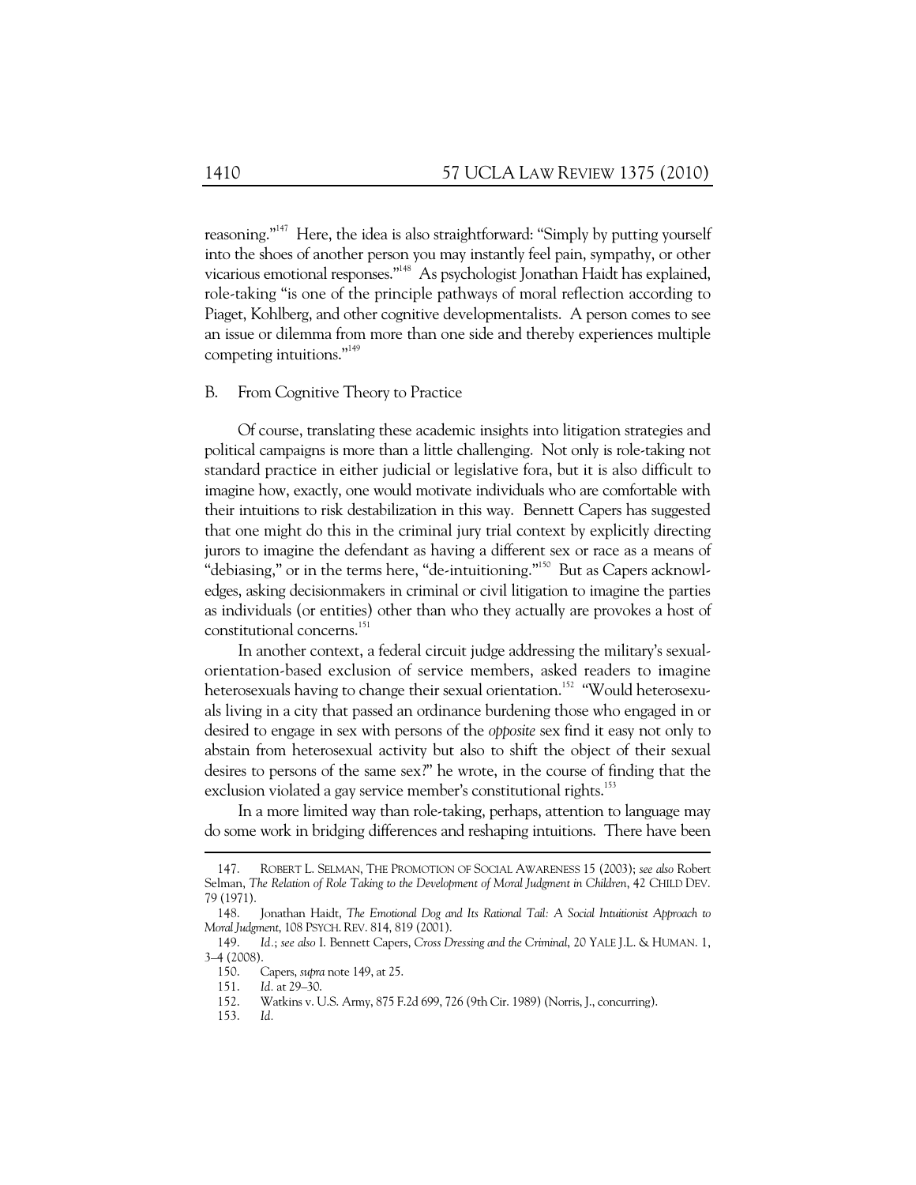reasoning."[147] Here, the idea is also straightforward: "Simply by putting yourself into the shoes of another person you may instantly feel pain, sympathy, or other vicarious emotional responses."[148] As psychologist Jonathan Haidt has explained, role-taking "is one of the principle pathways of moral reflection according to Piaget, Kohlberg, and other cognitive developmentalists. A person comes to see an issue or dilemma from more than one side and thereby experiences multiple competing intuitions."[149]

## B. From Cognitive Theory to Practice

Of course, translating these academic insights into litigation strategies and political campaigns is more than a little challenging. Not only is role-taking not standard practice in either judicial or legislative fora, but it is also difficult to imagine how, exactly, one would motivate individuals who are comfortable with their intuitions to risk destabilization in this way. Bennett Capers has suggested that one might do this in the criminal jury trial context by explicitly directing jurors to imagine the defendant as having a different sex or race as a means of "debiasing," or in the terms here, "de-intuitioning."[150] But as Capers acknowledges, asking decisionmakers in criminal or civil litigation to imagine the parties as individuals (or entities) other than who they actually are provokes a host of constitutional concerns.[151]

In another context, a federal circuit judge addressing the military's sexual-orientation-based exclusion of service members, asked readers to imagine heterosexuals having to change their sexual orientation.[152] "Would heterosexuals living in a city that passed an ordinance burdening those who engaged in or desired to engage in sex with persons of the *opposite* sex find it easy not only to abstain from heterosexual activity but also to shift the object of their sexual desires to persons of the same sex?" he wrote, in the course of finding that the exclusion violated a gay service member's constitutional rights.[153]

In a more limited way than role-taking, perhaps, attention to language may do some work in bridging differences and reshaping intuitions. There have been

---

147. ROBERT L. SELMAN, THE PROMOTION OF SOCIAL AWARENESS 15 (2003); *see also* Robert Selman, *The Relation of Role Taking to the Development of Moral Judgment in Children*, 42 CHILD DEV. 79 (1971).

148. Jonathan Haidt, *The Emotional Dog and Its Rational Tail: A Social Intuitionist Approach to Moral Judgment*, 108 PSYCH. REV. 814, 819 (2001).

149. *Id.*; *see also* I. Bennett Capers, *Cross Dressing and the Criminal*, 20 YALE J.L. & HUMAN. 1, 3–4 (2008).

150. Capers, *supra* note 149, at 25.

151. *Id.* at 29–30.

152. Watkins v. U.S. Army, 875 F.2d 699, 726 (9th Cir. 1989) (Norris, J., concurring).

153. *Id.*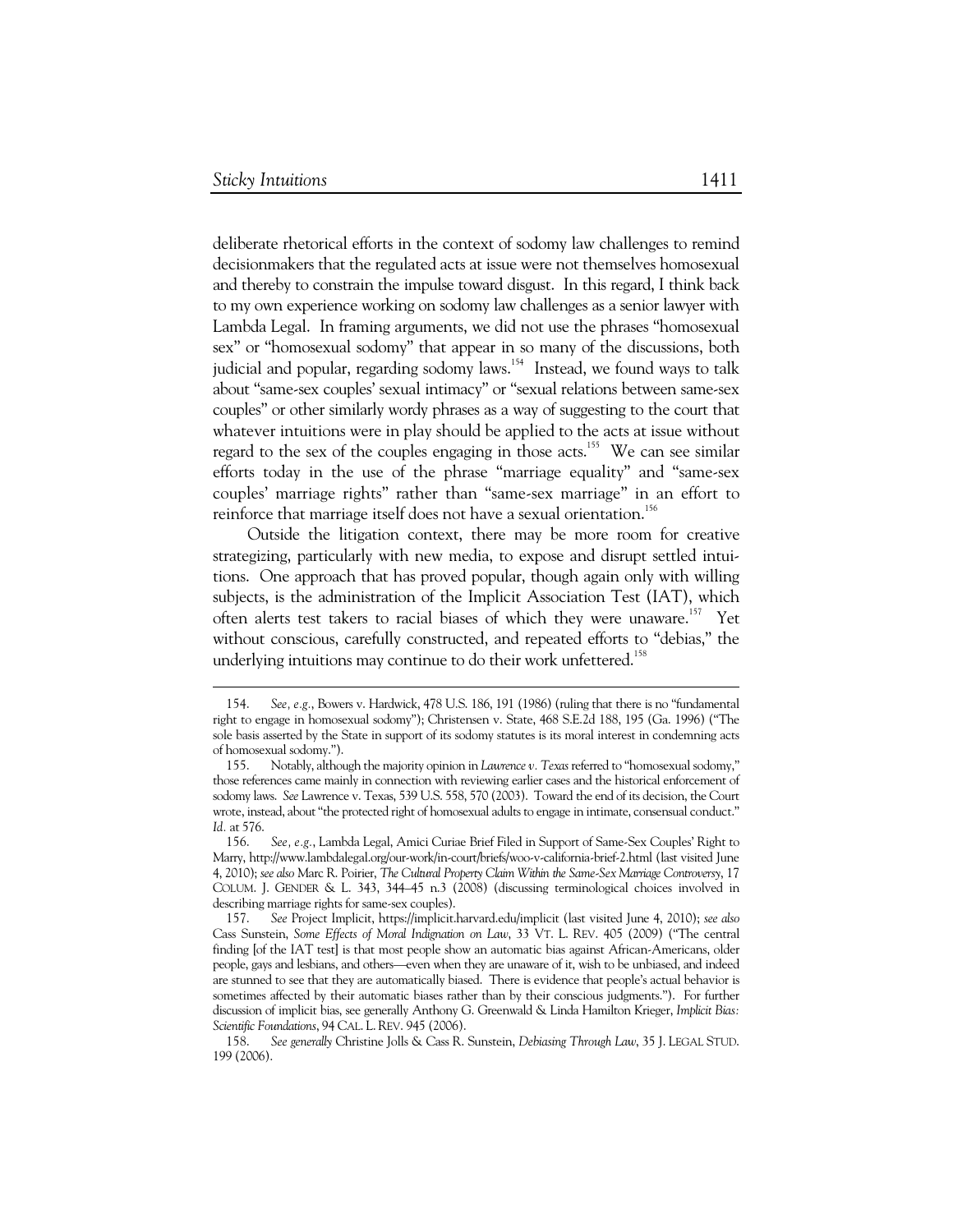deliberate rhetorical efforts in the context of sodomy law challenges to remind decisionmakers that the regulated acts at issue were not themselves homosexual and thereby to constrain the impulse toward disgust. In this regard, I think back to my own experience working on sodomy law challenges as a senior lawyer with Lambda Legal. In framing arguments, we did not use the phrases "homosexual sex" or "homosexual sodomy" that appear in so many of the discussions, both judicial and popular, regarding sodomy laws.[154] Instead, we found ways to talk about "same-sex couples' sexual intimacy" or "sexual relations between same-sex couples" or other similarly wordy phrases as a way of suggesting to the court that whatever intuitions were in play should be applied to the acts at issue without regard to the sex of the couples engaging in those acts.[155] We can see similar efforts today in the use of the phrase "marriage equality" and "same-sex couples' marriage rights" rather than "same-sex marriage" in an effort to reinforce that marriage itself does not have a sexual orientation.[156]

Outside the litigation context, there may be more room for creative strategizing, particularly with new media, to expose and disrupt settled intuitions. One approach that has proved popular, though again only with willing subjects, is the administration of the Implicit Association Test (IAT), which often alerts test takers to racial biases of which they were unaware.[157] Yet without conscious, carefully constructed, and repeated efforts to "debias," the underlying intuitions may continue to do their work unfettered.[158]

---

154. *See, e.g.*, Bowers v. Hardwick, 478 U.S. 186, 191 (1986) (ruling that there is no "fundamental right to engage in homosexual sodomy"); Christensen v. State, 468 S.E.2d 188, 195 (Ga. 1996) ("The sole basis asserted by the State in support of its sodomy statutes is its moral interest in condemning acts of homosexual sodomy.").

155. Notably, although the majority opinion in *Lawrence v. Texas* referred to "homosexual sodomy," those references came mainly in connection with reviewing earlier cases and the historical enforcement of sodomy laws. *See* Lawrence v. Texas, 539 U.S. 558, 570 (2003). Toward the end of its decision, the Court wrote, instead, about "the protected right of homosexual adults to engage in intimate, consensual conduct." *Id.* at 576.

156. *See, e.g.*, Lambda Legal, Amici Curiae Brief Filed in Support of Same-Sex Couples' Right to Marry, http://www.lambdalegal.org/our-work/in-court/briefs/woo-v-california-brief-2.html (last visited June 4, 2010); *see also* Marc R. Poirier, *The Cultural Property Claim Within the Same-Sex Marriage Controversy*, 17 COLUM. J. GENDER & L. 343, 344–45 n.3 (2008) (discussing terminological choices involved in describing marriage rights for same-sex couples).

157. *See* Project Implicit, https://implicit.harvard.edu/implicit (last visited June 4, 2010); *see also* Cass Sunstein, *Some Effects of Moral Indignation on Law*, 33 VT. L. REV. 405 (2009) ("The central finding [of the IAT test] is that most people show an automatic bias against African-Americans, older people, gays and lesbians, and others—even when they are unaware of it, wish to be unbiased, and indeed are stunned to see that they are automatically biased. There is evidence that people's actual behavior is sometimes affected by their automatic biases rather than by their conscious judgments."). For further discussion of implicit bias, see generally Anthony G. Greenwald & Linda Hamilton Krieger, *Implicit Bias: Scientific Foundations*, 94 CAL. L. REV. 945 (2006).

158. *See generally* Christine Jolls & Cass R. Sunstein, *Debiasing Through Law*, 35 J. LEGAL STUD. 199 (2006).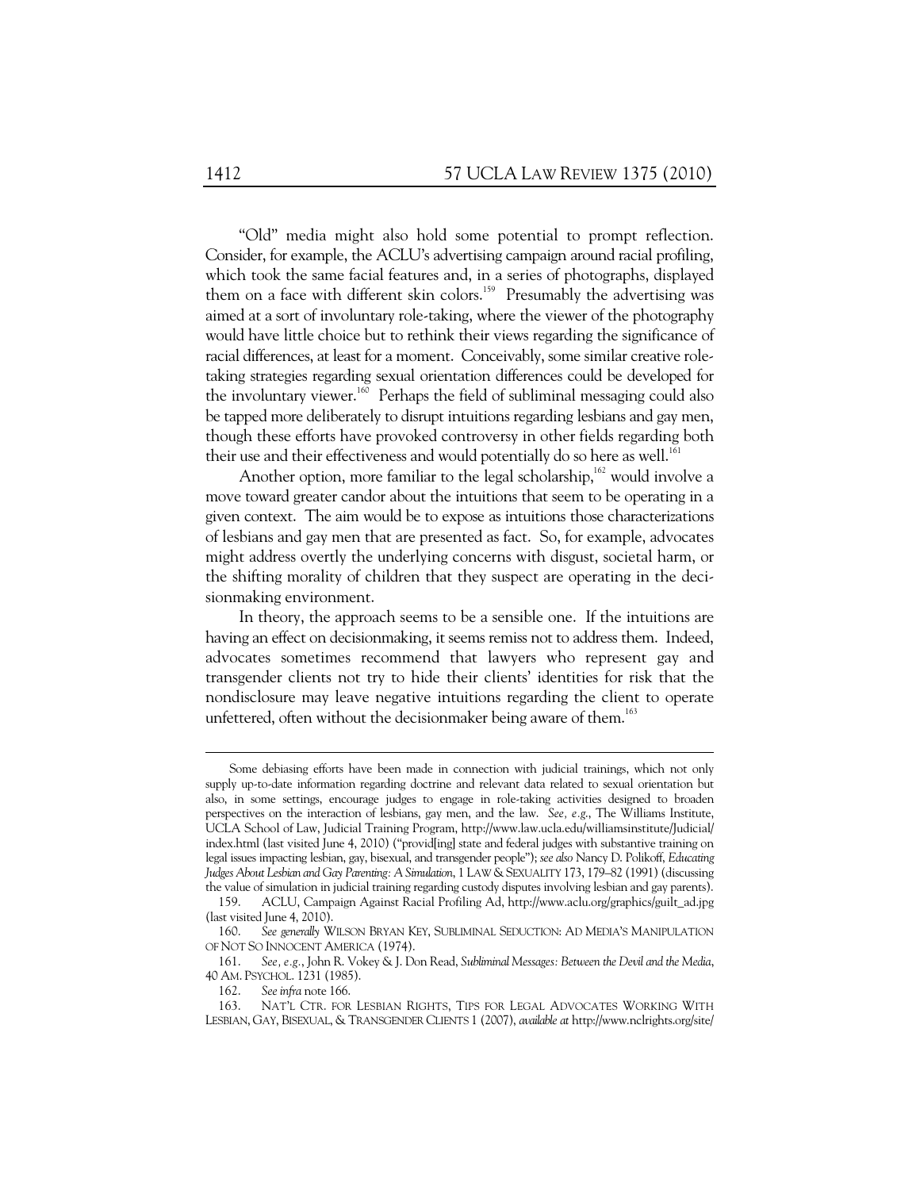"Old" media might also hold some potential to prompt reflection. Consider, for example, the ACLU's advertising campaign around racial profiling, which took the same facial features and, in a series of photographs, displayed them on a face with different skin colors.[159] Presumably the advertising was aimed at a sort of involuntary role-taking, where the viewer of the photography would have little choice but to rethink their views regarding the significance of racial differences, at least for a moment. Conceivably, some similar creative role-taking strategies regarding sexual orientation differences could be developed for the involuntary viewer.[160] Perhaps the field of subliminal messaging could also be tapped more deliberately to disrupt intuitions regarding lesbians and gay men, though these efforts have provoked controversy in other fields regarding both their use and their effectiveness and would potentially do so here as well.[161]

Another option, more familiar to the legal scholarship,[162] would involve a move toward greater candor about the intuitions that seem to be operating in a given context. The aim would be to expose as intuitions those characterizations of lesbians and gay men that are presented as fact. So, for example, advocates might address overtly the underlying concerns with disgust, societal harm, or the shifting morality of children that they suspect are operating in the decisionmaking environment.

In theory, the approach seems to be a sensible one. If the intuitions are having an effect on decisionmaking, it seems remiss not to address them. Indeed, advocates sometimes recommend that lawyers who represent gay and transgender clients not try to hide their clients' identities for risk that the nondisclosure may leave negative intuitions regarding the client to operate unfettered, often without the decisionmaker being aware of them.[163]

---

Some debiasing efforts have been made in connection with judicial trainings, which not only supply up-to-date information regarding doctrine and relevant data related to sexual orientation but also, in some settings, encourage judges to engage in role-taking activities designed to broaden perspectives on the interaction of lesbians, gay men, and the law. *See, e.g.*, The Williams Institute, UCLA School of Law, Judicial Training Program, http://www.law.ucla.edu/williamsinstitute/Judicial/index.html (last visited June 4, 2010) ("provid[ing] state and federal judges with substantive training on legal issues impacting lesbian, gay, bisexual, and transgender people"); *see also* Nancy D. Polikoff, *Educating Judges About Lesbian and Gay Parenting: A Simulation*, 1 LAW & SEXUALITY 173, 179–82 (1991) (discussing the value of simulation in judicial training regarding custody disputes involving lesbian and gay parents).

159. ACLU, Campaign Against Racial Profiling Ad, http://www.aclu.org/graphics/guilt_ad.jpg (last visited June 4, 2010).

160. *See generally* WILSON BRYAN KEY, SUBLIMINAL SEDUCTION: AD MEDIA'S MANIPULATION OF NOT SO INNOCENT AMERICA (1974).

161. *See, e.g.*, John R. Vokey & J. Don Read, *Subliminal Messages: Between the Devil and the Media*, 40 AM. PSYCHOL. 1231 (1985).

162. *See infra* note 166.

163. NAT'L CTR. FOR LESBIAN RIGHTS, TIPS FOR LEGAL ADVOCATES WORKING WITH LESBIAN, GAY, BISEXUAL, & TRANSGENDER CLIENTS 1 (2007), *available at* http://www.nclrights.org/site/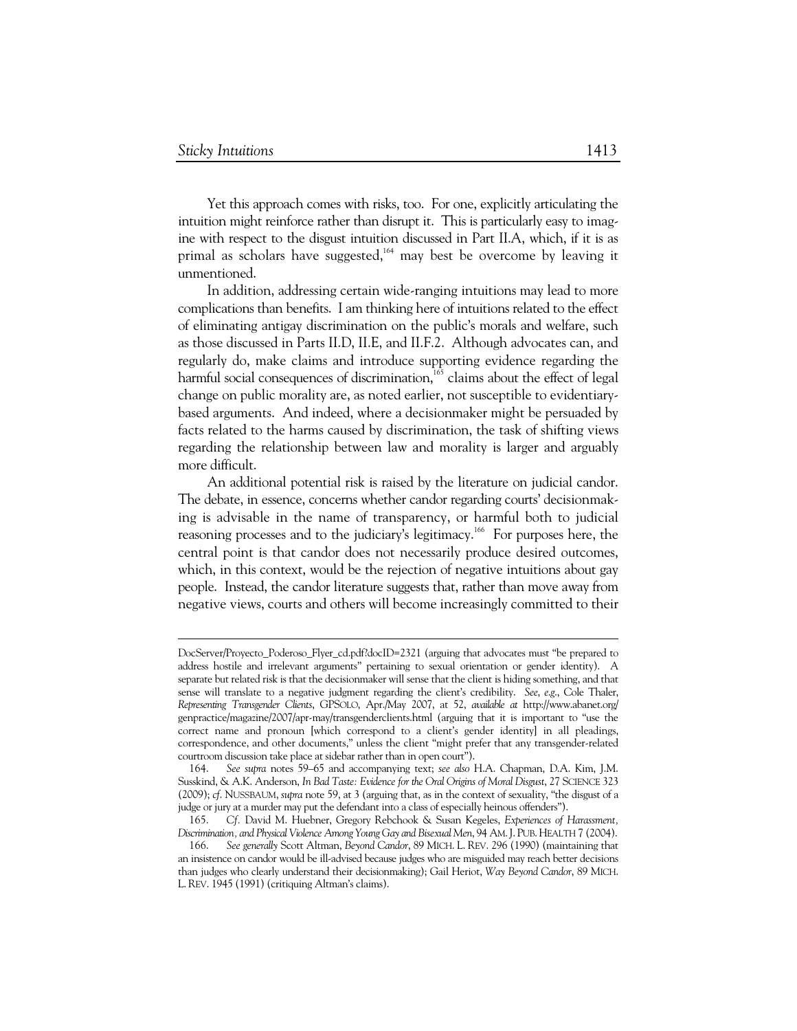Yet this approach comes with risks, too. For one, explicitly articulating the intuition might reinforce rather than disrupt it. This is particularly easy to imagine with respect to the disgust intuition discussed in Part II.A, which, if it is as primal as scholars have suggested,[164] may best be overcome by leaving it unmentioned.

In addition, addressing certain wide-ranging intuitions may lead to more complications than benefits. I am thinking here of intuitions related to the effect of eliminating antigay discrimination on the public's morals and welfare, such as those discussed in Parts II.D, II.E, and II.F.2. Although advocates can, and regularly do, make claims and introduce supporting evidence regarding the harmful social consequences of discrimination,[165] claims about the effect of legal change on public morality are, as noted earlier, not susceptible to evidentiary-based arguments. And indeed, where a decisionmaker might be persuaded by facts related to the harms caused by discrimination, the task of shifting views regarding the relationship between law and morality is larger and arguably more difficult.

An additional potential risk is raised by the literature on judicial candor. The debate, in essence, concerns whether candor regarding courts' decisionmaking is advisable in the name of transparency, or harmful both to judicial reasoning processes and to the judiciary's legitimacy.[166] For purposes here, the central point is that candor does not necessarily produce desired outcomes, which, in this context, would be the rejection of negative intuitions about gay people. Instead, the candor literature suggests that, rather than move away from negative views, courts and others will become increasingly committed to their

---

DocServer/Proyecto_Poderoso_Flyer_cd.pdf?docID=2321 (arguing that advocates must "be prepared to address hostile and irrelevant arguments" pertaining to sexual orientation or gender identity). A separate but related risk is that the decisionmaker will sense that the client is hiding something, and that sense will translate to a negative judgment regarding the client's credibility. *See, e.g.*, Cole Thaler, *Representing Transgender Clients*, GPSOLO, Apr./May 2007, at 52, *available at* http://www.abanet.org/genpractice/magazine/2007/apr-may/transgenderclients.html (arguing that it is important to "use the correct name and pronoun [which correspond to a client's gender identity] in all pleadings, correspondence, and other documents," unless the client "might prefer that any transgender-related courtroom discussion take place at sidebar rather than in open court").

164. *See supra* notes 59–65 and accompanying text; *see also* H.A. Chapman, D.A. Kim, J.M. Susskind, & A.K. Anderson, *In Bad Taste: Evidence for the Oral Origins of Moral Disgust*, 27 SCIENCE 323 (2009); *cf.* NUSSBAUM, *supra* note 59, at 3 (arguing that, as in the context of sexuality, "the disgust of a judge or jury at a murder may put the defendant into a class of especially heinous offenders").

165. *Cf.* David M. Huebner, Gregory Rebchook & Susan Kegeles, *Experiences of Harassment, Discrimination, and Physical Violence Among Young Gay and Bisexual Men*, 94 AM. J. PUB. HEALTH 7 (2004).

166. *See generally* Scott Altman, *Beyond Candor*, 89 MICH. L. REV. 296 (1990) (maintaining that an insistence on candor would be ill-advised because judges who are misguided may reach better decisions than judges who clearly understand their decisionmaking); Gail Heriot, *Way Beyond Candor*, 89 MICH. L. REV. 1945 (1991) (critiquing Altman's claims).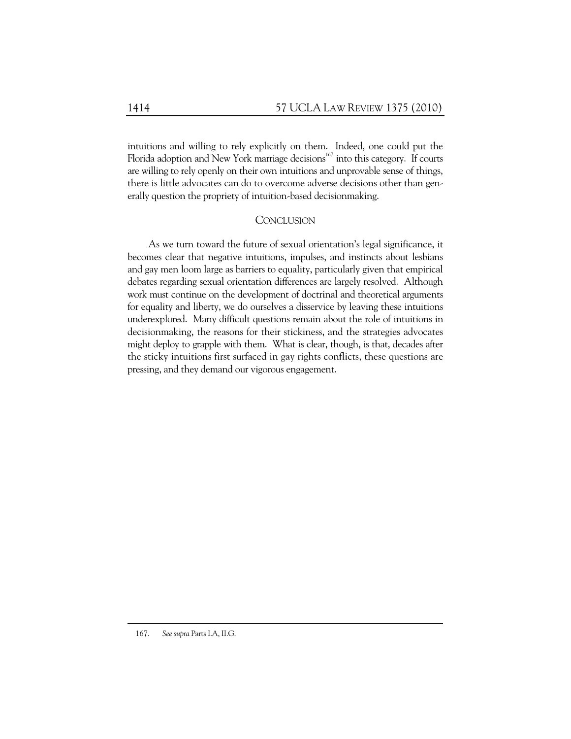intuitions and willing to rely explicitly on them. Indeed, one could put the Florida adoption and New York marriage decisions[167] into this category. If courts are willing to rely openly on their own intuitions and unprovable sense of things, there is little advocates can do to overcome adverse decisions other than generally question the propriety of intuition-based decisionmaking.

## CONCLUSION

As we turn toward the future of sexual orientation's legal significance, it becomes clear that negative intuitions, impulses, and instincts about lesbians and gay men loom large as barriers to equality, particularly given that empirical debates regarding sexual orientation differences are largely resolved. Although work must continue on the development of doctrinal and theoretical arguments for equality and liberty, we do ourselves a disservice by leaving these intuitions underexplored. Many difficult questions remain about the role of intuitions in decisionmaking, the reasons for their stickiness, and the strategies advocates might deploy to grapple with them. What is clear, though, is that, decades after the sticky intuitions first surfaced in gay rights conflicts, these questions are pressing, and they demand our vigorous engagement.

---

167. *See supra* Parts I.A, II.G.